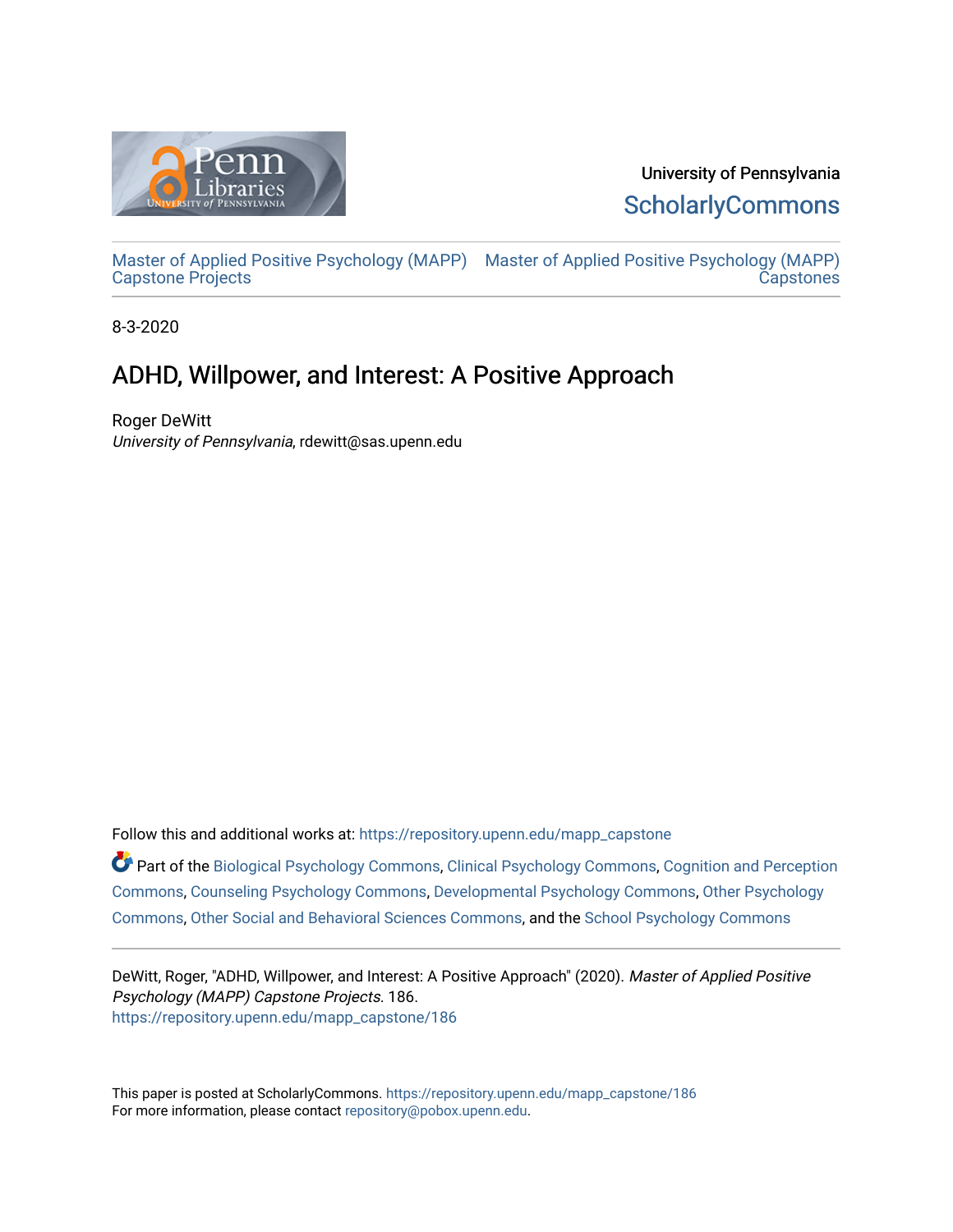University of Pennsylvania

ScholarlyCommons

Master of Applied Positive Psychology (MAPP) Capstone Projects

Master of Applied Positive Psychology (MAPP) Capstones

8-3-2020

# ADHD, Willpower, and Interest: A Positive Approach

Roger DeWitt

*University of Pennsylvania*, rdewitt@sas.upenn.edu

Follow this and additional works at: https://repository.upenn.edu/mapp_capstone

Part of the Biological Psychology Commons, Clinical Psychology Commons, Cognition and Perception Commons, Counseling Psychology Commons, Developmental Psychology Commons, Other Psychology Commons, Other Social and Behavioral Sciences Commons, and the School Psychology Commons

DeWitt, Roger, "ADHD, Willpower, and Interest: A Positive Approach" (2020). *Master of Applied Positive Psychology (MAPP) Capstone Projects*. 186.
https://repository.upenn.edu/mapp_capstone/186

This paper is posted at ScholarlyCommons. https://repository.upenn.edu/mapp_capstone/186
For more information, please contact repository@pobox.upenn.edu.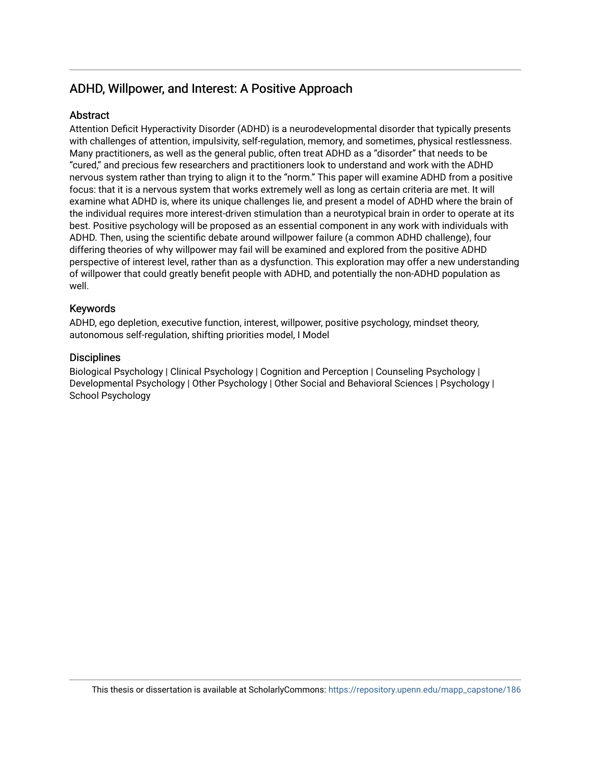## ADHD, Willpower, and Interest: A Positive Approach

### Abstract

Attention Deficit Hyperactivity Disorder (ADHD) is a neurodevelopmental disorder that typically presents with challenges of attention, impulsivity, self-regulation, memory, and sometimes, physical restlessness. Many practitioners, as well as the general public, often treat ADHD as a "disorder" that needs to be "cured," and precious few researchers and practitioners look to understand and work with the ADHD nervous system rather than trying to align it to the "norm." This paper will examine ADHD from a positive focus: that it is a nervous system that works extremely well as long as certain criteria are met. It will examine what ADHD is, where its unique challenges lie, and present a model of ADHD where the brain of the individual requires more interest-driven stimulation than a neurotypical brain in order to operate at its best. Positive psychology will be proposed as an essential component in any work with individuals with ADHD. Then, using the scientific debate around willpower failure (a common ADHD challenge), four differing theories of why willpower may fail will be examined and explored from the positive ADHD perspective of interest level, rather than as a dysfunction. This exploration may offer a new understanding of willpower that could greatly benefit people with ADHD, and potentially the non-ADHD population as well.

### Keywords

ADHD, ego depletion, executive function, interest, willpower, positive psychology, mindset theory, autonomous self-regulation, shifting priorities model, I Model

### Disciplines

Biological Psychology | Clinical Psychology | Cognition and Perception | Counseling Psychology | Developmental Psychology | Other Psychology | Other Social and Behavioral Sciences | Psychology | School Psychology

This thesis or dissertation is available at ScholarlyCommons: https://repository.upenn.edu/mapp_capstone/186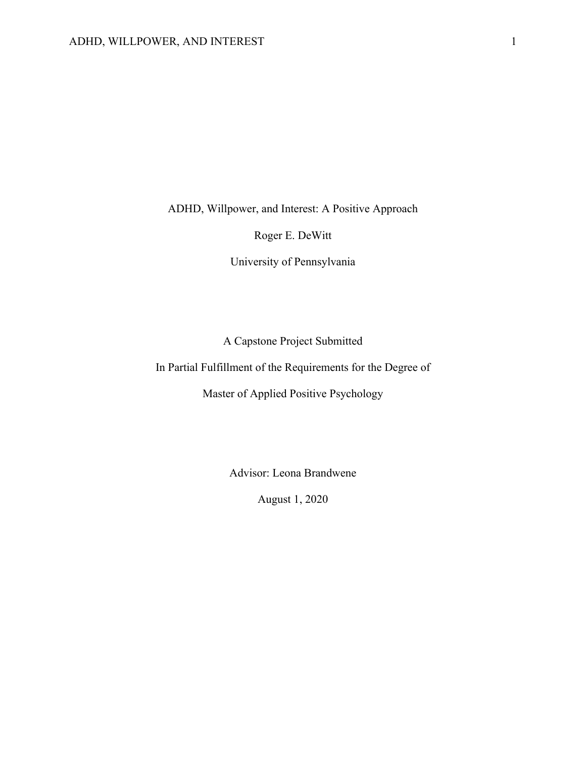# ADHD, Willpower, and Interest: A Positive Approach

Roger E. DeWitt

University of Pennsylvania

A Capstone Project Submitted

In Partial Fulfillment of the Requirements for the Degree of

Master of Applied Positive Psychology

Advisor: Leona Brandwene

August 1, 2020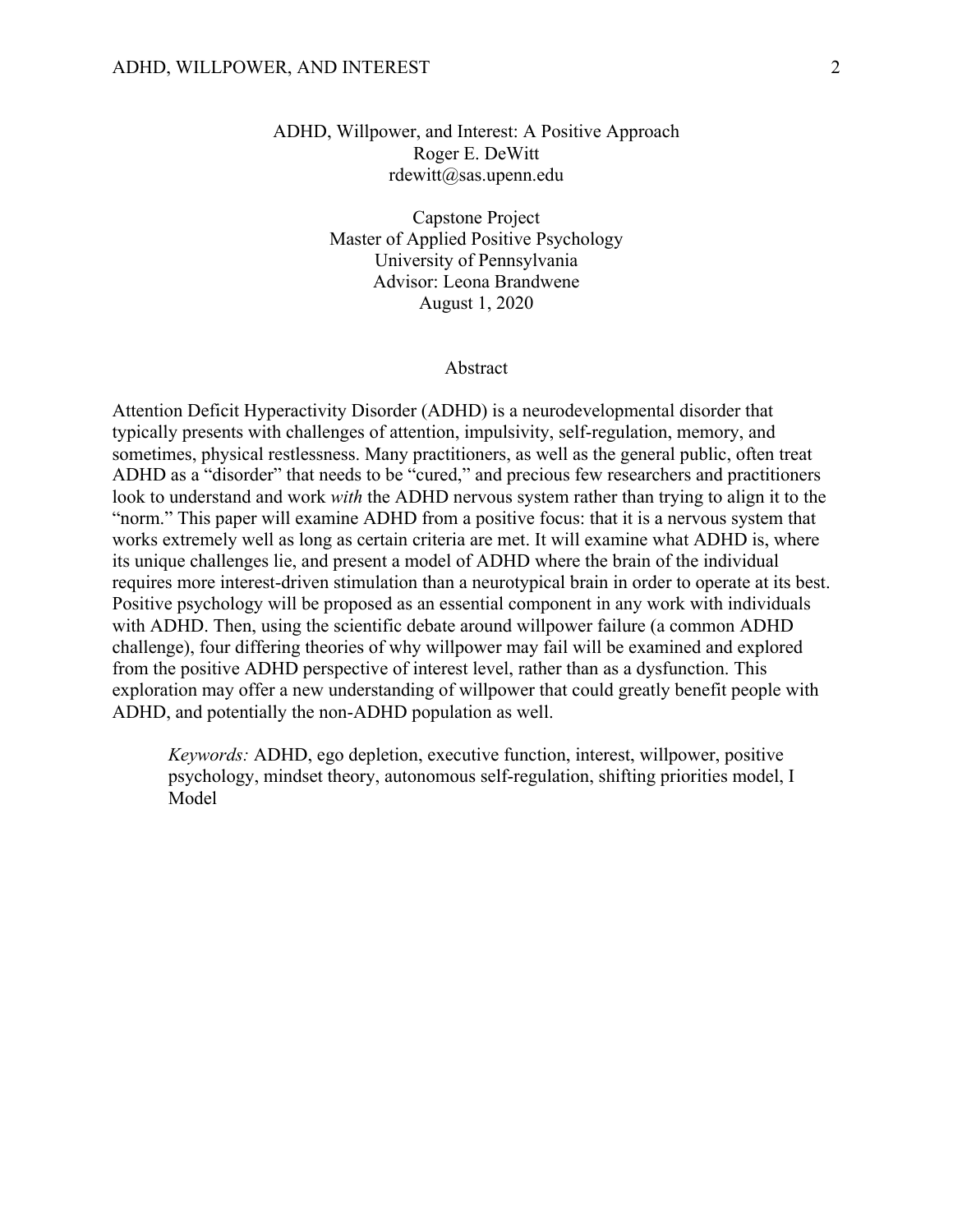ADHD, Willpower, and Interest: A Positive Approach
Roger E. DeWitt
rdewitt@sas.upenn.edu

Capstone Project
Master of Applied Positive Psychology
University of Pennsylvania
Advisor: Leona Brandwene
August 1, 2020

## Abstract

Attention Deficit Hyperactivity Disorder (ADHD) is a neurodevelopmental disorder that typically presents with challenges of attention, impulsivity, self-regulation, memory, and sometimes, physical restlessness. Many practitioners, as well as the general public, often treat ADHD as a "disorder" that needs to be "cured," and precious few researchers and practitioners look to understand and work *with* the ADHD nervous system rather than trying to align it to the "norm." This paper will examine ADHD from a positive focus: that it is a nervous system that works extremely well as long as certain criteria are met. It will examine what ADHD is, where its unique challenges lie, and present a model of ADHD where the brain of the individual requires more interest-driven stimulation than a neurotypical brain in order to operate at its best. Positive psychology will be proposed as an essential component in any work with individuals with ADHD. Then, using the scientific debate around willpower failure (a common ADHD challenge), four differing theories of why willpower may fail will be examined and explored from the positive ADHD perspective of interest level, rather than as a dysfunction. This exploration may offer a new understanding of willpower that could greatly benefit people with ADHD, and potentially the non-ADHD population as well.

> *Keywords:* ADHD, ego depletion, executive function, interest, willpower, positive psychology, mindset theory, autonomous self-regulation, shifting priorities model, I Model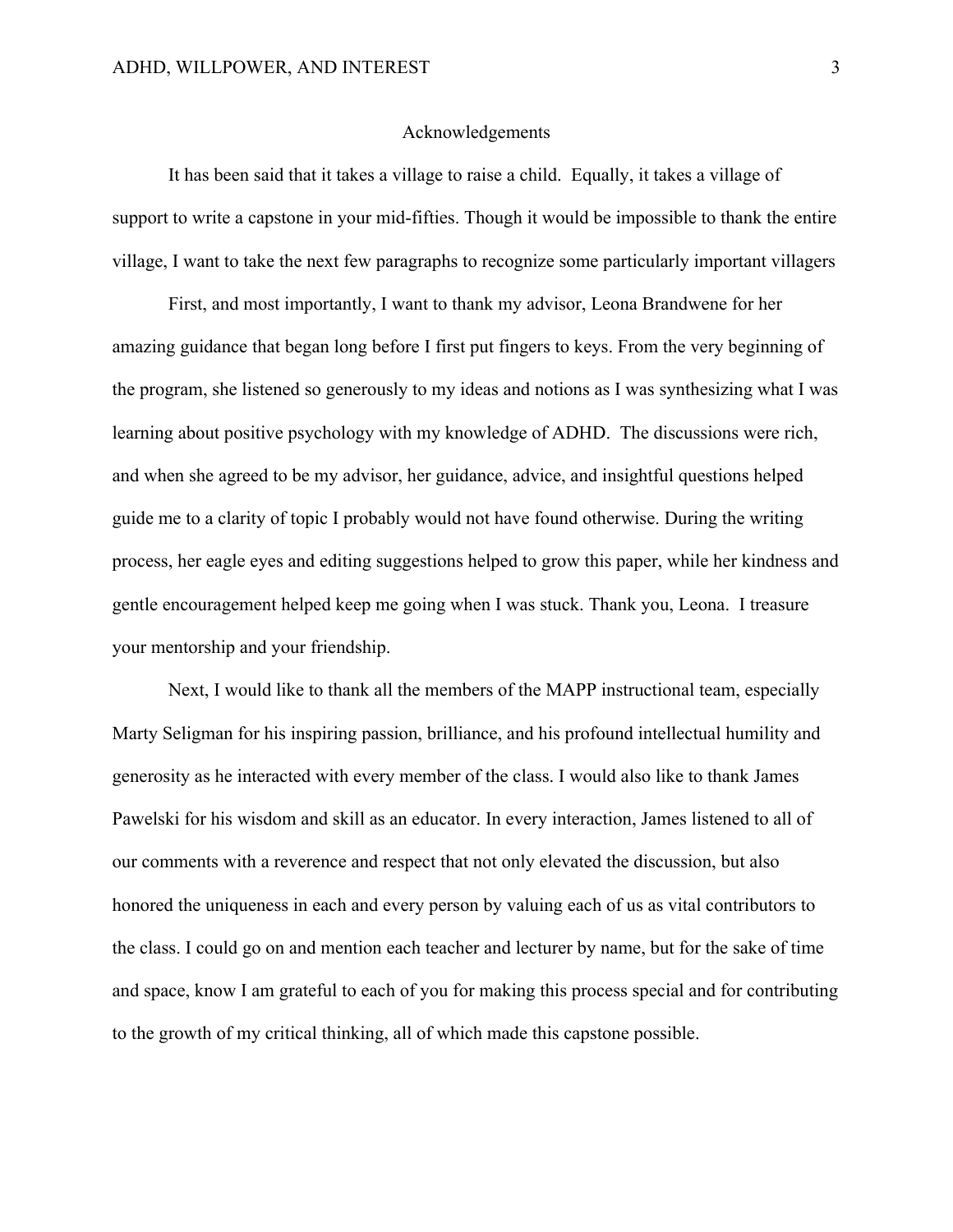# Acknowledgements

It has been said that it takes a village to raise a child. Equally, it takes a village of support to write a capstone in your mid-fifties. Though it would be impossible to thank the entire village, I want to take the next few paragraphs to recognize some particularly important villagers

First, and most importantly, I want to thank my advisor, Leona Brandwene for her amazing guidance that began long before I first put fingers to keys. From the very beginning of the program, she listened so generously to my ideas and notions as I was synthesizing what I was learning about positive psychology with my knowledge of ADHD. The discussions were rich, and when she agreed to be my advisor, her guidance, advice, and insightful questions helped guide me to a clarity of topic I probably would not have found otherwise. During the writing process, her eagle eyes and editing suggestions helped to grow this paper, while her kindness and gentle encouragement helped keep me going when I was stuck. Thank you, Leona. I treasure your mentorship and your friendship.

Next, I would like to thank all the members of the MAPP instructional team, especially Marty Seligman for his inspiring passion, brilliance, and his profound intellectual humility and generosity as he interacted with every member of the class. I would also like to thank James Pawelski for his wisdom and skill as an educator. In every interaction, James listened to all of our comments with a reverence and respect that not only elevated the discussion, but also honored the uniqueness in each and every person by valuing each of us as vital contributors to the class. I could go on and mention each teacher and lecturer by name, but for the sake of time and space, know I am grateful to each of you for making this process special and for contributing to the growth of my critical thinking, all of which made this capstone possible.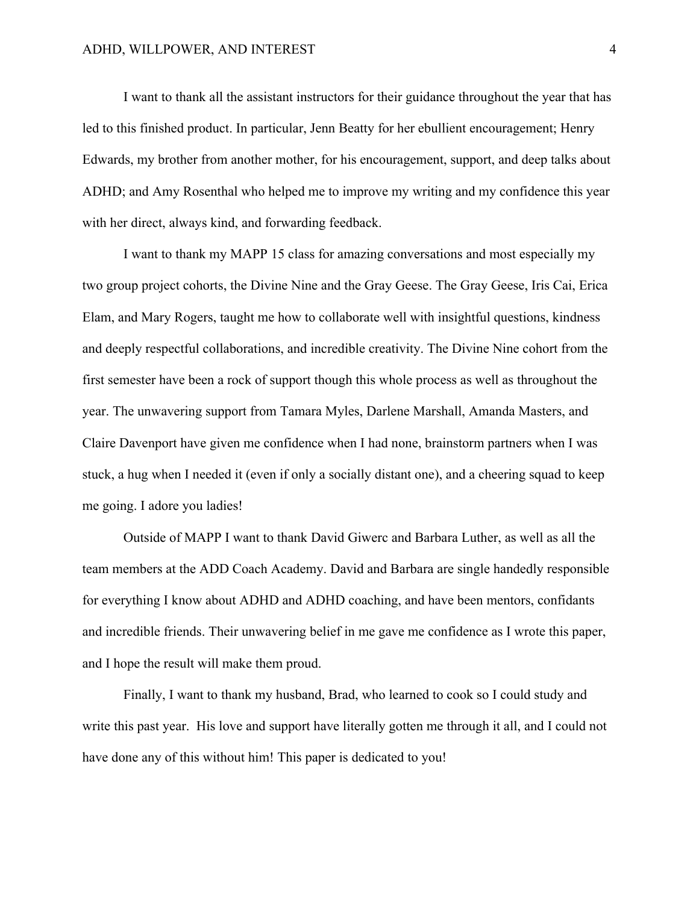I want to thank all the assistant instructors for their guidance throughout the year that has led to this finished product. In particular, Jenn Beatty for her ebullient encouragement; Henry Edwards, my brother from another mother, for his encouragement, support, and deep talks about ADHD; and Amy Rosenthal who helped me to improve my writing and my confidence this year with her direct, always kind, and forwarding feedback.

I want to thank my MAPP 15 class for amazing conversations and most especially my two group project cohorts, the Divine Nine and the Gray Geese. The Gray Geese, Iris Cai, Erica Elam, and Mary Rogers, taught me how to collaborate well with insightful questions, kindness and deeply respectful collaborations, and incredible creativity. The Divine Nine cohort from the first semester have been a rock of support though this whole process as well as throughout the year. The unwavering support from Tamara Myles, Darlene Marshall, Amanda Masters, and Claire Davenport have given me confidence when I had none, brainstorm partners when I was stuck, a hug when I needed it (even if only a socially distant one), and a cheering squad to keep me going. I adore you ladies!

Outside of MAPP I want to thank David Giwerc and Barbara Luther, as well as all the team members at the ADD Coach Academy. David and Barbara are single handedly responsible for everything I know about ADHD and ADHD coaching, and have been mentors, confidants and incredible friends. Their unwavering belief in me gave me confidence as I wrote this paper, and I hope the result will make them proud.

Finally, I want to thank my husband, Brad, who learned to cook so I could study and write this past year. His love and support have literally gotten me through it all, and I could not have done any of this without him! This paper is dedicated to you!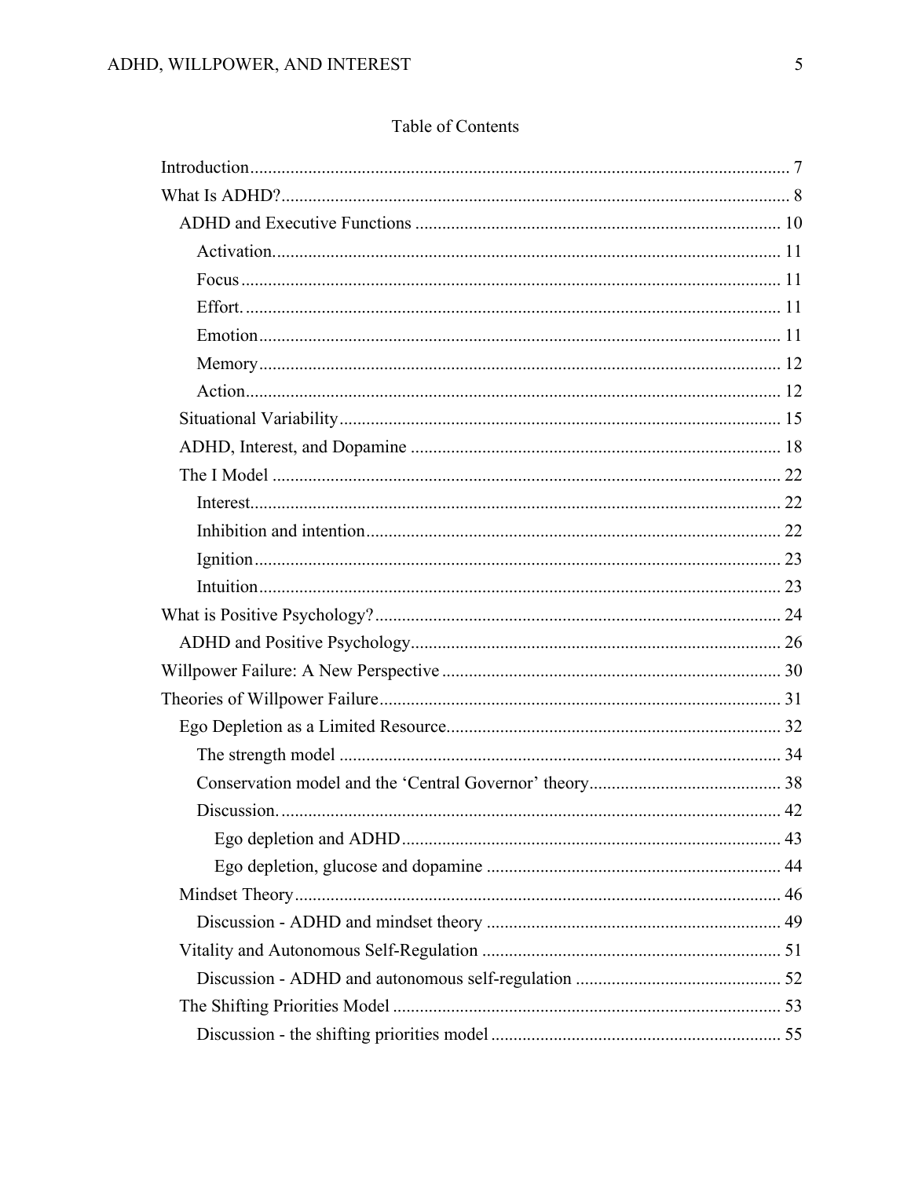## Table of Contents

- Introduction ... 7
- What Is ADHD? ... 8
  - ADHD and Executive Functions ... 10
    - Activation. ... 11
    - Focus ... 11
    - Effort. ... 11
    - Emotion ... 11
    - Memory ... 12
    - Action ... 12
  - Situational Variability ... 15
  - ADHD, Interest, and Dopamine ... 18
  - The I Model ... 22
    - Interest. ... 22
    - Inhibition and intention ... 22
    - Ignition ... 23
    - Intuition ... 23
- What is Positive Psychology? ... 24
  - ADHD and Positive Psychology ... 26
- Willpower Failure: A New Perspective ... 30
- Theories of Willpower Failure ... 31
  - Ego Depletion as a Limited Resource ... 32
    - The strength model ... 34
    - Conservation model and the 'Central Governor' theory ... 38
    - Discussion. ... 42
      - Ego depletion and ADHD ... 43
      - Ego depletion, glucose and dopamine ... 44
  - Mindset Theory ... 46
    - Discussion - ADHD and mindset theory ... 49
  - Vitality and Autonomous Self-Regulation ... 51
    - Discussion - ADHD and autonomous self-regulation ... 52
  - The Shifting Priorities Model ... 53
    - Discussion - the shifting priorities model ... 55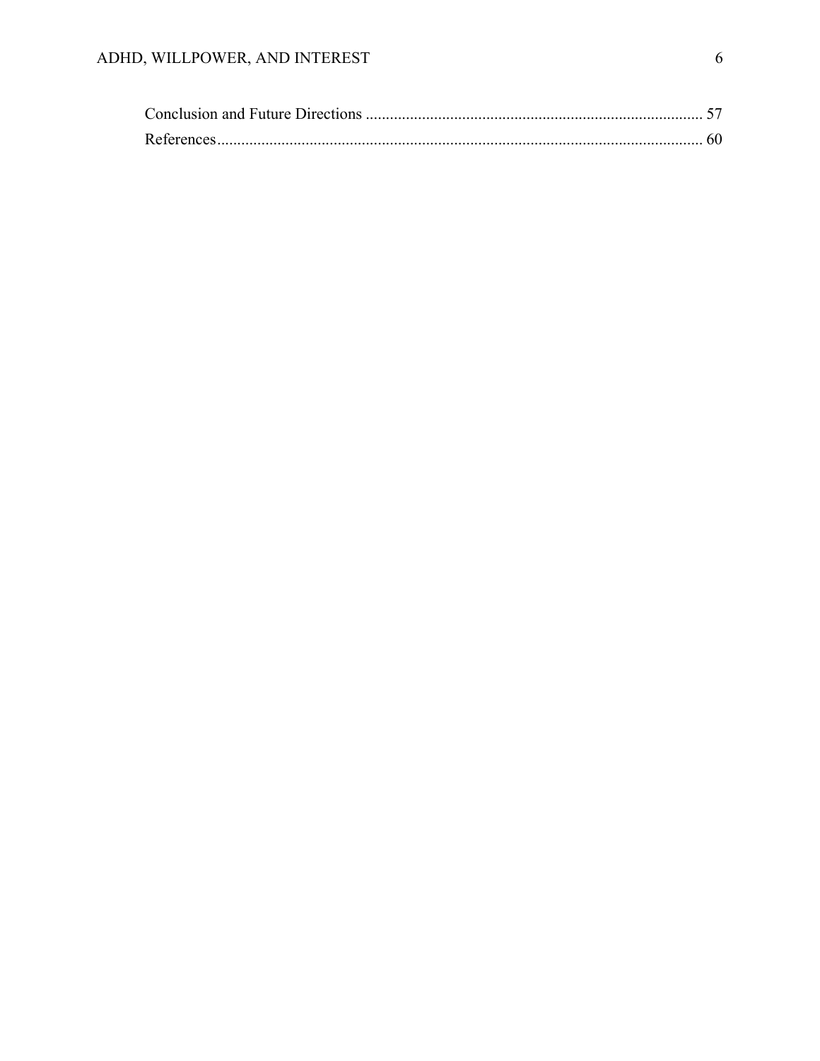Conclusion and Future Directions ........................................................................................ 57

References............................................................................................................................. 60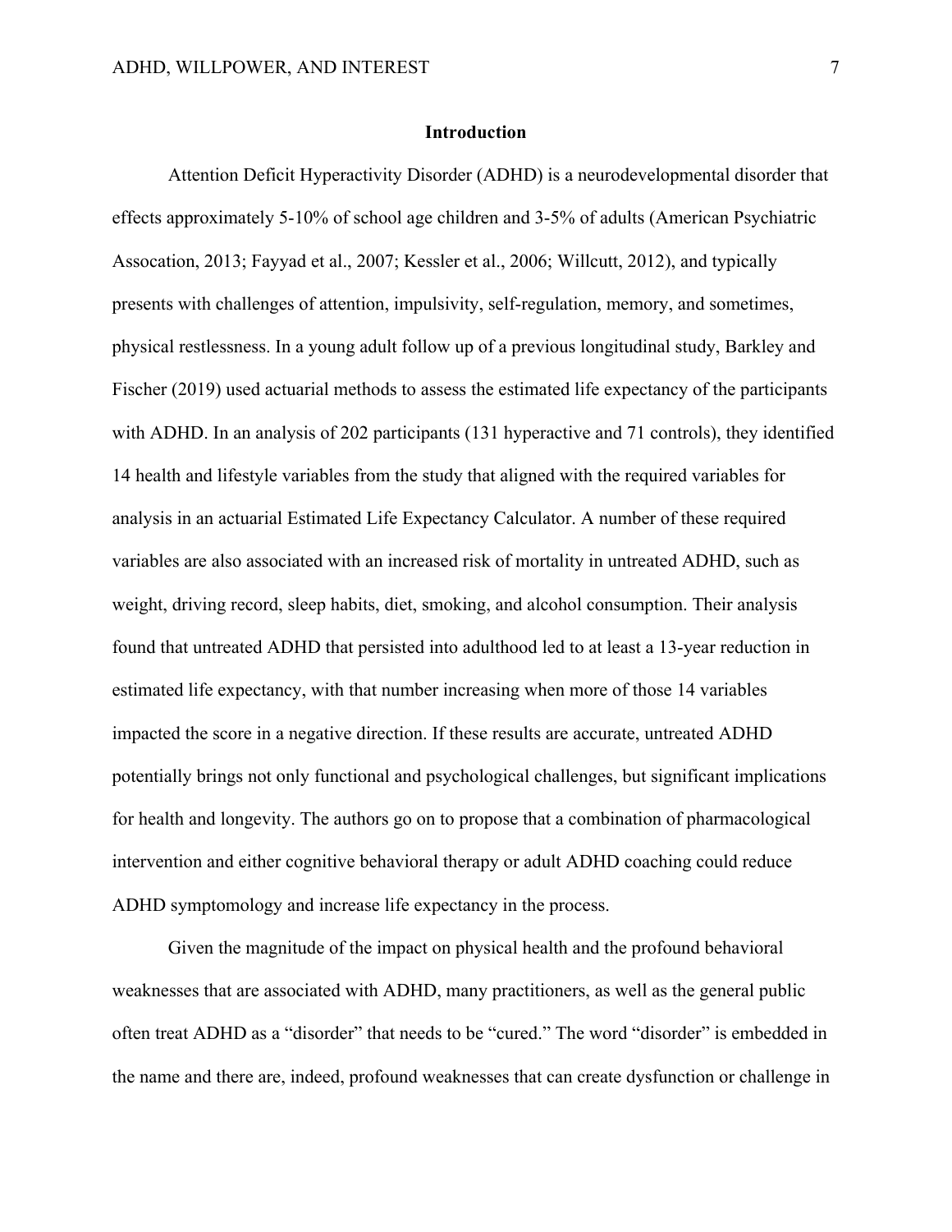## Introduction

Attention Deficit Hyperactivity Disorder (ADHD) is a neurodevelopmental disorder that effects approximately 5-10% of school age children and 3-5% of adults (American Psychiatric Assocation, 2013; Fayyad et al., 2007; Kessler et al., 2006; Willcutt, 2012), and typically presents with challenges of attention, impulsivity, self-regulation, memory, and sometimes, physical restlessness. In a young adult follow up of a previous longitudinal study, Barkley and Fischer (2019) used actuarial methods to assess the estimated life expectancy of the participants with ADHD. In an analysis of 202 participants (131 hyperactive and 71 controls), they identified 14 health and lifestyle variables from the study that aligned with the required variables for analysis in an actuarial Estimated Life Expectancy Calculator. A number of these required variables are also associated with an increased risk of mortality in untreated ADHD, such as weight, driving record, sleep habits, diet, smoking, and alcohol consumption. Their analysis found that untreated ADHD that persisted into adulthood led to at least a 13-year reduction in estimated life expectancy, with that number increasing when more of those 14 variables impacted the score in a negative direction. If these results are accurate, untreated ADHD potentially brings not only functional and psychological challenges, but significant implications for health and longevity. The authors go on to propose that a combination of pharmacological intervention and either cognitive behavioral therapy or adult ADHD coaching could reduce ADHD symptomology and increase life expectancy in the process.

Given the magnitude of the impact on physical health and the profound behavioral weaknesses that are associated with ADHD, many practitioners, as well as the general public often treat ADHD as a "disorder" that needs to be "cured." The word "disorder" is embedded in the name and there are, indeed, profound weaknesses that can create dysfunction or challenge in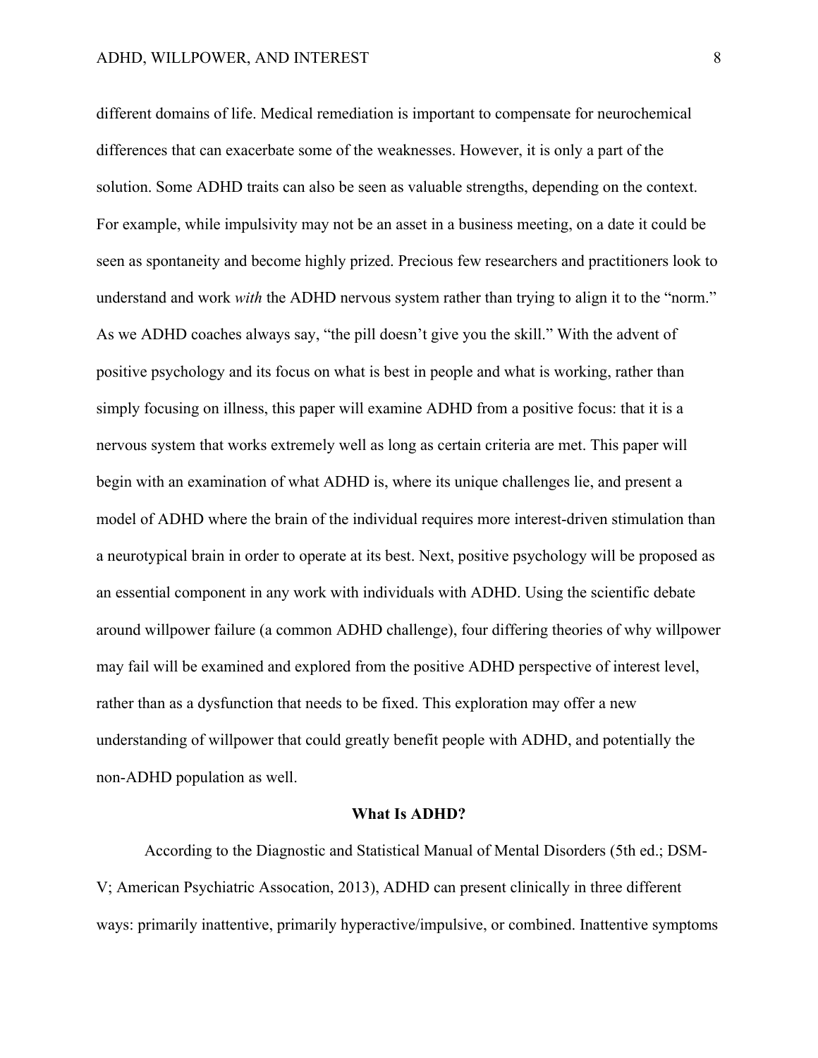different domains of life. Medical remediation is important to compensate for neurochemical differences that can exacerbate some of the weaknesses. However, it is only a part of the solution. Some ADHD traits can also be seen as valuable strengths, depending on the context. For example, while impulsivity may not be an asset in a business meeting, on a date it could be seen as spontaneity and become highly prized. Precious few researchers and practitioners look to understand and work *with* the ADHD nervous system rather than trying to align it to the "norm." As we ADHD coaches always say, "the pill doesn't give you the skill." With the advent of positive psychology and its focus on what is best in people and what is working, rather than simply focusing on illness, this paper will examine ADHD from a positive focus: that it is a nervous system that works extremely well as long as certain criteria are met. This paper will begin with an examination of what ADHD is, where its unique challenges lie, and present a model of ADHD where the brain of the individual requires more interest-driven stimulation than a neurotypical brain in order to operate at its best. Next, positive psychology will be proposed as an essential component in any work with individuals with ADHD. Using the scientific debate around willpower failure (a common ADHD challenge), four differing theories of why willpower may fail will be examined and explored from the positive ADHD perspective of interest level, rather than as a dysfunction that needs to be fixed. This exploration may offer a new understanding of willpower that could greatly benefit people with ADHD, and potentially the non-ADHD population as well.

## What Is ADHD?

According to the Diagnostic and Statistical Manual of Mental Disorders (5th ed.; DSM-V; American Psychiatric Assocation, 2013), ADHD can present clinically in three different ways: primarily inattentive, primarily hyperactive/impulsive, or combined. Inattentive symptoms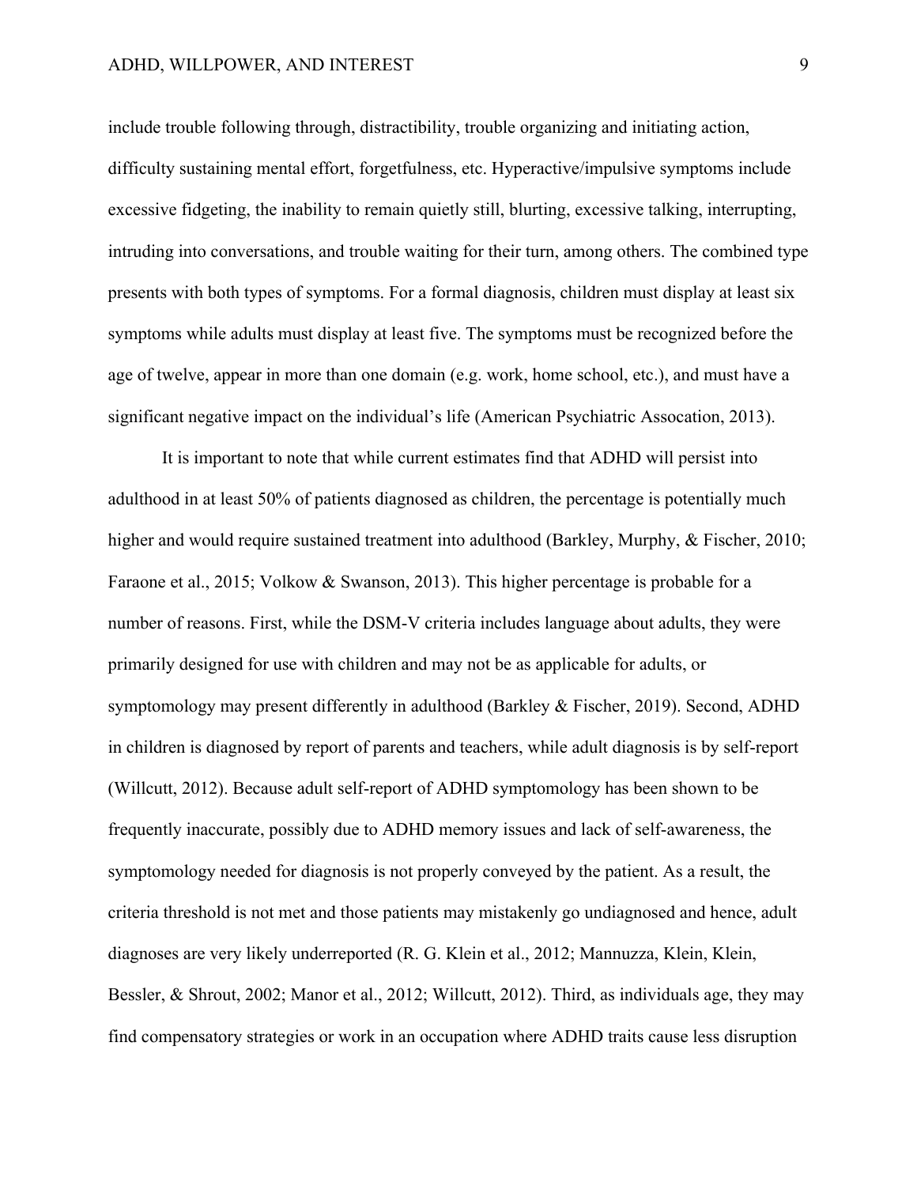include trouble following through, distractibility, trouble organizing and initiating action, difficulty sustaining mental effort, forgetfulness, etc. Hyperactive/impulsive symptoms include excessive fidgeting, the inability to remain quietly still, blurting, excessive talking, interrupting, intruding into conversations, and trouble waiting for their turn, among others. The combined type presents with both types of symptoms. For a formal diagnosis, children must display at least six symptoms while adults must display at least five. The symptoms must be recognized before the age of twelve, appear in more than one domain (e.g. work, home school, etc.), and must have a significant negative impact on the individual's life (American Psychiatric Assocation, 2013).

It is important to note that while current estimates find that ADHD will persist into adulthood in at least 50% of patients diagnosed as children, the percentage is potentially much higher and would require sustained treatment into adulthood (Barkley, Murphy, & Fischer, 2010; Faraone et al., 2015; Volkow & Swanson, 2013). This higher percentage is probable for a number of reasons. First, while the DSM-V criteria includes language about adults, they were primarily designed for use with children and may not be as applicable for adults, or symptomology may present differently in adulthood (Barkley & Fischer, 2019). Second, ADHD in children is diagnosed by report of parents and teachers, while adult diagnosis is by self-report (Willcutt, 2012). Because adult self-report of ADHD symptomology has been shown to be frequently inaccurate, possibly due to ADHD memory issues and lack of self-awareness, the symptomology needed for diagnosis is not properly conveyed by the patient. As a result, the criteria threshold is not met and those patients may mistakenly go undiagnosed and hence, adult diagnoses are very likely underreported (R. G. Klein et al., 2012; Mannuzza, Klein, Klein, Bessler, & Shrout, 2002; Manor et al., 2012; Willcutt, 2012). Third, as individuals age, they may find compensatory strategies or work in an occupation where ADHD traits cause less disruption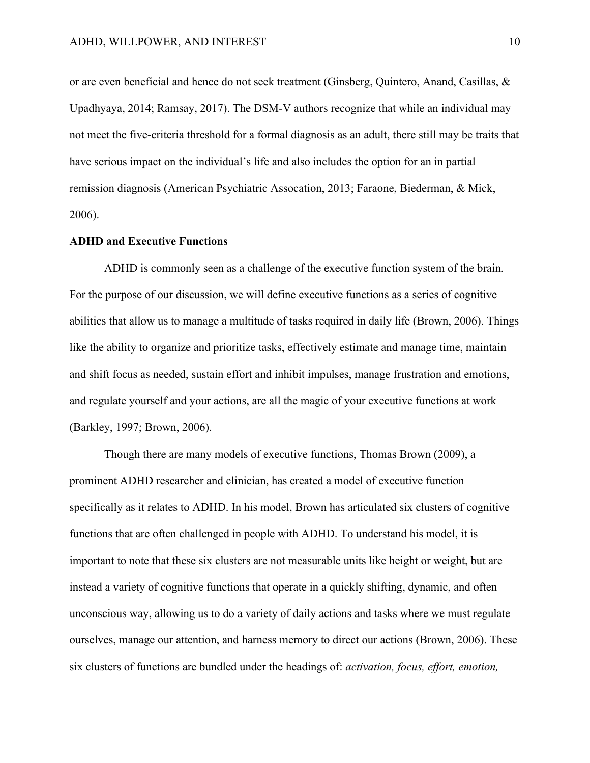or are even beneficial and hence do not seek treatment (Ginsberg, Quintero, Anand, Casillas, & Upadhyaya, 2014; Ramsay, 2017). The DSM-V authors recognize that while an individual may not meet the five-criteria threshold for a formal diagnosis as an adult, there still may be traits that have serious impact on the individual's life and also includes the option for an in partial remission diagnosis (American Psychiatric Assocation, 2013; Faraone, Biederman, & Mick, 2006).

**ADHD and Executive Functions**

ADHD is commonly seen as a challenge of the executive function system of the brain. For the purpose of our discussion, we will define executive functions as a series of cognitive abilities that allow us to manage a multitude of tasks required in daily life (Brown, 2006). Things like the ability to organize and prioritize tasks, effectively estimate and manage time, maintain and shift focus as needed, sustain effort and inhibit impulses, manage frustration and emotions, and regulate yourself and your actions, are all the magic of your executive functions at work (Barkley, 1997; Brown, 2006).

Though there are many models of executive functions, Thomas Brown (2009), a prominent ADHD researcher and clinician, has created a model of executive function specifically as it relates to ADHD. In his model, Brown has articulated six clusters of cognitive functions that are often challenged in people with ADHD. To understand his model, it is important to note that these six clusters are not measurable units like height or weight, but are instead a variety of cognitive functions that operate in a quickly shifting, dynamic, and often unconscious way, allowing us to do a variety of daily actions and tasks where we must regulate ourselves, manage our attention, and harness memory to direct our actions (Brown, 2006). These six clusters of functions are bundled under the headings of: *activation, focus, effort, emotion,*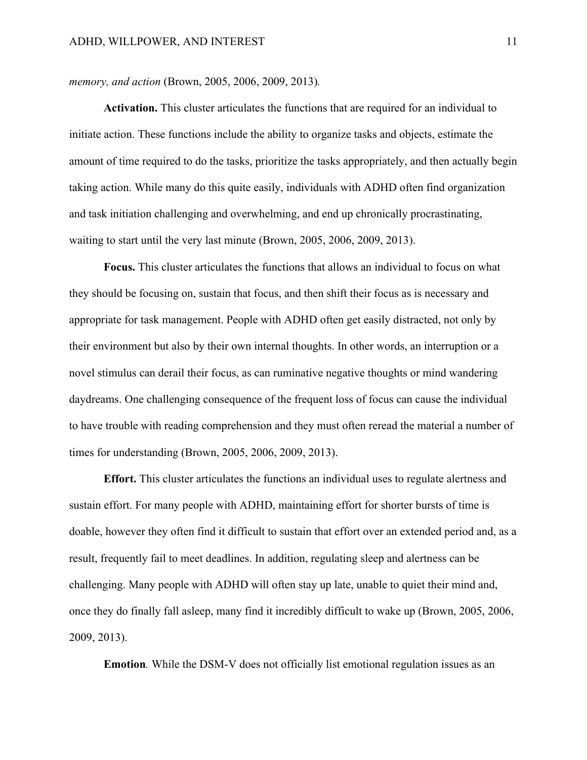*memory, and action* (Brown, 2005, 2006, 2009, 2013).

**Activation.** This cluster articulates the functions that are required for an individual to initiate action. These functions include the ability to organize tasks and objects, estimate the amount of time required to do the tasks, prioritize the tasks appropriately, and then actually begin taking action. While many do this quite easily, individuals with ADHD often find organization and task initiation challenging and overwhelming, and end up chronically procrastinating, waiting to start until the very last minute (Brown, 2005, 2006, 2009, 2013).

**Focus.** This cluster articulates the functions that allows an individual to focus on what they should be focusing on, sustain that focus, and then shift their focus as is necessary and appropriate for task management. People with ADHD often get easily distracted, not only by their environment but also by their own internal thoughts. In other words, an interruption or a novel stimulus can derail their focus, as can ruminative negative thoughts or mind wandering daydreams. One challenging consequence of the frequent loss of focus can cause the individual to have trouble with reading comprehension and they must often reread the material a number of times for understanding (Brown, 2005, 2006, 2009, 2013).

**Effort.** This cluster articulates the functions an individual uses to regulate alertness and sustain effort. For many people with ADHD, maintaining effort for shorter bursts of time is doable, however they often find it difficult to sustain that effort over an extended period and, as a result, frequently fail to meet deadlines. In addition, regulating sleep and alertness can be challenging. Many people with ADHD will often stay up late, unable to quiet their mind and, once they do finally fall asleep, many find it incredibly difficult to wake up (Brown, 2005, 2006, 2009, 2013).

**Emotion***.* While the DSM-V does not officially list emotional regulation issues as an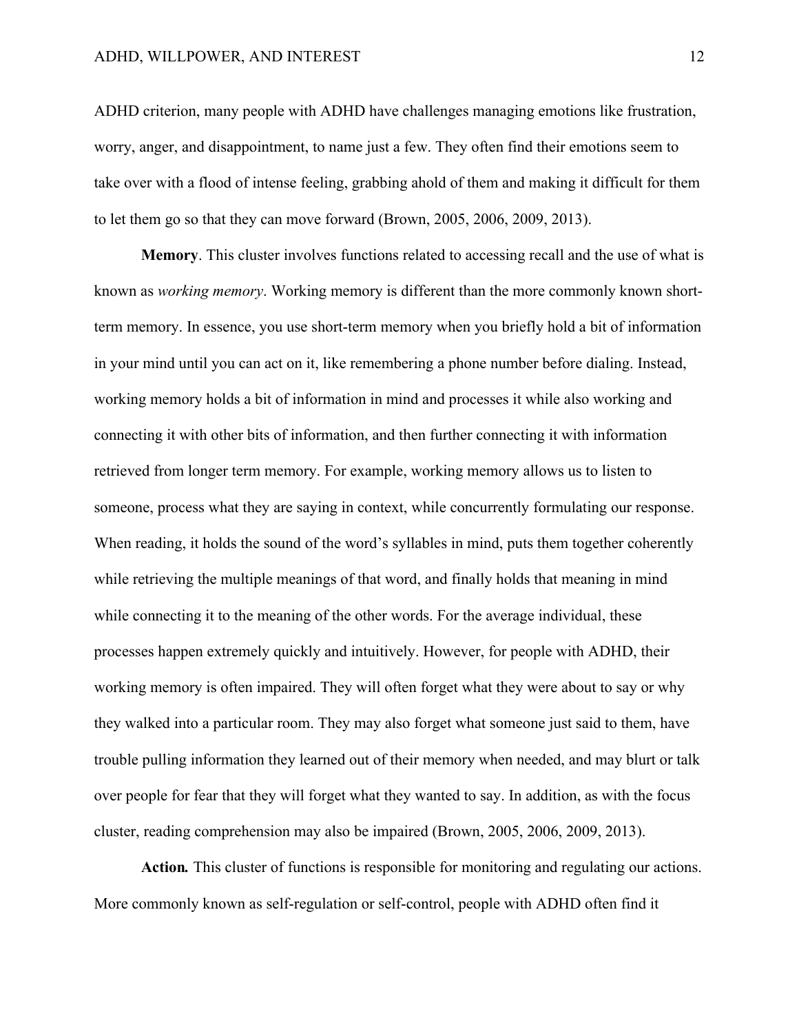ADHD criterion, many people with ADHD have challenges managing emotions like frustration, worry, anger, and disappointment, to name just a few. They often find their emotions seem to take over with a flood of intense feeling, grabbing ahold of them and making it difficult for them to let them go so that they can move forward (Brown, 2005, 2006, 2009, 2013).

**Memory**. This cluster involves functions related to accessing recall and the use of what is known as *working memory*. Working memory is different than the more commonly known short-term memory. In essence, you use short-term memory when you briefly hold a bit of information in your mind until you can act on it, like remembering a phone number before dialing. Instead, working memory holds a bit of information in mind and processes it while also working and connecting it with other bits of information, and then further connecting it with information retrieved from longer term memory. For example, working memory allows us to listen to someone, process what they are saying in context, while concurrently formulating our response. When reading, it holds the sound of the word's syllables in mind, puts them together coherently while retrieving the multiple meanings of that word, and finally holds that meaning in mind while connecting it to the meaning of the other words. For the average individual, these processes happen extremely quickly and intuitively. However, for people with ADHD, their working memory is often impaired. They will often forget what they were about to say or why they walked into a particular room. They may also forget what someone just said to them, have trouble pulling information they learned out of their memory when needed, and may blurt or talk over people for fear that they will forget what they wanted to say. In addition, as with the focus cluster, reading comprehension may also be impaired (Brown, 2005, 2006, 2009, 2013).

***Action.*** This cluster of functions is responsible for monitoring and regulating our actions. More commonly known as self-regulation or self-control, people with ADHD often find it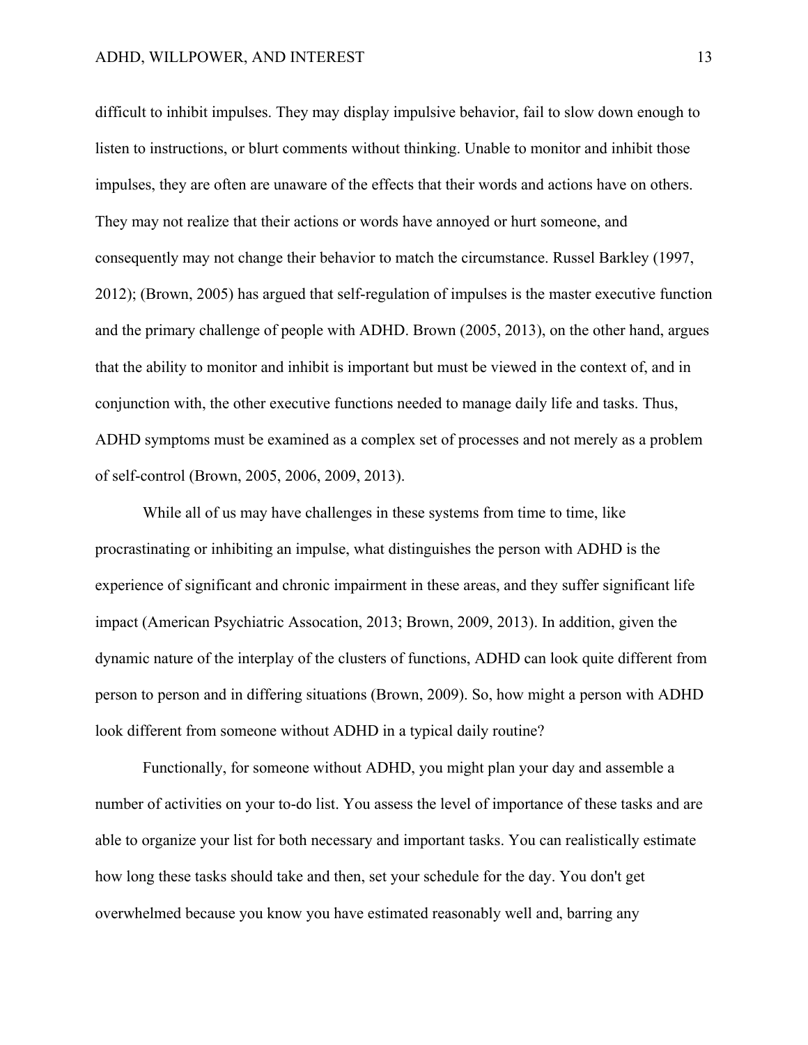difficult to inhibit impulses. They may display impulsive behavior, fail to slow down enouigh to listen to instructions, or blurt comments without thinking. Unable to monitor and inhibit those impulses, they are often are unaware of the effects that their words and actions have on others. They may not realize that their actions or words have annoyed or hurt someone, and consequently may not change their behavior to match the circumstance. Russel Barkley (1997, 2012); (Brown, 2005) has argued that self-regulation of impulses is the master executive function and the primary challenge of people with ADHD. Brown (2005, 2013), on the other hand, argues that the ability to monitor and inhibit is important but must be viewed in the context of, and in conjunction with, the other executive functions needed to manage daily life and tasks. Thus, ADHD symptoms must be examined as a complex set of processes and not merely as a problem of self-control (Brown, 2005, 2006, 2009, 2013).

While all of us may have challenges in these systems from time to time, like procrastinating or inhibiting an impulse, what distinguishes the person with ADHD is the experience of significant and chronic impairment in these areas, and they suffer significant life impact (American Psychiatric Assocation, 2013; Brown, 2009, 2013). In addition, given the dynamic nature of the interplay of the clusters of functions, ADHD can look quite different from person to person and in differing situations (Brown, 2009). So, how might a person with ADHD look different from someone without ADHD in a typical daily routine?

Functionally, for someone without ADHD, you might plan your day and assemble a number of activities on your to-do list. You assess the level of importance of these tasks and are able to organize your list for both necessary and important tasks. You can realistically estimate how long these tasks should take and then, set your schedule for the day. You don't get overwhelmed because you know you have estimated reasonably well and, barring any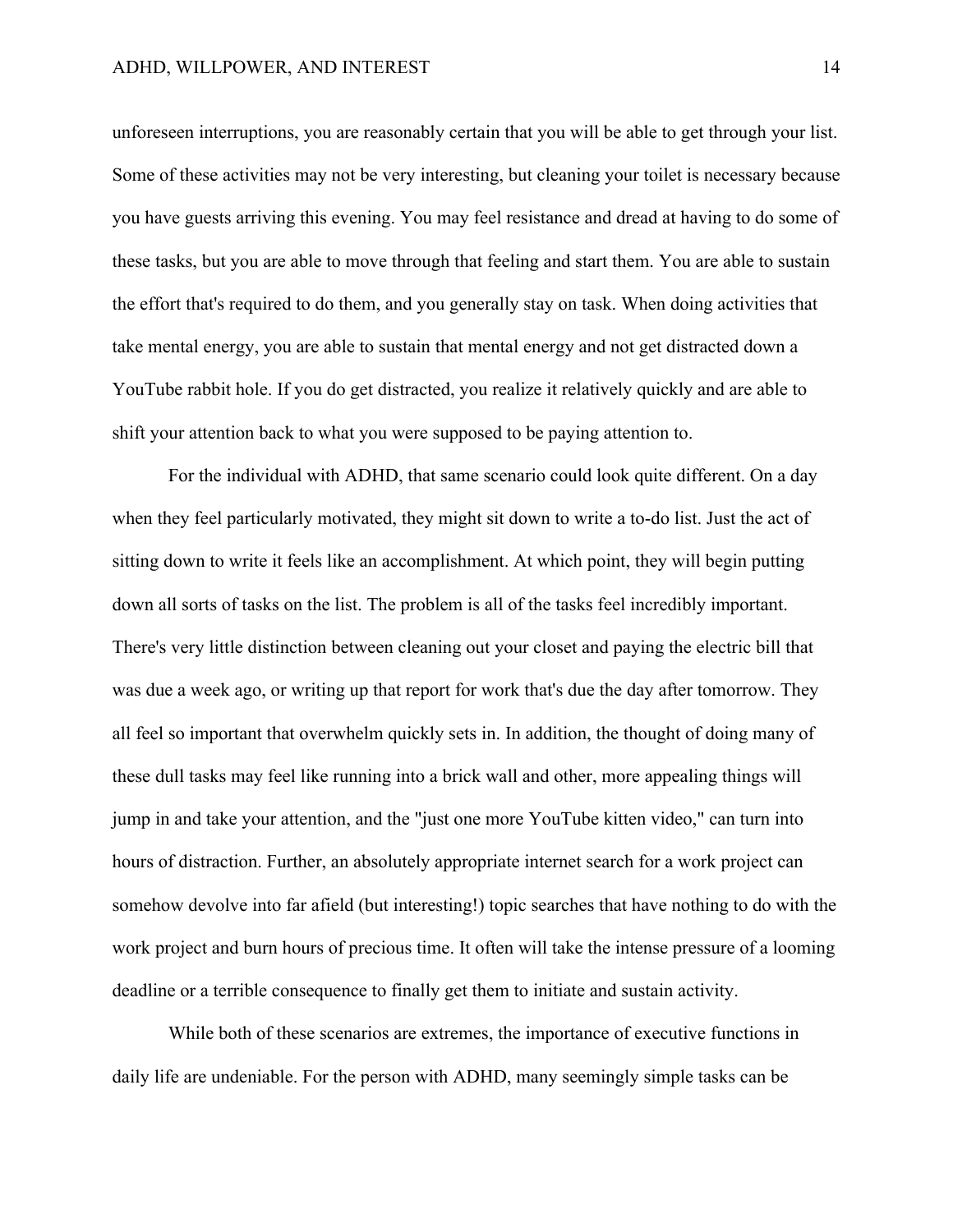unforeseen interruptions, you are reasonably certain that you will be able to get through your list. Some of these activities may not be very interesting, but cleaning your toilet is necessary because you have guests arriving this evening. You may feel resistance and dread at having to do some of these tasks, but you are able to move through that feeling and start them. You are able to sustain the effort that's required to do them, and you generally stay on task. When doing activities that take mental energy, you are able to sustain that mental energy and not get distracted down a YouTube rabbit hole. If you do get distracted, you realize it relatively quickly and are able to shift your attention back to what you were supposed to be paying attention to.

For the individual with ADHD, that same scenario could look quite different. On a day when they feel particularly motivated, they might sit down to write a to-do list. Just the act of sitting down to write it feels like an accomplishment. At which point, they will begin putting down all sorts of tasks on the list. The problem is all of the tasks feel incredibly important. There's very little distinction between cleaning out your closet and paying the electric bill that was due a week ago, or writing up that report for work that's due the day after tomorrow. They all feel so important that overwhelm quickly sets in. In addition, the thought of doing many of these dull tasks may feel like running into a brick wall and other, more appealing things will jump in and take your attention, and the "just one more YouTube kitten video," can turn into hours of distraction. Further, an absolutely appropriate internet search for a work project can somehow devolve into far afield (but interesting!) topic searches that have nothing to do with the work project and burn hours of precious time. It often will take the intense pressure of a looming deadline or a terrible consequence to finally get them to initiate and sustain activity.

While both of these scenarios are extremes, the importance of executive functions in daily life are undeniable. For the person with ADHD, many seemingly simple tasks can be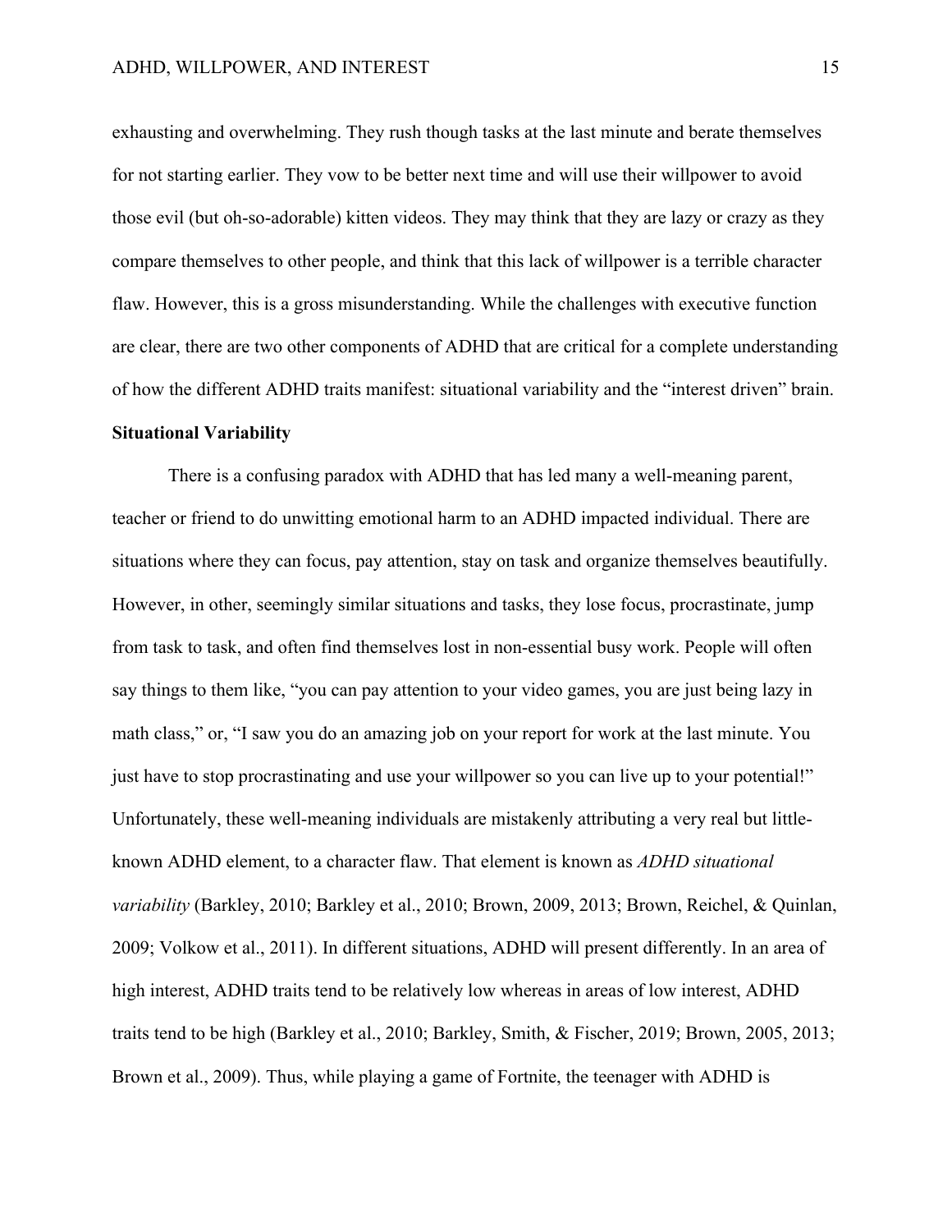exhausting and overwhelming. They rush though tasks at the last minute and berate themselves for not starting earlier. They vow to be better next time and will use their willpower to avoid those evil (but oh-so-adorable) kitten videos. They may think that they are lazy or crazy as they compare themselves to other people, and think that this lack of willpower is a terrible character flaw. However, this is a gross misunderstanding. While the challenges with executive function are clear, there are two other components of ADHD that are critical for a complete understanding of how the different ADHD traits manifest: situational variability and the "interest driven" brain.

**Situational Variability**

There is a confusing paradox with ADHD that has led many a well-meaning parent, teacher or friend to do unwitting emotional harm to an ADHD impacted individual. There are situations where they can focus, pay attention, stay on task and organize themselves beautifully. However, in other, seemingly similar situations and tasks, they lose focus, procrastinate, jump from task to task, and often find themselves lost in non-essential busy work. People will often say things to them like, "you can pay attention to your video games, you are just being lazy in math class," or, "I saw you do an amazing job on your report for work at the last minute. You just have to stop procrastinating and use your willpower so you can live up to your potential!" Unfortunately, these well-meaning individuals are mistakenly attributing a very real but little-known ADHD element, to a character flaw. That element is known as *ADHD situational variability* (Barkley, 2010; Barkley et al., 2010; Brown, 2009, 2013; Brown, Reichel, & Quinlan, 2009; Volkow et al., 2011). In different situations, ADHD will present differently. In an area of high interest, ADHD traits tend to be relatively low whereas in areas of low interest, ADHD traits tend to be high (Barkley et al., 2010; Barkley, Smith, & Fischer, 2019; Brown, 2005, 2013; Brown et al., 2009). Thus, while playing a game of Fortnite, the teenager with ADHD is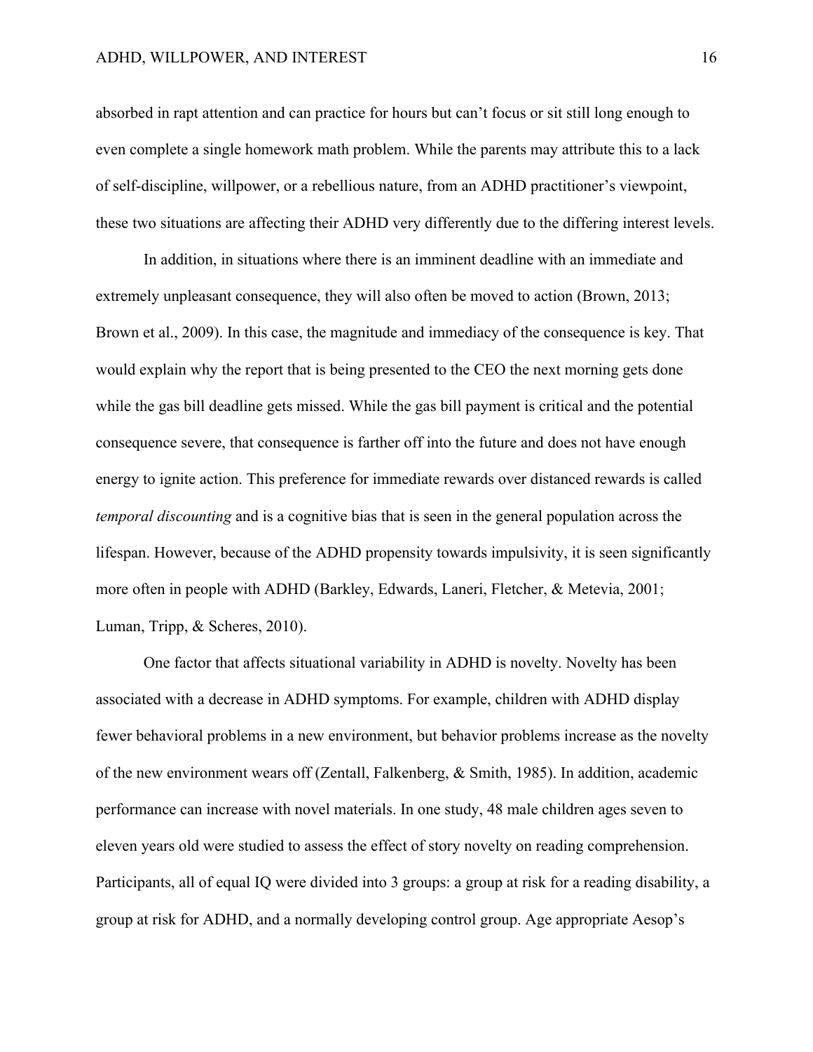absorbed in rapt attention and can practice for hours but can't focus or sit still long enough to even complete a single homework math problem. While the parents may attribute this to a lack of self-discipline, willpower, or a rebellious nature, from an ADHD practitioner's viewpoint, these two situations are affecting their ADHD very differently due to the differing interest levels.

In addition, in situations where there is an imminent deadline with an immediate and extremely unpleasant consequence, they will also often be moved to action (Brown, 2013; Brown et al., 2009). In this case, the magnitude and immediacy of the consequence is key. That would explain why the report that is being presented to the CEO the next morning gets done while the gas bill deadline gets missed. While the gas bill payment is critical and the potential consequence severe, that consequence is farther off into the future and does not have enough energy to ignite action. This preference for immediate rewards over distanced rewards is called *temporal discounting* and is a cognitive bias that is seen in the general population across the lifespan. However, because of the ADHD propensity towards impulsivity, it is seen significantly more often in people with ADHD (Barkley, Edwards, Laneri, Fletcher, & Metevia, 2001; Luman, Tripp, & Scheres, 2010).

One factor that affects situational variability in ADHD is novelty. Novelty has been associated with a decrease in ADHD symptoms. For example, children with ADHD display fewer behavioral problems in a new environment, but behavior problems increase as the novelty of the new environment wears off (Zentall, Falkenberg, & Smith, 1985). In addition, academic performance can increase with novel materials. In one study, 48 male children ages seven to eleven years old were studied to assess the effect of story novelty on reading comprehension. Participants, all of equal IQ were divided into 3 groups: a group at risk for a reading disability, a group at risk for ADHD, and a normally developing control group. Age appropriate Aesop's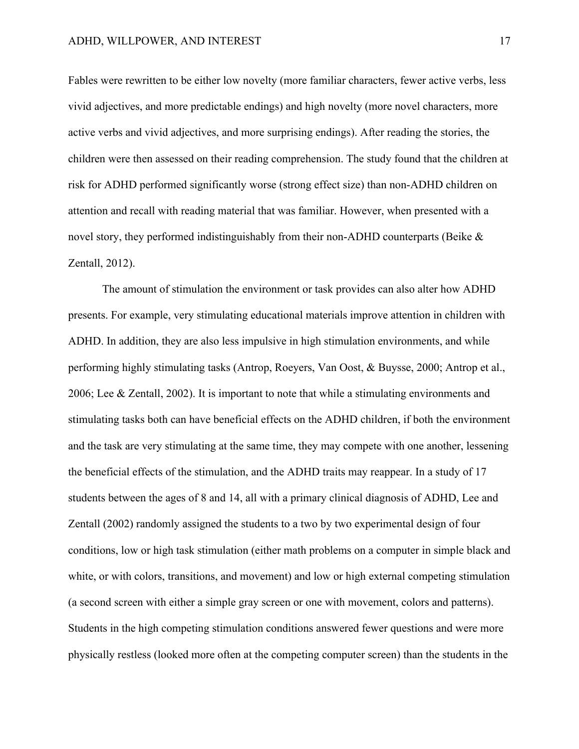Fables were rewritten to be either low novelty (more familiar characters, fewer active verbs, less vivid adjectives, and more predictable endings) and high novelty (more novel characters, more active verbs and vivid adjectives, and more surprising endings). After reading the stories, the children were then assessed on their reading comprehension. The study found that the children at risk for ADHD performed significantly worse (strong effect size) than non-ADHD children on attention and recall with reading material that was familiar. However, when presented with a novel story, they performed indistinguishably from their non-ADHD counterparts (Beike & Zentall, 2012).

The amount of stimulation the environment or task provides can also alter how ADHD presents. For example, very stimulating educational materials improve attention in children with ADHD. In addition, they are also less impulsive in high stimulation environments, and while performing highly stimulating tasks (Antrop, Roeyers, Van Oost, & Buysse, 2000; Antrop et al., 2006; Lee & Zentall, 2002). It is important to note that while a stimulating environments and stimulating tasks both can have beneficial effects on the ADHD children, if both the environment and the task are very stimulating at the same time, they may compete with one another, lessening the beneficial effects of the stimulation, and the ADHD traits may reappear. In a study of 17 students between the ages of 8 and 14, all with a primary clinical diagnosis of ADHD, Lee and Zentall (2002) randomly assigned the students to a two by two experimental design of four conditions, low or high task stimulation (either math problems on a computer in simple black and white, or with colors, transitions, and movement) and low or high external competing stimulation (a second screen with either a simple gray screen or one with movement, colors and patterns). Students in the high competing stimulation conditions answered fewer questions and were more physically restless (looked more often at the competing computer screen) than the students in the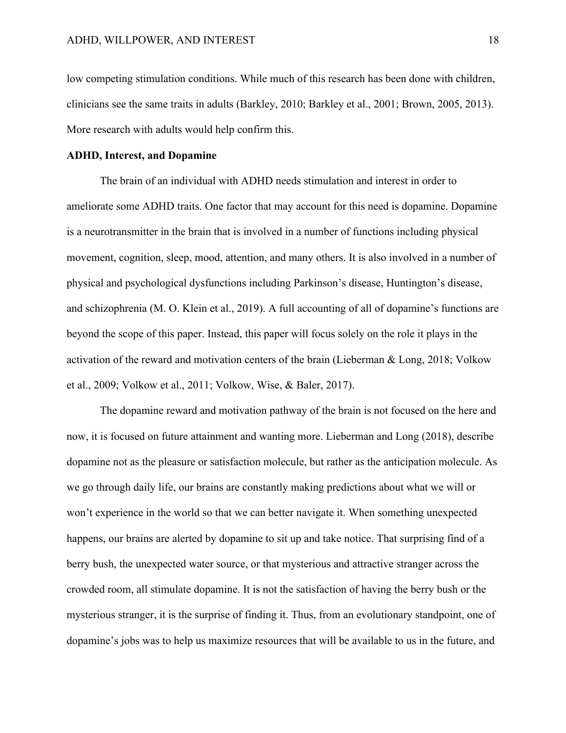low competing stimulation conditions. While much of this research has been done with children, clinicians see the same traits in adults (Barkley, 2010; Barkley et al., 2001; Brown, 2005, 2013). More research with adults would help confirm this.

**ADHD, Interest, and Dopamine**

The brain of an individual with ADHD needs stimulation and interest in order to ameliorate some ADHD traits. One factor that may account for this need is dopamine. Dopamine is a neurotransmitter in the brain that is involved in a number of functions including physical movement, cognition, sleep, mood, attention, and many others. It is also involved in a number of physical and psychological dysfunctions including Parkinson's disease, Huntington's disease, and schizophrenia (M. O. Klein et al., 2019). A full accounting of all of dopamine's functions are beyond the scope of this paper. Instead, this paper will focus solely on the role it plays in the activation of the reward and motivation centers of the brain (Lieberman & Long, 2018; Volkow et al., 2009; Volkow et al., 2011; Volkow, Wise, & Baler, 2017).

The dopamine reward and motivation pathway of the brain is not focused on the here and now, it is focused on future attainment and wanting more. Lieberman and Long (2018), describe dopamine not as the pleasure or satisfaction molecule, but rather as the anticipation molecule. As we go through daily life, our brains are constantly making predictions about what we will or won't experience in the world so that we can better navigate it. When something unexpected happens, our brains are alerted by dopamine to sit up and take notice. That surprising find of a berry bush, the unexpected water source, or that mysterious and attractive stranger across the crowded room, all stimulate dopamine. It is not the satisfaction of having the berry bush or the mysterious stranger, it is the surprise of finding it. Thus, from an evolutionary standpoint, one of dopamine's jobs was to help us maximize resources that will be available to us in the future, and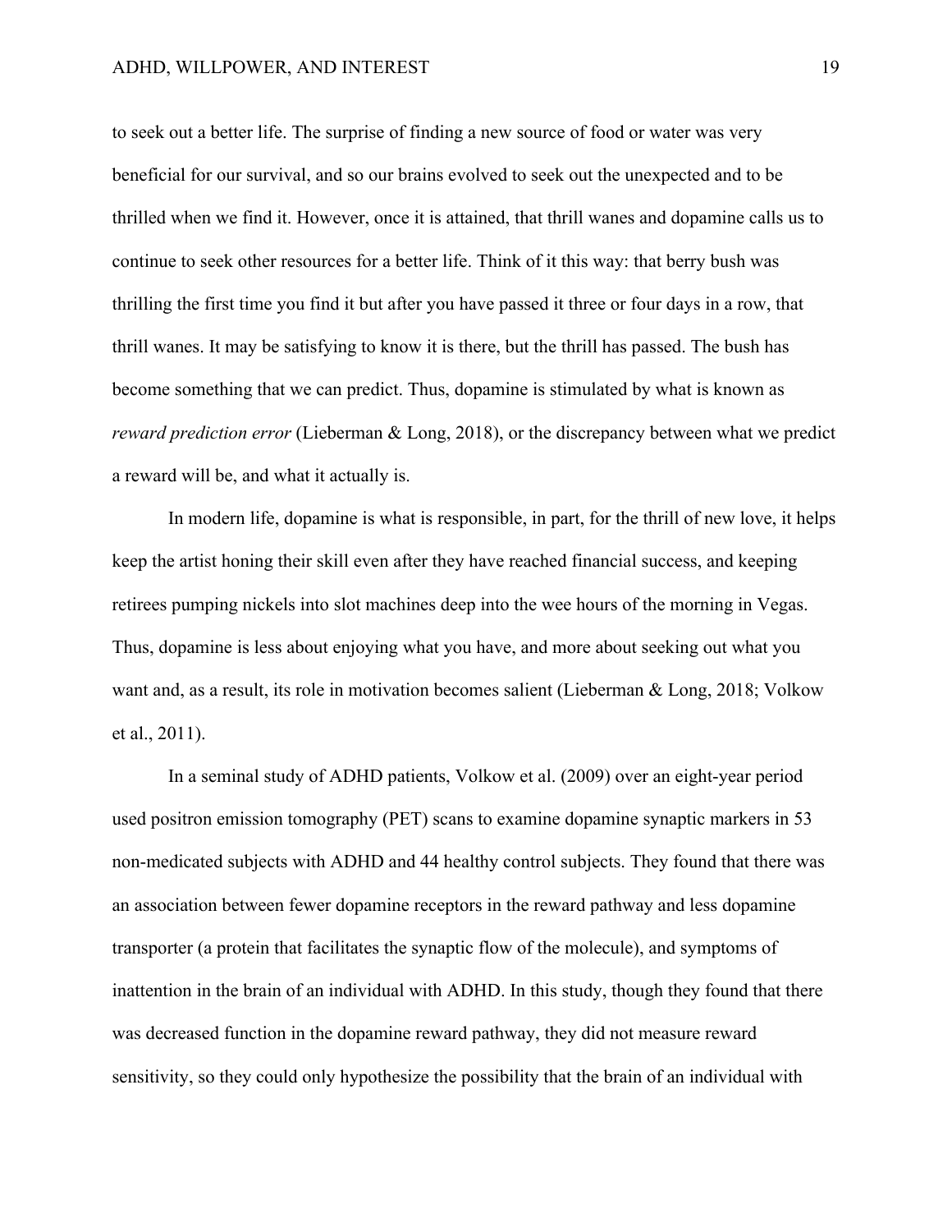to seek out a better life. The surprise of finding a new source of food or water was very beneficial for our survival, and so our brains evolved to seek out the unexpected and to be thrilled when we find it. However, once it is attained, that thrill wanes and dopamine calls us to continue to seek other resources for a better life. Think of it this way: that berry bush was thrilling the first time you find it but after you have passed it three or four days in a row, that thrill wanes. It may be satisfying to know it is there, but the thrill has passed. The bush has become something that we can predict. Thus, dopamine is stimulated by what is known as *reward prediction error* (Lieberman & Long, 2018), or the discrepancy between what we predict a reward will be, and what it actually is.

In modern life, dopamine is what is responsible, in part, for the thrill of new love, it helps keep the artist honing their skill even after they have reached financial success, and keeping retirees pumping nickels into slot machines deep into the wee hours of the morning in Vegas. Thus, dopamine is less about enjoying what you have, and more about seeking out what you want and, as a result, its role in motivation becomes salient (Lieberman & Long, 2018; Volkow et al., 2011).

In a seminal study of ADHD patients, Volkow et al. (2009) over an eight-year period used positron emission tomography (PET) scans to examine dopamine synaptic markers in 53 non-medicated subjects with ADHD and 44 healthy control subjects. They found that there was an association between fewer dopamine receptors in the reward pathway and less dopamine transporter (a protein that facilitates the synaptic flow of the molecule), and symptoms of inattention in the brain of an individual with ADHD. In this study, though they found that there was decreased function in the dopamine reward pathway, they did not measure reward sensitivity, so they could only hypothesize the possibility that the brain of an individual with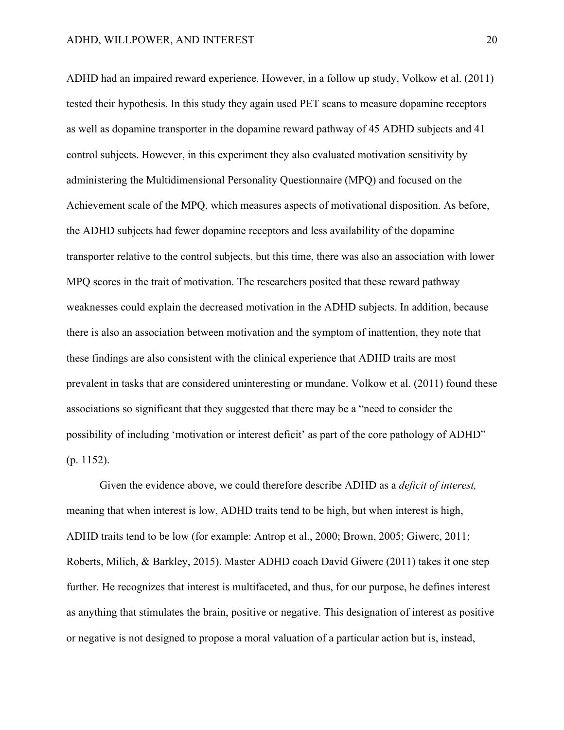ADHD had an impaired reward experience. However, in a follow up study, Volkow et al. (2011) tested their hypothesis. In this study they again used PET scans to measure dopamine receptors as well as dopamine transporter in the dopamine reward pathway of 45 ADHD subjects and 41 control subjects. However, in this experiment they also evaluated motivation sensitivity by administering the Multidimensional Personality Questionnaire (MPQ) and focused on the Achievement scale of the MPQ, which measures aspects of motivational disposition. As before, the ADHD subjects had fewer dopamine receptors and less availability of the dopamine transporter relative to the control subjects, but this time, there was also an association with lower MPQ scores in the trait of motivation. The researchers posited that these reward pathway weaknesses could explain the decreased motivation in the ADHD subjects. In addition, because there is also an association between motivation and the symptom of inattention, they note that these findings are also consistent with the clinical experience that ADHD traits are most prevalent in tasks that are considered uninteresting or mundane. Volkow et al. (2011) found these associations so significant that they suggested that there may be a "need to consider the possibility of including 'motivation or interest deficit' as part of the core pathology of ADHD" (p. 1152).

Given the evidence above, we could therefore describe ADHD as a *deficit of interest,* meaning that when interest is low, ADHD traits tend to be high, but when interest is high, ADHD traits tend to be low (for example: Antrop et al., 2000; Brown, 2005; Giwerc, 2011; Roberts, Milich, & Barkley, 2015). Master ADHD coach David Giwerc (2011) takes it one step further. He recognizes that interest is multifaceted, and thus, for our purpose, he defines interest as anything that stimulates the brain, positive or negative. This designation of interest as positive or negative is not designed to propose a moral valuation of a particular action but is, instead,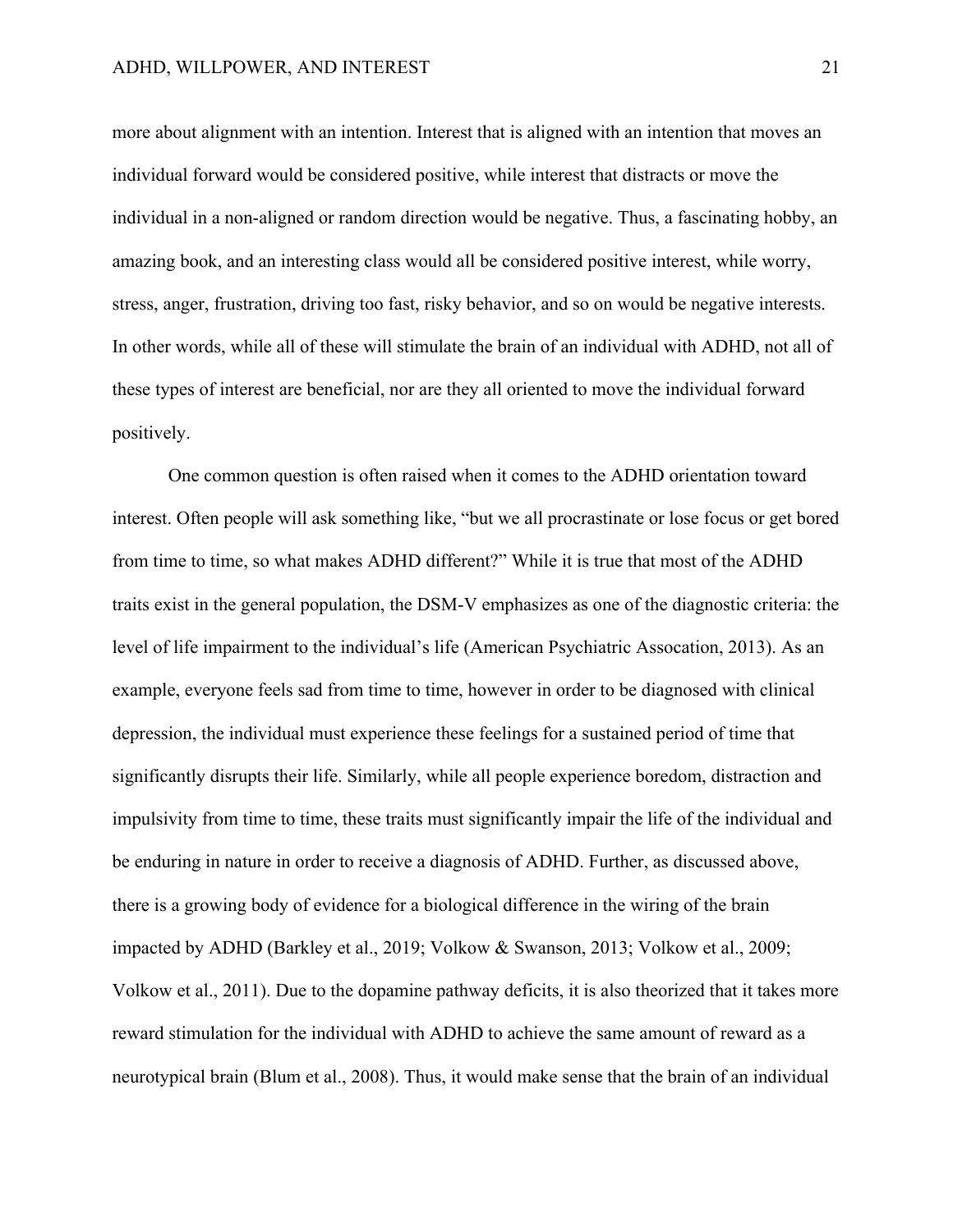more about alignment with an intention. Interest that is aligned with an intention that moves an individual forward would be considered positive, while interest that distracts or move the individual in a non-aligned or random direction would be negative. Thus, a fascinating hobby, an amazing book, and an interesting class would all be considered positive interest, while worry, stress, anger, frustration, driving too fast, risky behavior, and so on would be negative interests. In other words, while all of these will stimulate the brain of an individual with ADHD, not all of these types of interest are beneficial, nor are they all oriented to move the individual forward positively.

One common question is often raised when it comes to the ADHD orientation toward interest. Often people will ask something like, "but we all procrastinate or lose focus or get bored from time to time, so what makes ADHD different?" While it is true that most of the ADHD traits exist in the general population, the DSM-V emphasizes as one of the diagnostic criteria: the level of life impairment to the individual's life (American Psychiatric Assocation, 2013). As an example, everyone feels sad from time to time, however in order to be diagnosed with clinical depression, the individual must experience these feelings for a sustained period of time that significantly disrupts their life. Similarly, while all people experience boredom, distraction and impulsivity from time to time, these traits must significantly impair the life of the individual and be enduring in nature in order to receive a diagnosis of ADHD. Further, as discussed above, there is a growing body of evidence for a biological difference in the wiring of the brain impacted by ADHD (Barkley et al., 2019; Volkow & Swanson, 2013; Volkow et al., 2009; Volkow et al., 2011). Due to the dopamine pathway deficits, it is also theorized that it takes more reward stimulation for the individual with ADHD to achieve the same amount of reward as a neurotypical brain (Blum et al., 2008). Thus, it would make sense that the brain of an individual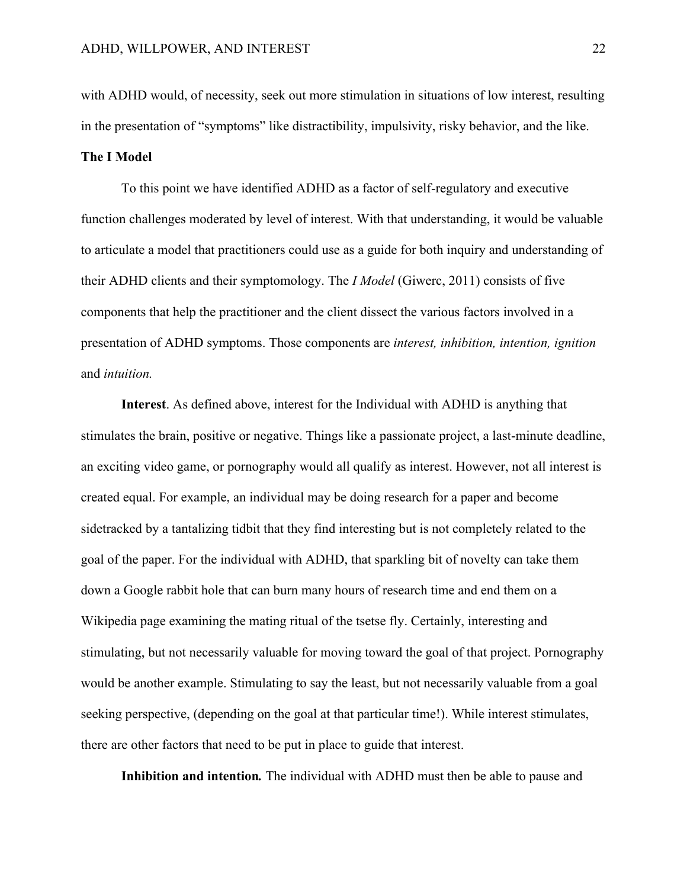with ADHD would, of necessity, seek out more stimulation in situations of low interest, resulting in the presentation of "symptoms" like distractibility, impulsivity, risky behavior, and the like.

**The I Model**

To this point we have identified ADHD as a factor of self-regulatory and executive function challenges moderated by level of interest. With that understanding, it would be valuable to articulate a model that practitioners could use as a guide for both inquiry and understanding of their ADHD clients and their symptomology. The *I Model* (Giwerc, 2011) consists of five components that help the practitioner and the client dissect the various factors involved in a presentation of ADHD symptoms. Those components are *interest, inhibition, intention, ignition* and *intuition.*

**Interest**. As defined above, interest for the Individual with ADHD is anything that stimulates the brain, positive or negative. Things like a passionate project, a last-minute deadline, an exciting video game, or pornography would all qualify as interest. However, not all interest is created equal. For example, an individual may be doing research for a paper and become sidetracked by a tantalizing tidbit that they find interesting but is not completely related to the goal of the paper. For the individual with ADHD, that sparkling bit of novelty can take them down a Google rabbit hole that can burn many hours of research time and end them on a Wikipedia page examining the mating ritual of the tsetse fly. Certainly, interesting and stimulating, but not necessarily valuable for moving toward the goal of that project. Pornography would be another example. Stimulating to say the least, but not necessarily valuable from a goal seeking perspective, (depending on the goal at that particular time!). While interest stimulates, there are other factors that need to be put in place to guide that interest.

***Inhibition and intention.*** The individual with ADHD must then be able to pause and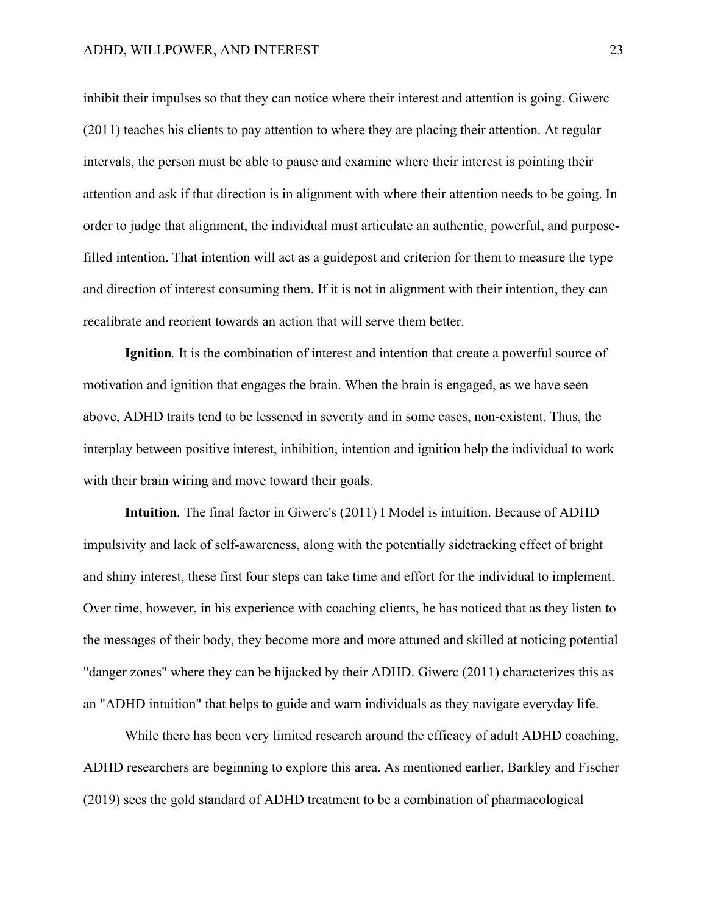inhibit their impulses so that they can notice where their interest and attention is going. Giwerc (2011) teaches his clients to pay attention to where they are placing their attention. At regular intervals, the person must be able to pause and examine where their interest is pointing their attention and ask if that direction is in alignment with where their attention needs to be going. In order to judge that alignment, the individual must articulate an authentic, powerful, and purpose-filled intention. That intention will act as a guidepost and criterion for them to measure the type and direction of interest consuming them. If it is not in alignment with their intention, they can recalibrate and reorient towards an action that will serve them better.

**Ignition***.* It is the combination of interest and intention that create a powerful source of motivation and ignition that engages the brain. When the brain is engaged, as we have seen above, ADHD traits tend to be lessened in severity and in some cases, non-existent. Thus, the interplay between positive interest, inhibition, intention and ignition help the individual to work with their brain wiring and move toward their goals.

**Intuition***.* The final factor in Giwerc's (2011) I Model is intuition. Because of ADHD impulsivity and lack of self-awareness, along with the potentially sidetracking effect of bright and shiny interest, these first four steps can take time and effort for the individual to implement. Over time, however, in his experience with coaching clients, he has noticed that as they listen to the messages of their body, they become more and more attuned and skilled at noticing potential "danger zones" where they can be hijacked by their ADHD. Giwerc (2011) characterizes this as an "ADHD intuition" that helps to guide and warn individuals as they navigate everyday life.

While there has been very limited research around the efficacy of adult ADHD coaching, ADHD researchers are beginning to explore this area. As mentioned earlier, Barkley and Fischer (2019) sees the gold standard of ADHD treatment to be a combination of pharmacological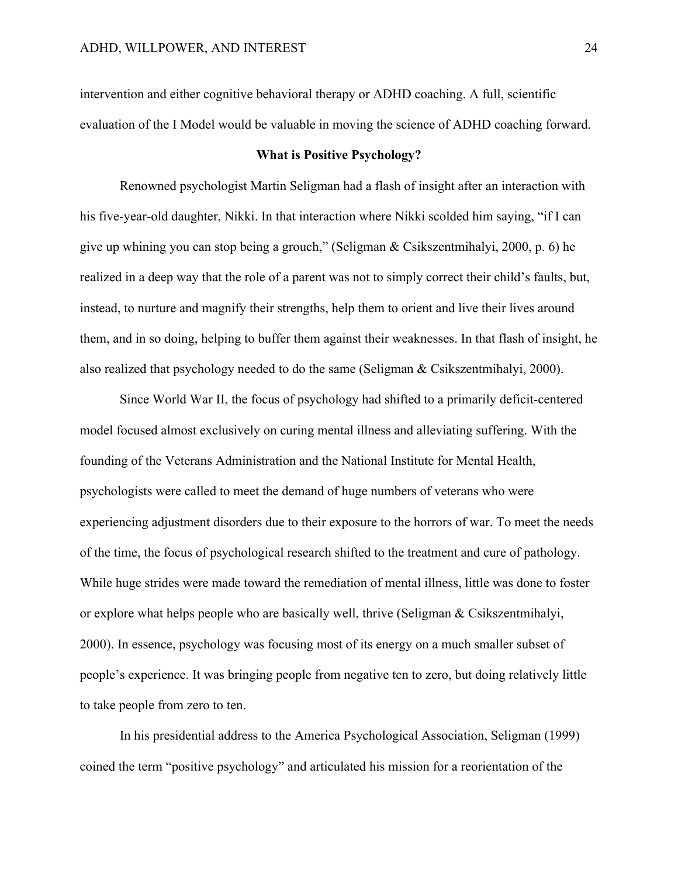intervention and either cognitive behavioral therapy or ADHD coaching. A full, scientific evaluation of the I Model would be valuable in moving the science of ADHD coaching forward.

## What is Positive Psychology?

Renowned psychologist Martin Seligman had a flash of insight after an interaction with his five-year-old daughter, Nikki. In that interaction where Nikki scolded him saying, "if I can give up whining you can stop being a grouch," (Seligman & Csikszentmihalyi, 2000, p. 6) he realized in a deep way that the role of a parent was not to simply correct their child's faults, but, instead, to nurture and magnify their strengths, help them to orient and live their lives around them, and in so doing, helping to buffer them against their weaknesses. In that flash of insight, he also realized that psychology needed to do the same (Seligman & Csikszentmihalyi, 2000).

Since World War II, the focus of psychology had shifted to a primarily deficit-centered model focused almost exclusively on curing mental illness and alleviating suffering. With the founding of the Veterans Administration and the National Institute for Mental Health, psychologists were called to meet the demand of huge numbers of veterans who were experiencing adjustment disorders due to their exposure to the horrors of war. To meet the needs of the time, the focus of psychological research shifted to the treatment and cure of pathology. While huge strides were made toward the remediation of mental illness, little was done to foster or explore what helps people who are basically well, thrive (Seligman & Csikszentmihalyi, 2000). In essence, psychology was focusing most of its energy on a much smaller subset of people's experience. It was bringing people from negative ten to zero, but doing relatively little to take people from zero to ten.

In his presidential address to the America Psychological Association, Seligman (1999) coined the term "positive psychology" and articulated his mission for a reorientation of the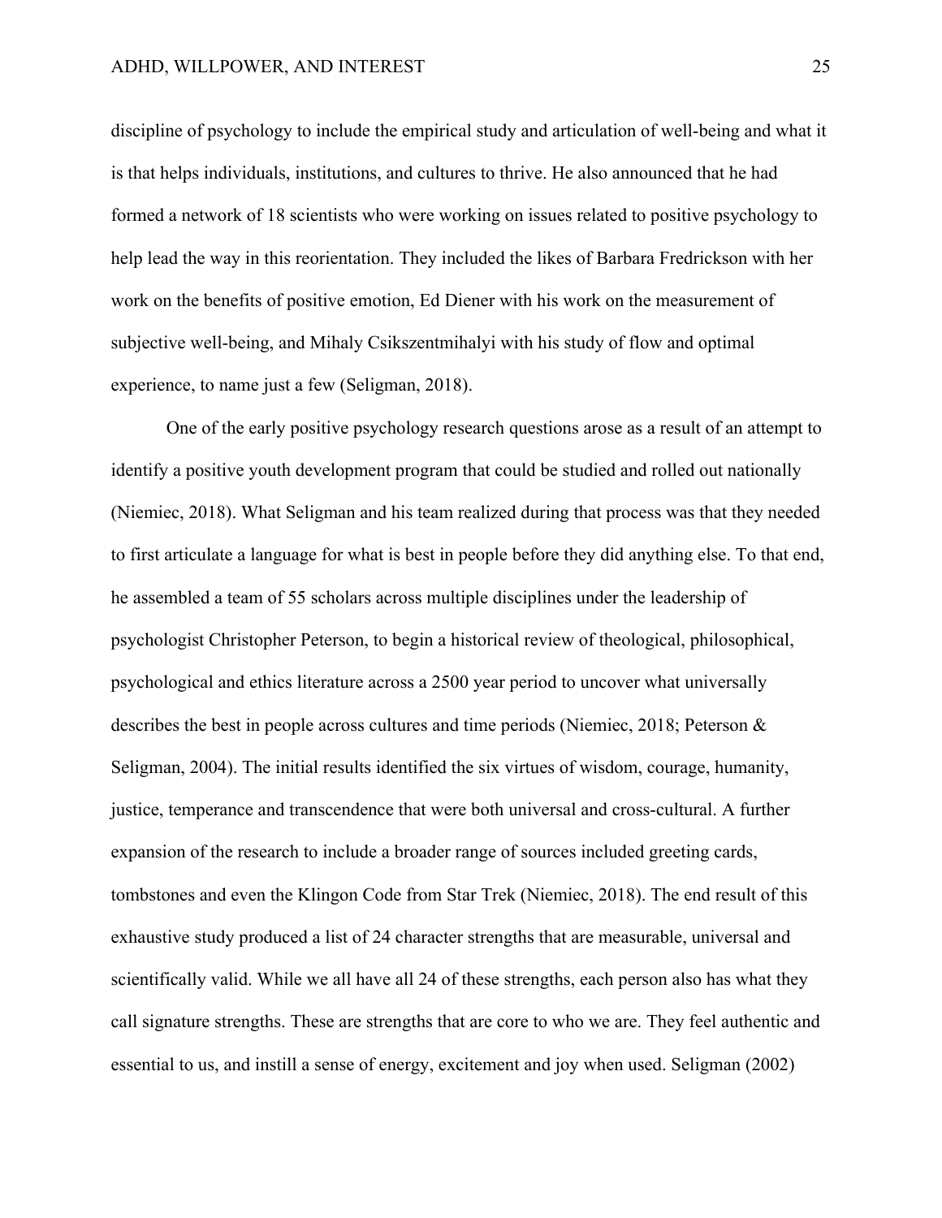discipline of psychology to include the empirical study and articulation of well-being and what it is that helps individuals, institutions, and cultures to thrive. He also announced that he had formed a network of 18 scientists who were working on issues related to positive psychology to help lead the way in this reorientation. They included the likes of Barbara Fredrickson with her work on the benefits of positive emotion, Ed Diener with his work on the measurement of subjective well-being, and Mihaly Csikszentmihalyi with his study of flow and optimal experience, to name just a few (Seligman, 2018).

One of the early positive psychology research questions arose as a result of an attempt to identify a positive youth development program that could be studied and rolled out nationally (Niemiec, 2018). What Seligman and his team realized during that process was that they needed to first articulate a language for what is best in people before they did anything else. To that end, he assembled a team of 55 scholars across multiple disciplines under the leadership of psychologist Christopher Peterson, to begin a historical review of theological, philosophical, psychological and ethics literature across a 2500 year period to uncover what universally describes the best in people across cultures and time periods (Niemiec, 2018; Peterson & Seligman, 2004). The initial results identified the six virtues of wisdom, courage, humanity, justice, temperance and transcendence that were both universal and cross-cultural. A further expansion of the research to include a broader range of sources included greeting cards, tombstones and even the Klingon Code from Star Trek (Niemiec, 2018). The end result of this exhaustive study produced a list of 24 character strengths that are measurable, universal and scientifically valid. While we all have all 24 of these strengths, each person also has what they call signature strengths. These are strengths that are core to who we are. They feel authentic and essential to us, and instill a sense of energy, excitement and joy when used. Seligman (2002)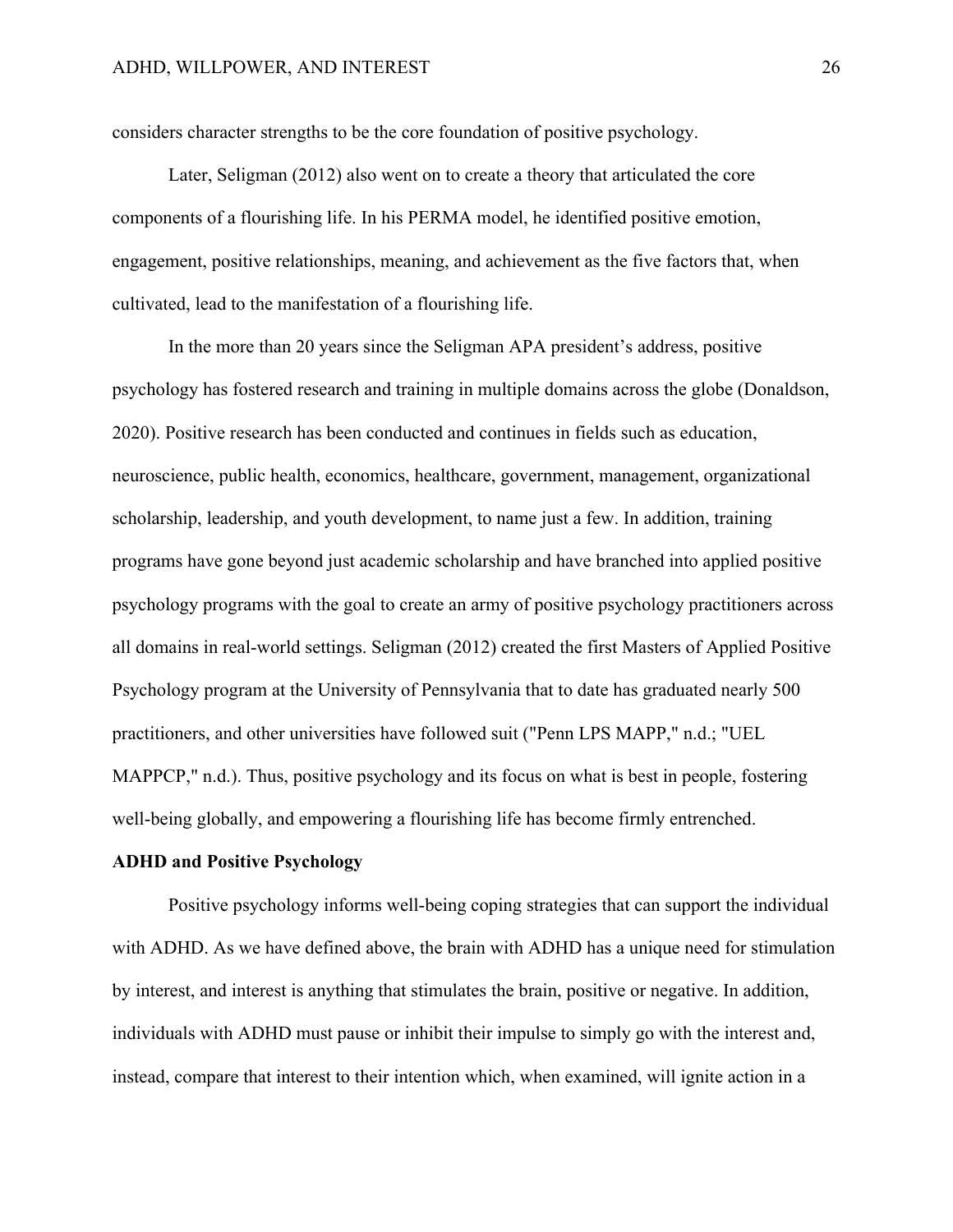considers character strengths to be the core foundation of positive psychology.

Later, Seligman (2012) also went on to create a theory that articulated the core components of a flourishing life. In his PERMA model, he identified positive emotion, engagement, positive relationships, meaning, and achievement as the five factors that, when cultivated, lead to the manifestation of a flourishing life.

In the more than 20 years since the Seligman APA president's address, positive psychology has fostered research and training in multiple domains across the globe (Donaldson, 2020). Positive research has been conducted and continues in fields such as education, neuroscience, public health, economics, healthcare, government, management, organizational scholarship, leadership, and youth development, to name just a few. In addition, training programs have gone beyond just academic scholarship and have branched into applied positive psychology programs with the goal to create an army of positive psychology practitioners across all domains in real-world settings. Seligman (2012) created the first Masters of Applied Positive Psychology program at the University of Pennsylvania that to date has graduated nearly 500 practitioners, and other universities have followed suit ("Penn LPS MAPP," n.d.; "UEL MAPPCP," n.d.). Thus, positive psychology and its focus on what is best in people, fostering well-being globally, and empowering a flourishing life has become firmly entrenched.

**ADHD and Positive Psychology**

Positive psychology informs well-being coping strategies that can support the individual with ADHD. As we have defined above, the brain with ADHD has a unique need for stimulation by interest, and interest is anything that stimulates the brain, positive or negative. In addition, individuals with ADHD must pause or inhibit their impulse to simply go with the interest and, instead, compare that interest to their intention which, when examined, will ignite action in a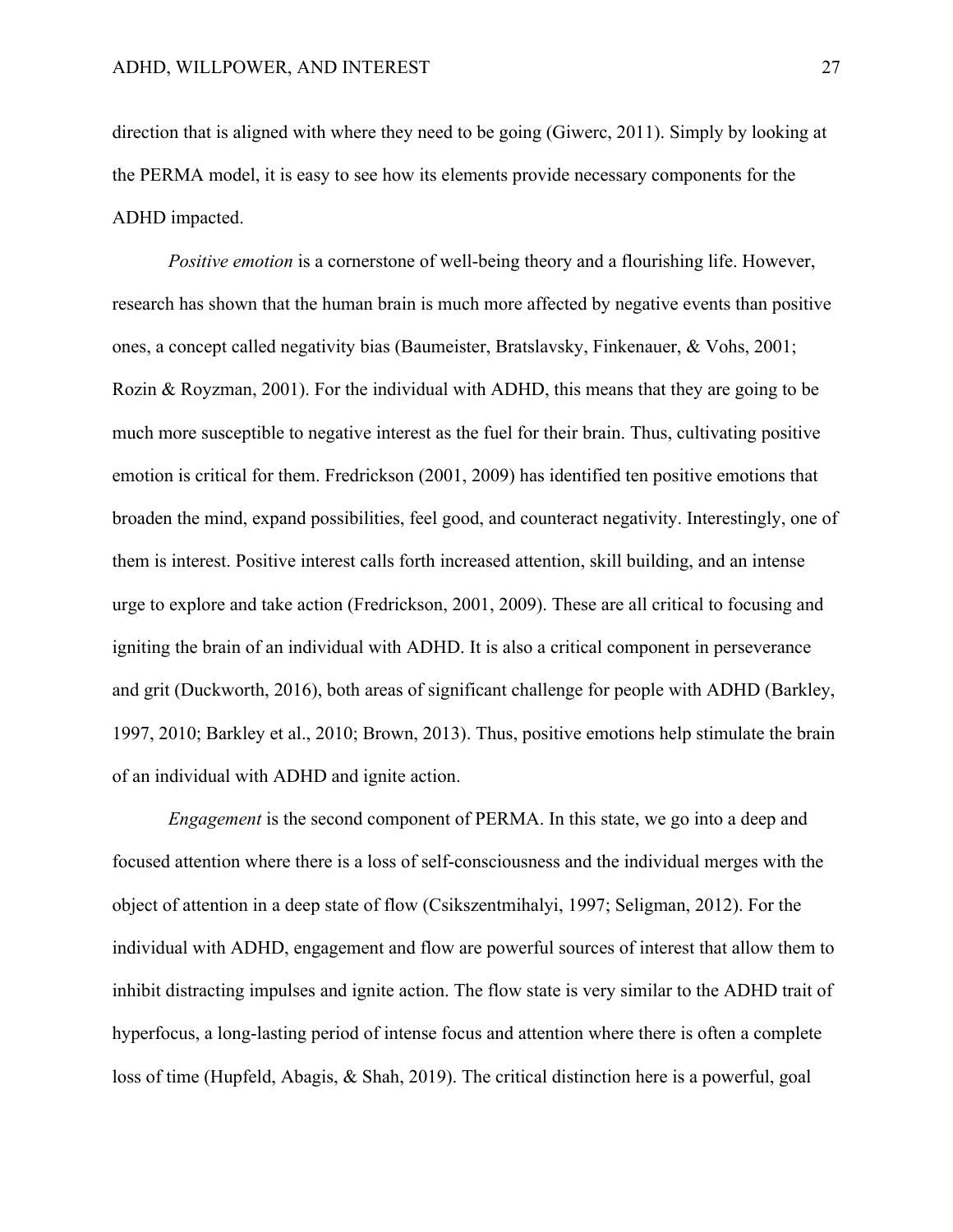direction that is aligned with where they need to be going (Giwerc, 2011). Simply by looking at the PERMA model, it is easy to see how its elements provide necessary components for the ADHD impacted.

*Positive emotion* is a cornerstone of well-being theory and a flourishing life. However, research has shown that the human brain is much more affected by negative events than positive ones, a concept called negativity bias (Baumeister, Bratslavsky, Finkenauer, & Vohs, 2001; Rozin & Royzman, 2001). For the individual with ADHD, this means that they are going to be much more susceptible to negative interest as the fuel for their brain. Thus, cultivating positive emotion is critical for them. Fredrickson (2001, 2009) has identified ten positive emotions that broaden the mind, expand possibilities, feel good, and counteract negativity. Interestingly, one of them is interest. Positive interest calls forth increased attention, skill building, and an intense urge to explore and take action (Fredrickson, 2001, 2009). These are all critical to focusing and igniting the brain of an individual with ADHD. It is also a critical component in perseverance and grit (Duckworth, 2016), both areas of significant challenge for people with ADHD (Barkley, 1997, 2010; Barkley et al., 2010; Brown, 2013). Thus, positive emotions help stimulate the brain of an individual with ADHD and ignite action.

*Engagement* is the second component of PERMA. In this state, we go into a deep and focused attention where there is a loss of self-consciousness and the individual merges with the object of attention in a deep state of flow (Csikszentmihalyi, 1997; Seligman, 2012). For the individual with ADHD, engagement and flow are powerful sources of interest that allow them to inhibit distracting impulses and ignite action. The flow state is very similar to the ADHD trait of hyperfocus, a long-lasting period of intense focus and attention where there is often a complete loss of time (Hupfeld, Abagis, & Shah, 2019). The critical distinction here is a powerful, goal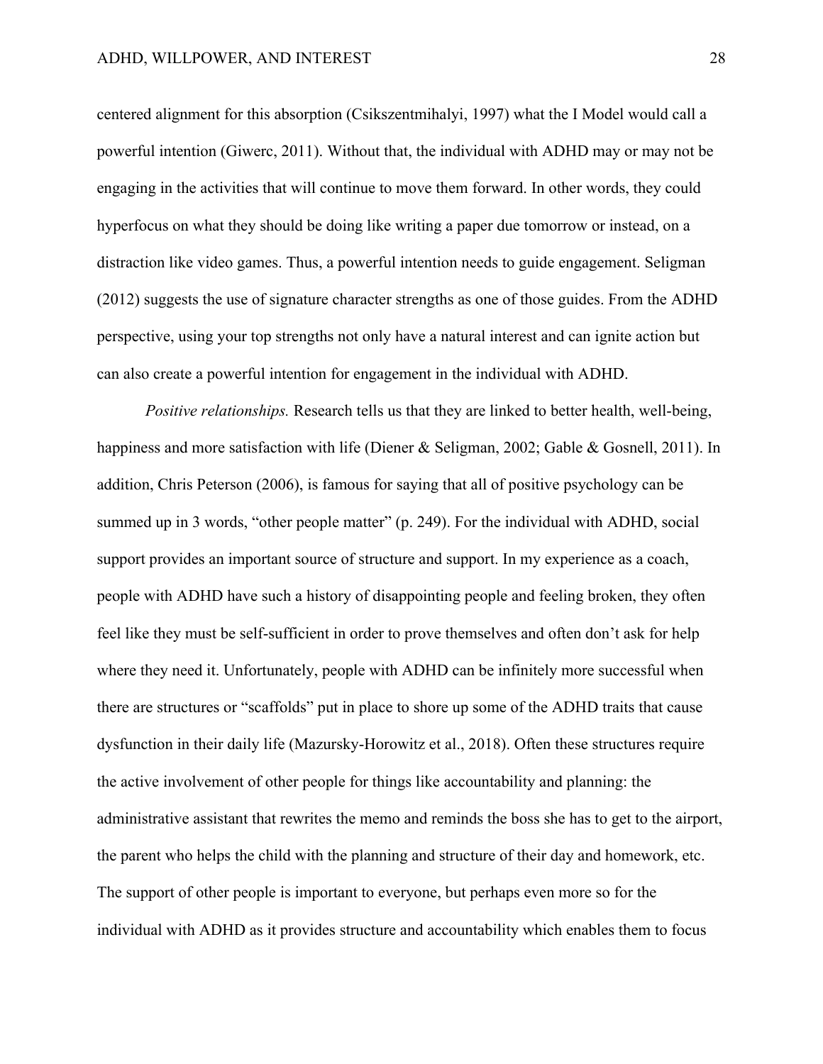centered alignment for this absorption (Csikszentmihalyi, 1997) what the I Model would call a powerful intention (Giwerc, 2011). Without that, the individual with ADHD may or may not be engaging in the activities that will continue to move them forward. In other words, they could hyperfocus on what they should be doing like writing a paper due tomorrow or instead, on a distraction like video games. Thus, a powerful intention needs to guide engagement. Seligman (2012) suggests the use of signature character strengths as one of those guides. From the ADHD perspective, using your top strengths not only have a natural interest and can ignite action but can also create a powerful intention for engagement in the individual with ADHD.

*Positive relationships.* Research tells us that they are linked to better health, well-being, happiness and more satisfaction with life (Diener & Seligman, 2002; Gable & Gosnell, 2011). In addition, Chris Peterson (2006), is famous for saying that all of positive psychology can be summed up in 3 words, "other people matter" (p. 249). For the individual with ADHD, social support provides an important source of structure and support. In my experience as a coach, people with ADHD have such a history of disappointing people and feeling broken, they often feel like they must be self-sufficient in order to prove themselves and often don't ask for help where they need it. Unfortunately, people with ADHD can be infinitely more successful when there are structures or "scaffolds" put in place to shore up some of the ADHD traits that cause dysfunction in their daily life (Mazursky-Horowitz et al., 2018). Often these structures require the active involvement of other people for things like accountability and planning: the administrative assistant that rewrites the memo and reminds the boss she has to get to the airport, the parent who helps the child with the planning and structure of their day and homework, etc. The support of other people is important to everyone, but perhaps even more so for the individual with ADHD as it provides structure and accountability which enables them to focus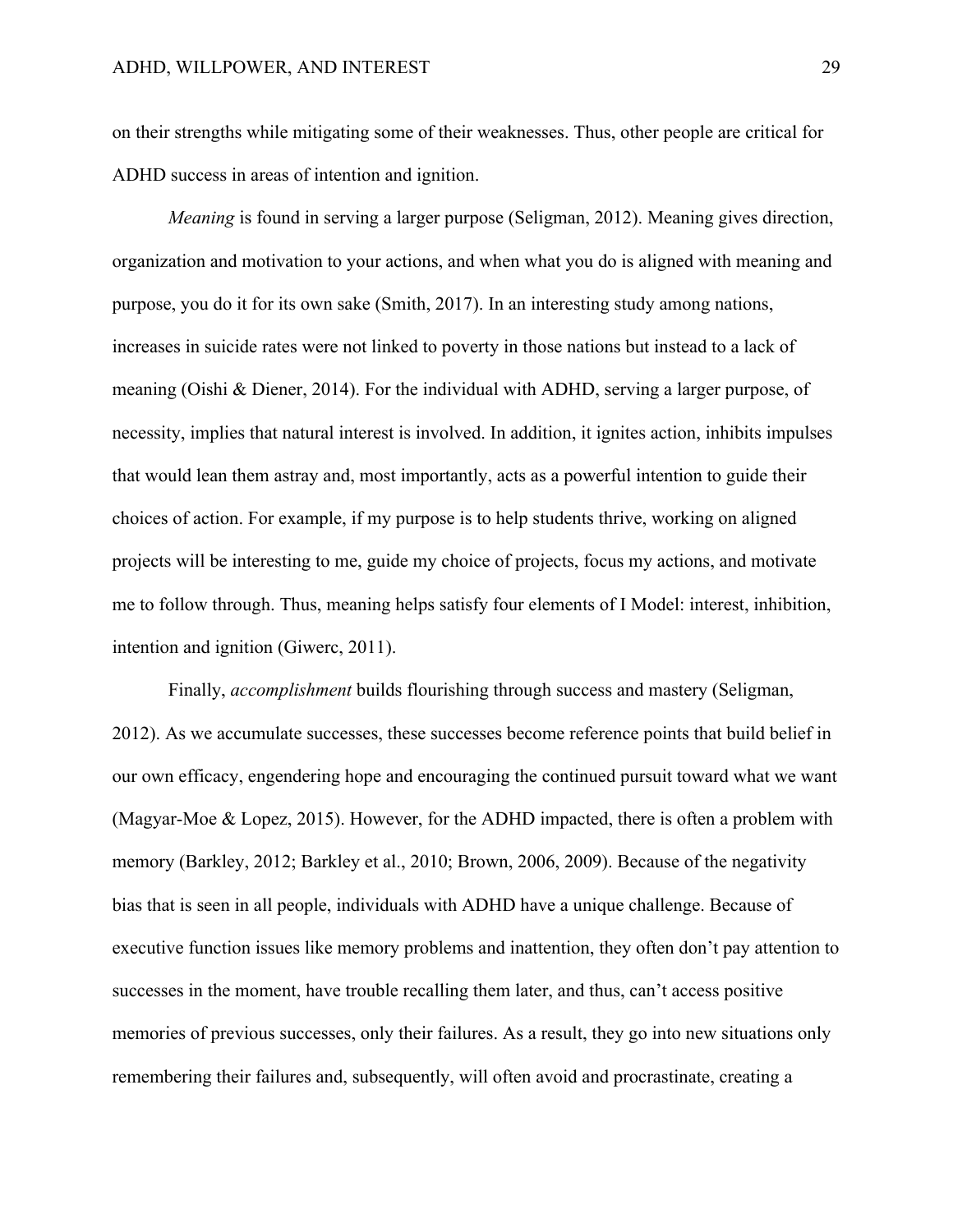on their strengths while mitigating some of their weaknesses. Thus, other people are critical for ADHD success in areas of intention and ignition.

*Meaning* is found in serving a larger purpose (Seligman, 2012). Meaning gives direction, organization and motivation to your actions, and when what you do is aligned with meaning and purpose, you do it for its own sake (Smith, 2017). In an interesting study among nations, increases in suicide rates were not linked to poverty in those nations but instead to a lack of meaning (Oishi & Diener, 2014). For the individual with ADHD, serving a larger purpose, of necessity, implies that natural interest is involved. In addition, it ignites action, inhibits impulses that would lean them astray and, most importantly, acts as a powerful intention to guide their choices of action. For example, if my purpose is to help students thrive, working on aligned projects will be interesting to me, guide my choice of projects, focus my actions, and motivate me to follow through. Thus, meaning helps satisfy four elements of I Model: interest, inhibition, intention and ignition (Giwerc, 2011).

Finally, *accomplishment* builds flourishing through success and mastery (Seligman, 2012). As we accumulate successes, these successes become reference points that build belief in our own efficacy, engendering hope and encouraging the continued pursuit toward what we want (Magyar-Moe & Lopez, 2015). However, for the ADHD impacted, there is often a problem with memory (Barkley, 2012; Barkley et al., 2010; Brown, 2006, 2009). Because of the negativity bias that is seen in all people, individuals with ADHD have a unique challenge. Because of executive function issues like memory problems and inattention, they often don't pay attention to successes in the moment, have trouble recalling them later, and thus, can't access positive memories of previous successes, only their failures. As a result, they go into new situations only remembering their failures and, subsequently, will often avoid and procrastinate, creating a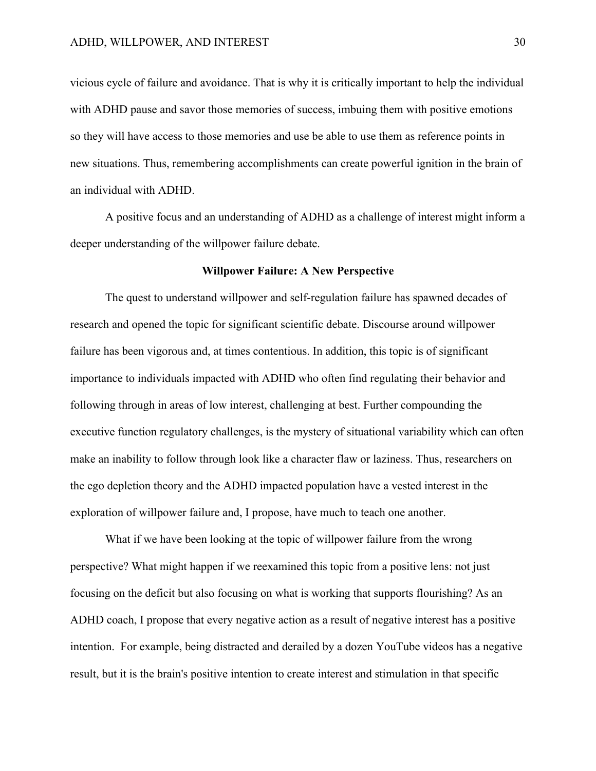vicious cycle of failure and avoidance. That is why it is critically important to help the individual with ADHD pause and savor those memories of success, imbuing them with positive emotions so they will have access to those memories and use be able to use them as reference points in new situations. Thus, remembering accomplishments can create powerful ignition in the brain of an individual with ADHD.

A positive focus and an understanding of ADHD as a challenge of interest might inform a deeper understanding of the willpower failure debate.

## Willpower Failure: A New Perspective

The quest to understand willpower and self-regulation failure has spawned decades of research and opened the topic for significant scientific debate. Discourse around willpower failure has been vigorous and, at times contentious. In addition, this topic is of significant importance to individuals impacted with ADHD who often find regulating their behavior and following through in areas of low interest, challenging at best. Further compounding the executive function regulatory challenges, is the mystery of situational variability which can often make an inability to follow through look like a character flaw or laziness. Thus, researchers on the ego depletion theory and the ADHD impacted population have a vested interest in the exploration of willpower failure and, I propose, have much to teach one another.

What if we have been looking at the topic of willpower failure from the wrong perspective? What might happen if we reexamined this topic from a positive lens: not just focusing on the deficit but also focusing on what is working that supports flourishing? As an ADHD coach, I propose that every negative action as a result of negative interest has a positive intention. For example, being distracted and derailed by a dozen YouTube videos has a negative result, but it is the brain's positive intention to create interest and stimulation in that specific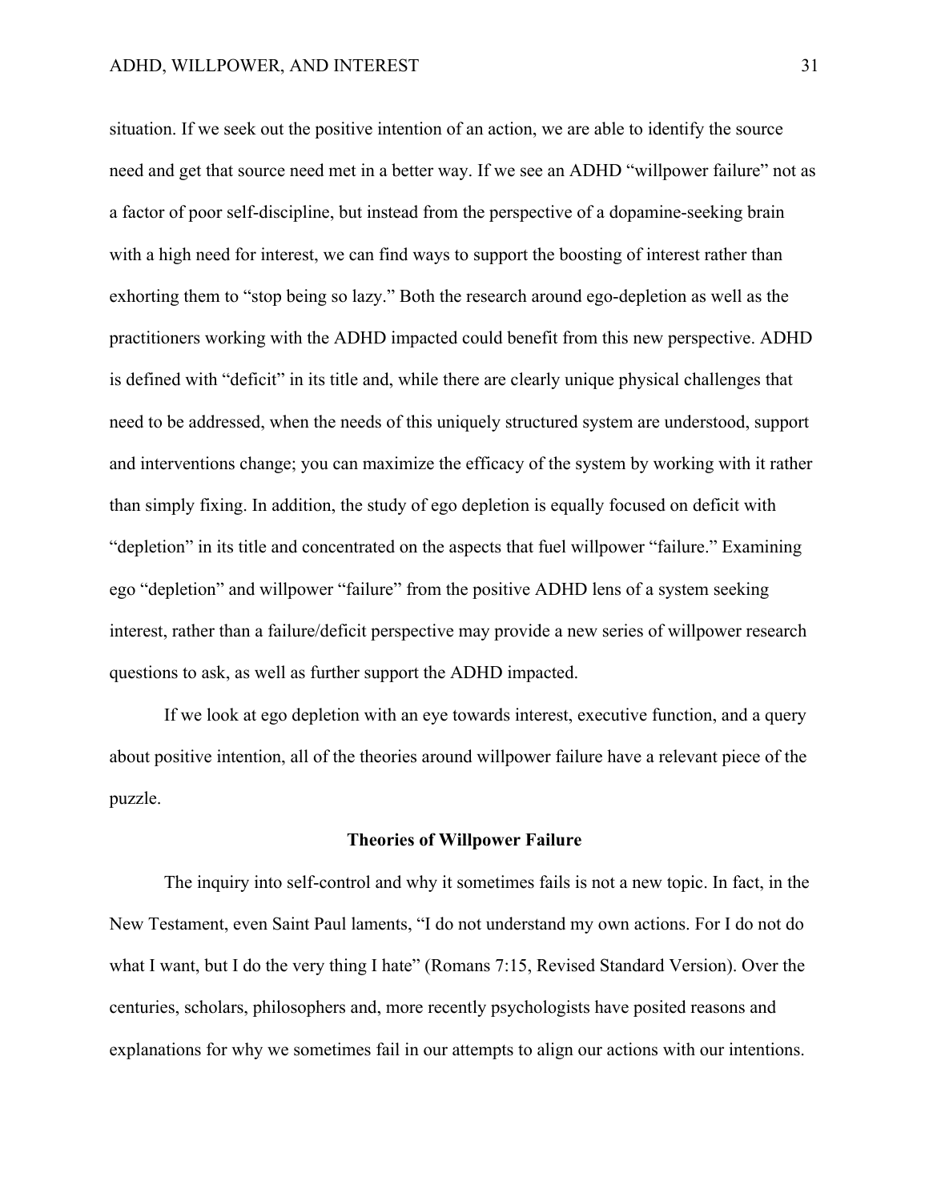situation. If we seek out the positive intention of an action, we are able to identify the source need and get that source need met in a better way. If we see an ADHD "willpower failure" not as a factor of poor self-discipline, but instead from the perspective of a dopamine-seeking brain with a high need for interest, we can find ways to support the boosting of interest rather than exhorting them to "stop being so lazy." Both the research around ego-depletion as well as the practitioners working with the ADHD impacted could benefit from this new perspective. ADHD is defined with "deficit" in its title and, while there are clearly unique physical challenges that need to be addressed, when the needs of this uniquely structured system are understood, support and interventions change; you can maximize the efficacy of the system by working with it rather than simply fixing. In addition, the study of ego depletion is equally focused on deficit with "depletion" in its title and concentrated on the aspects that fuel willpower "failure." Examining ego "depletion" and willpower "failure" from the positive ADHD lens of a system seeking interest, rather than a failure/deficit perspective may provide a new series of willpower research questions to ask, as well as further support the ADHD impacted.

If we look at ego depletion with an eye towards interest, executive function, and a query about positive intention, all of the theories around willpower failure have a relevant piece of the puzzle.

## Theories of Willpower Failure

The inquiry into self-control and why it sometimes fails is not a new topic. In fact, in the New Testament, even Saint Paul laments, "I do not understand my own actions. For I do not do what I want, but I do the very thing I hate" (Romans 7:15, Revised Standard Version). Over the centuries, scholars, philosophers and, more recently psychologists have posited reasons and explanations for why we sometimes fail in our attempts to align our actions with our intentions.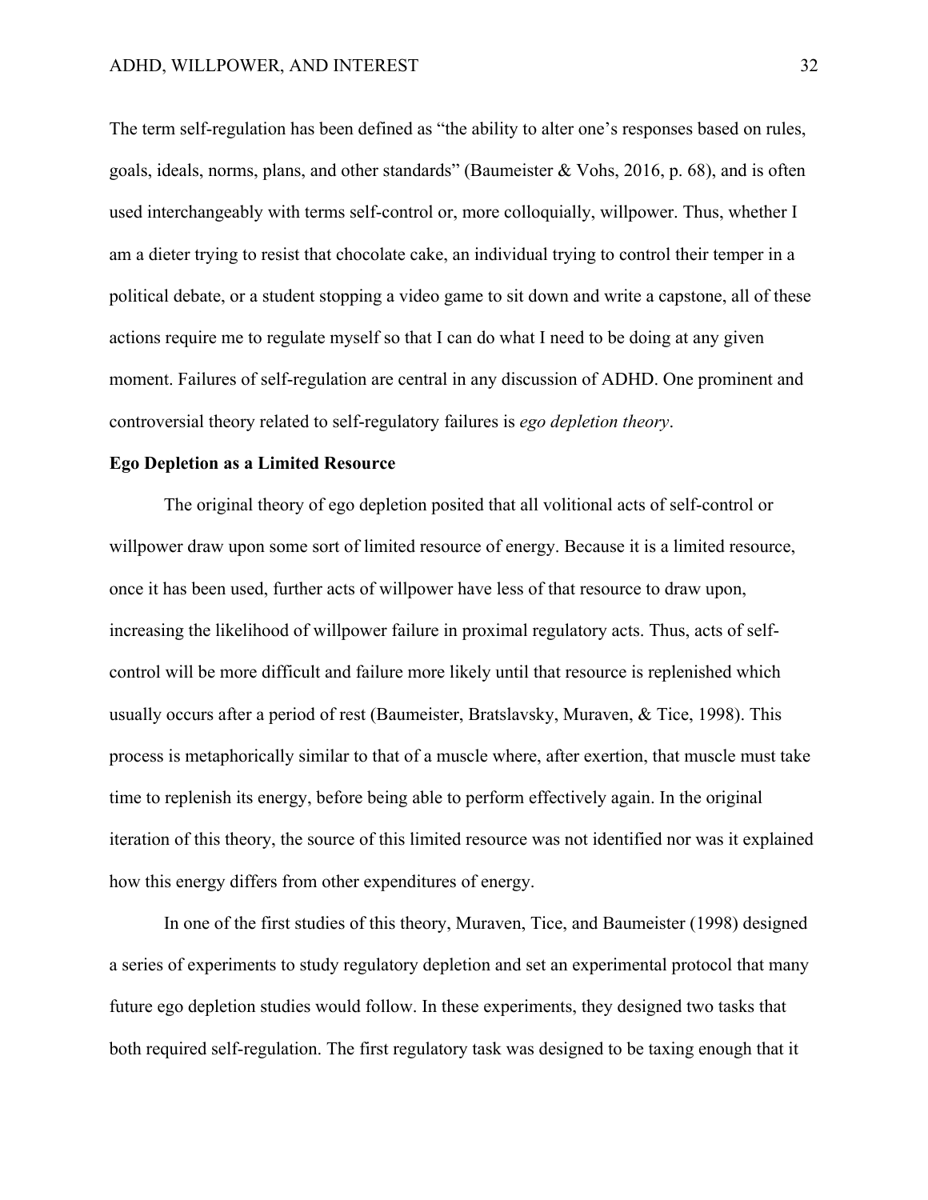The term self-regulation has been defined as "the ability to alter one's responses based on rules, goals, ideals, norms, plans, and other standards" (Baumeister & Vohs, 2016, p. 68), and is often used interchangeably with terms self-control or, more colloquially, willpower. Thus, whether I am a dieter trying to resist that chocolate cake, an individual trying to control their temper in a political debate, or a student stopping a video game to sit down and write a capstone, all of these actions require me to regulate myself so that I can do what I need to be doing at any given moment. Failures of self-regulation are central in any discussion of ADHD. One prominent and controversial theory related to self-regulatory failures is *ego depletion theory*.

**Ego Depletion as a Limited Resource**

The original theory of ego depletion posited that all volitional acts of self-control or willpower draw upon some sort of limited resource of energy. Because it is a limited resource, once it has been used, further acts of willpower have less of that resource to draw upon, increasing the likelihood of willpower failure in proximal regulatory acts. Thus, acts of self-control will be more difficult and failure more likely until that resource is replenished which usually occurs after a period of rest (Baumeister, Bratslavsky, Muraven, & Tice, 1998). This process is metaphorically similar to that of a muscle where, after exertion, that muscle must take time to replenish its energy, before being able to perform effectively again. In the original iteration of this theory, the source of this limited resource was not identified nor was it explained how this energy differs from other expenditures of energy.

In one of the first studies of this theory, Muraven, Tice, and Baumeister (1998) designed a series of experiments to study regulatory depletion and set an experimental protocol that many future ego depletion studies would follow. In these experiments, they designed two tasks that both required self-regulation. The first regulatory task was designed to be taxing enough that it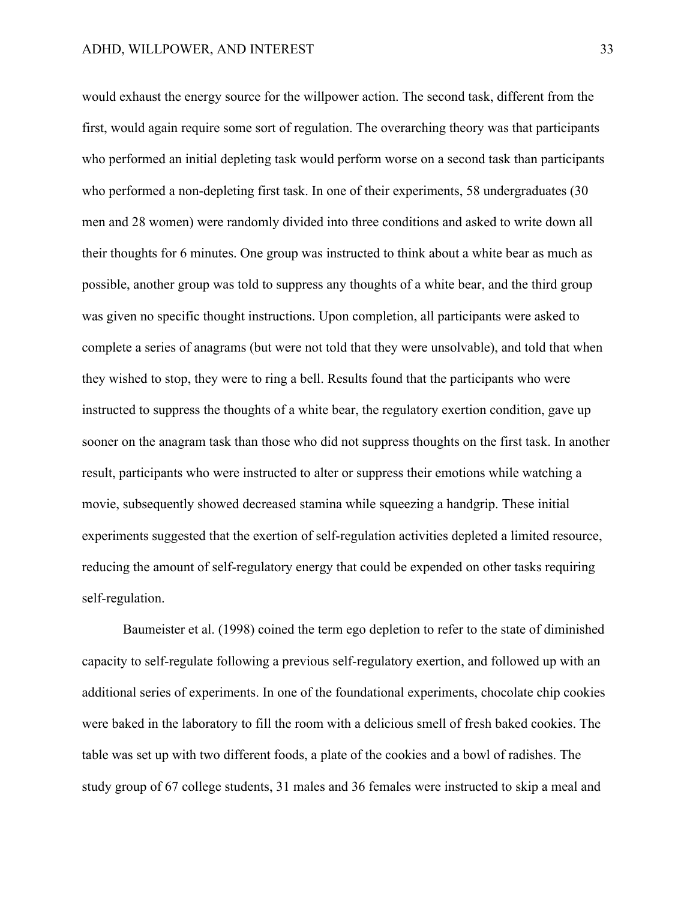would exhaust the energy source for the willpower action. The second task, different from the first, would again require some sort of regulation. The overarching theory was that participants who performed an initial depleting task would perform worse on a second task than participants who performed a non-depleting first task. In one of their experiments, 58 undergraduates (30 men and 28 women) were randomly divided into three conditions and asked to write down all their thoughts for 6 minutes. One group was instructed to think about a white bear as much as possible, another group was told to suppress any thoughts of a white bear, and the third group was given no specific thought instructions. Upon completion, all participants were asked to complete a series of anagrams (but were not told that they were unsolvable), and told that when they wished to stop, they were to ring a bell. Results found that the participants who were instructed to suppress the thoughts of a white bear, the regulatory exertion condition, gave up sooner on the anagram task than those who did not suppress thoughts on the first task. In another result, participants who were instructed to alter or suppress their emotions while watching a movie, subsequently showed decreased stamina while squeezing a handgrip. These initial experiments suggested that the exertion of self-regulation activities depleted a limited resource, reducing the amount of self-regulatory energy that could be expended on other tasks requiring self-regulation.

Baumeister et al. (1998) coined the term ego depletion to refer to the state of diminished capacity to self-regulate following a previous self-regulatory exertion, and followed up with an additional series of experiments. In one of the foundational experiments, chocolate chip cookies were baked in the laboratory to fill the room with a delicious smell of fresh baked cookies. The table was set up with two different foods, a plate of the cookies and a bowl of radishes. The study group of 67 college students, 31 males and 36 females were instructed to skip a meal and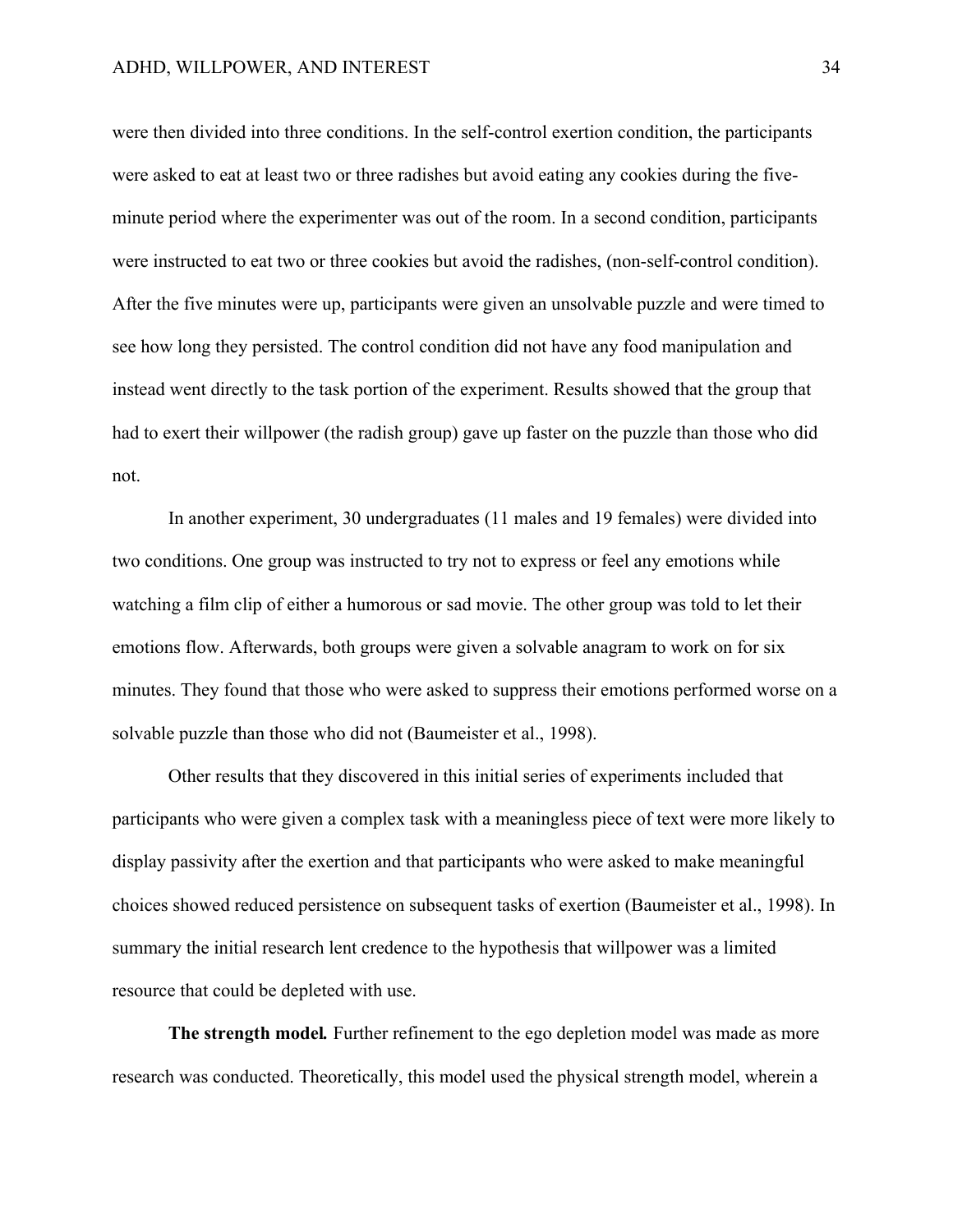were then divided into three conditions. In the self-control exertion condition, the participants were asked to eat at least two or three radishes but avoid eating any cookies during the five-minute period where the experimenter was out of the room. In a second condition, participants were instructed to eat two or three cookies but avoid the radishes, (non-self-control condition). After the five minutes were up, participants were given an unsolvable puzzle and were timed to see how long they persisted. The control condition did not have any food manipulation and instead went directly to the task portion of the experiment. Results showed that the group that had to exert their willpower (the radish group) gave up faster on the puzzle than those who did not.

In another experiment, 30 undergraduates (11 males and 19 females) were divided into two conditions. One group was instructed to try not to express or feel any emotions while watching a film clip of either a humorous or sad movie. The other group was told to let their emotions flow. Afterwards, both groups were given a solvable anagram to work on for six minutes. They found that those who were asked to suppress their emotions performed worse on a solvable puzzle than those who did not (Baumeister et al., 1998).

Other results that they discovered in this initial series of experiments included that participants who were given a complex task with a meaningless piece of text were more likely to display passivity after the exertion and that participants who were asked to make meaningful choices showed reduced persistence on subsequent tasks of exertion (Baumeister et al., 1998). In summary the initial research lent credence to the hypothesis that willpower was a limited resource that could be depleted with use.

**The strength model.** Further refinement to the ego depletion model was made as more research was conducted. Theoretically, this model used the physical strength model, wherein a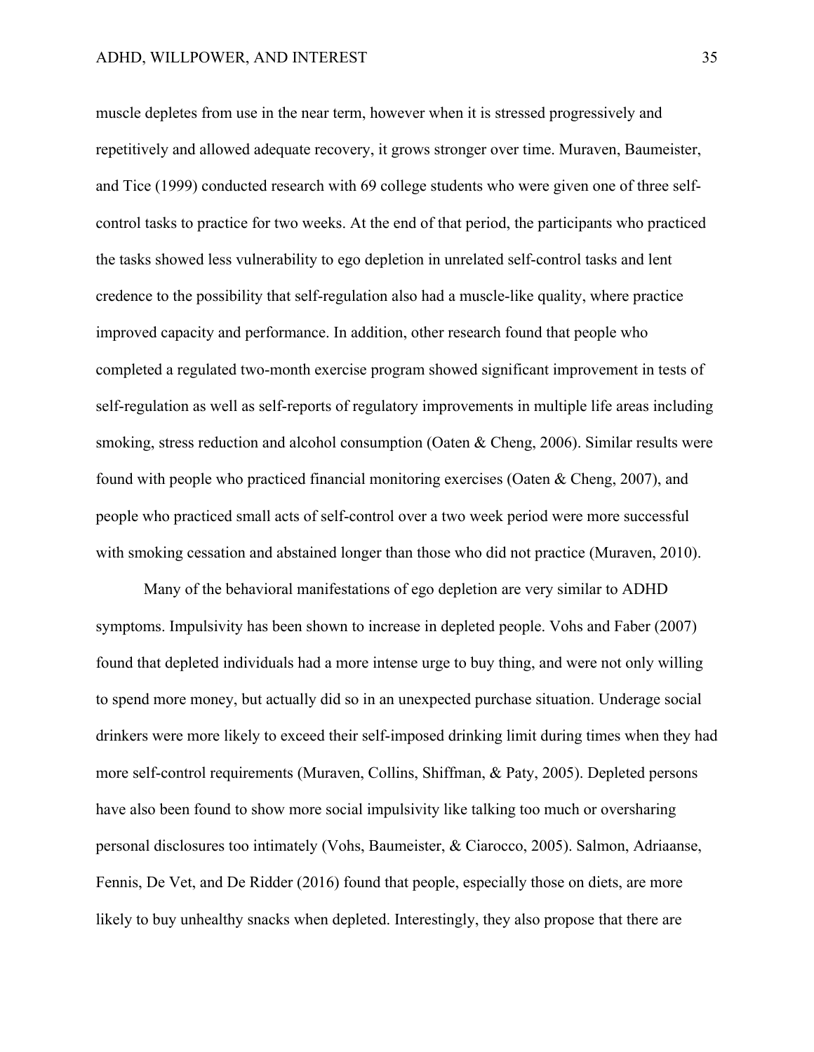muscle depletes from use in the near term, however when it is stressed progressively and repetitively and allowed adequate recovery, it grows stronger over time. Muraven, Baumeister, and Tice (1999) conducted research with 69 college students who were given one of three self-control tasks to practice for two weeks. At the end of that period, the participants who practiced the tasks showed less vulnerability to ego depletion in unrelated self-control tasks and lent credence to the possibility that self-regulation also had a muscle-like quality, where practice improved capacity and performance. In addition, other research found that people who completed a regulated two-month exercise program showed significant improvement in tests of self-regulation as well as self-reports of regulatory improvements in multiple life areas including smoking, stress reduction and alcohol consumption (Oaten & Cheng, 2006). Similar results were found with people who practiced financial monitoring exercises (Oaten & Cheng, 2007), and people who practiced small acts of self-control over a two week period were more successful with smoking cessation and abstained longer than those who did not practice (Muraven, 2010).

Many of the behavioral manifestations of ego depletion are very similar to ADHD symptoms. Impulsivity has been shown to increase in depleted people. Vohs and Faber (2007) found that depleted individuals had a more intense urge to buy thing, and were not only willing to spend more money, but actually did so in an unexpected purchase situation. Underage social drinkers were more likely to exceed their self-imposed drinking limit during times when they had more self-control requirements (Muraven, Collins, Shiffman, & Paty, 2005). Depleted persons have also been found to show more social impulsivity like talking too much or oversharing personal disclosures too intimately (Vohs, Baumeister, & Ciarocco, 2005). Salmon, Adriaanse, Fennis, De Vet, and De Ridder (2016) found that people, especially those on diets, are more likely to buy unhealthy snacks when depleted. Interestingly, they also propose that there are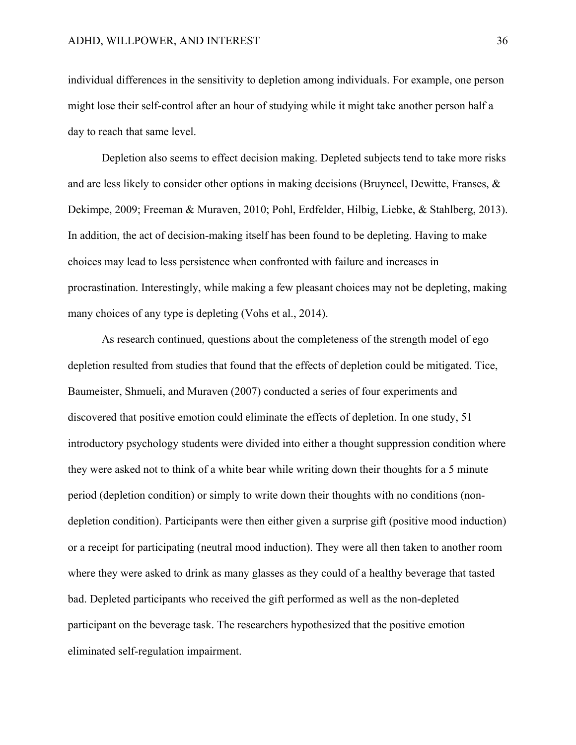individual differences in the sensitivity to depletion among individuals. For example, one person might lose their self-control after an hour of studying while it might take another person half a day to reach that same level.

Depletion also seems to effect decision making. Depleted subjects tend to take more risks and are less likely to consider other options in making decisions (Bruyneel, Dewitte, Franses, & Dekimpe, 2009; Freeman & Muraven, 2010; Pohl, Erdfelder, Hilbig, Liebke, & Stahlberg, 2013). In addition, the act of decision-making itself has been found to be depleting. Having to make choices may lead to less persistence when confronted with failure and increases in procrastination. Interestingly, while making a few pleasant choices may not be depleting, making many choices of any type is depleting (Vohs et al., 2014).

As research continued, questions about the completeness of the strength model of ego depletion resulted from studies that found that the effects of depletion could be mitigated. Tice, Baumeister, Shmueli, and Muraven (2007) conducted a series of four experiments and discovered that positive emotion could eliminate the effects of depletion. In one study, 51 introductory psychology students were divided into either a thought suppression condition where they were asked not to think of a white bear while writing down their thoughts for a 5 minute period (depletion condition) or simply to write down their thoughts with no conditions (non-depletion condition). Participants were then either given a surprise gift (positive mood induction) or a receipt for participating (neutral mood induction). They were all then taken to another room where they were asked to drink as many glasses as they could of a healthy beverage that tasted bad. Depleted participants who received the gift performed as well as the non-depleted participant on the beverage task. The researchers hypothesized that the positive emotion eliminated self-regulation impairment.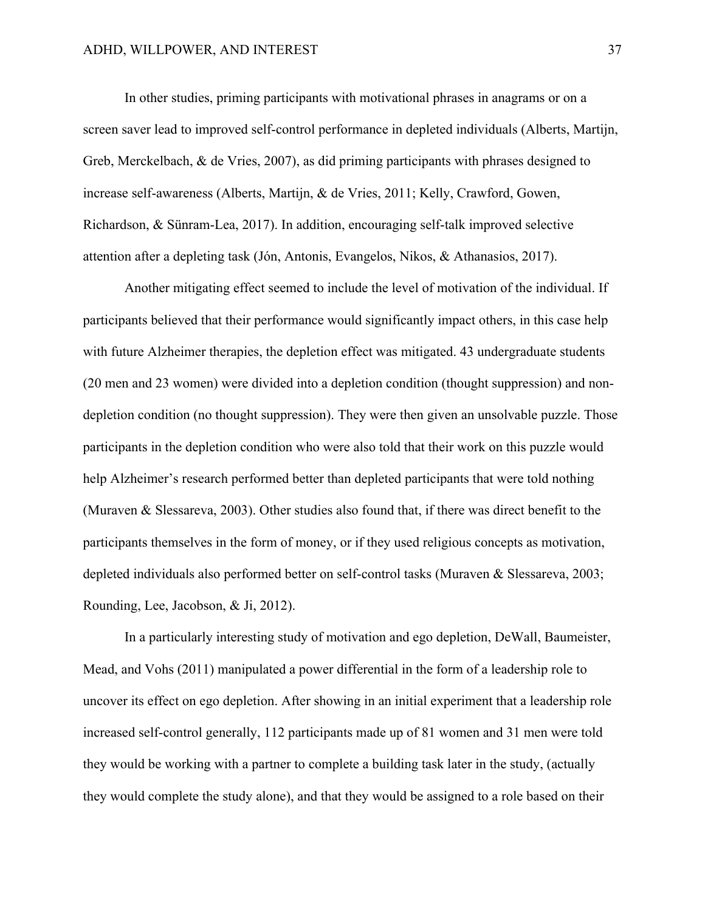In other studies, priming participants with motivational phrases in anagrams or on a screen saver lead to improved self-control performance in depleted individuals (Alberts, Martijn, Greb, Merckelbach, & de Vries, 2007), as did priming participants with phrases designed to increase self-awareness (Alberts, Martijn, & de Vries, 2011; Kelly, Crawford, Gowen, Richardson, & Sünram-Lea, 2017). In addition, encouraging self-talk improved selective attention after a depleting task (Jón, Antonis, Evangelos, Nikos, & Athanasios, 2017).

Another mitigating effect seemed to include the level of motivation of the individual. If participants believed that their performance would significantly impact others, in this case help with future Alzheimer therapies, the depletion effect was mitigated. 43 undergraduate students (20 men and 23 women) were divided into a depletion condition (thought suppression) and non-depletion condition (no thought suppression). They were then given an unsolvable puzzle. Those participants in the depletion condition who were also told that their work on this puzzle would help Alzheimer's research performed better than depleted participants that were told nothing (Muraven & Slessareva, 2003). Other studies also found that, if there was direct benefit to the participants themselves in the form of money, or if they used religious concepts as motivation, depleted individuals also performed better on self-control tasks (Muraven & Slessareva, 2003; Rounding, Lee, Jacobson, & Ji, 2012).

In a particularly interesting study of motivation and ego depletion, DeWall, Baumeister, Mead, and Vohs (2011) manipulated a power differential in the form of a leadership role to uncover its effect on ego depletion. After showing in an initial experiment that a leadership role increased self-control generally, 112 participants made up of 81 women and 31 men were told they would be working with a partner to complete a building task later in the study, (actually they would complete the study alone), and that they would be assigned to a role based on their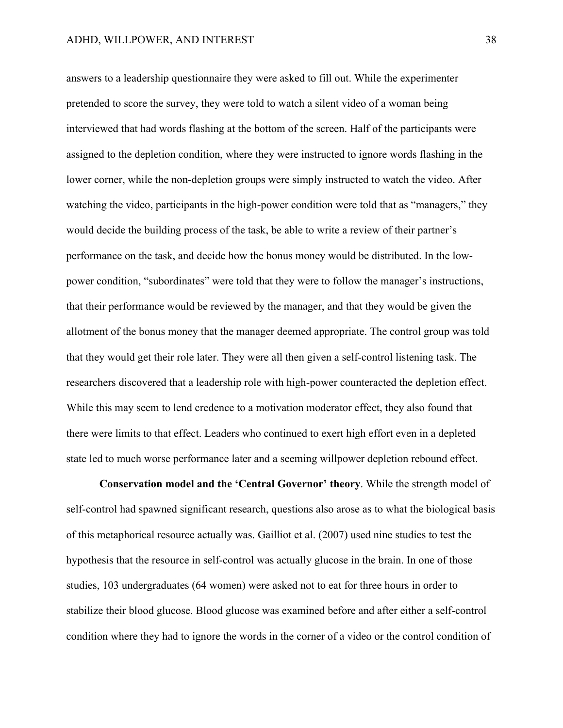answers to a leadership questionnaire they were asked to fill out. While the experimenter pretended to score the survey, they were told to watch a silent video of a woman being interviewed that had words flashing at the bottom of the screen. Half of the participants were assigned to the depletion condition, where they were instructed to ignore words flashing in the lower corner, while the non-depletion groups were simply instructed to watch the video. After watching the video, participants in the high-power condition were told that as "managers," they would decide the building process of the task, be able to write a review of their partner's performance on the task, and decide how the bonus money would be distributed. In the low-power condition, "subordinates" were told that they were to follow the manager's instructions, that their performance would be reviewed by the manager, and that they would be given the allotment of the bonus money that the manager deemed appropriate. The control group was told that they would get their role later. They were all then given a self-control listening task. The researchers discovered that a leadership role with high-power counteracted the depletion effect. While this may seem to lend credence to a motivation moderator effect, they also found that there were limits to that effect. Leaders who continued to exert high effort even in a depleted state led to much worse performance later and a seeming willpower depletion rebound effect.

**Conservation model and the 'Central Governor' theory**. While the strength model of self-control had spawned significant research, questions also arose as to what the biological basis of this metaphorical resource actually was. Gailliot et al. (2007) used nine studies to test the hypothesis that the resource in self-control was actually glucose in the brain. In one of those studies, 103 undergraduates (64 women) were asked not to eat for three hours in order to stabilize their blood glucose. Blood glucose was examined before and after either a self-control condition where they had to ignore the words in the corner of a video or the control condition of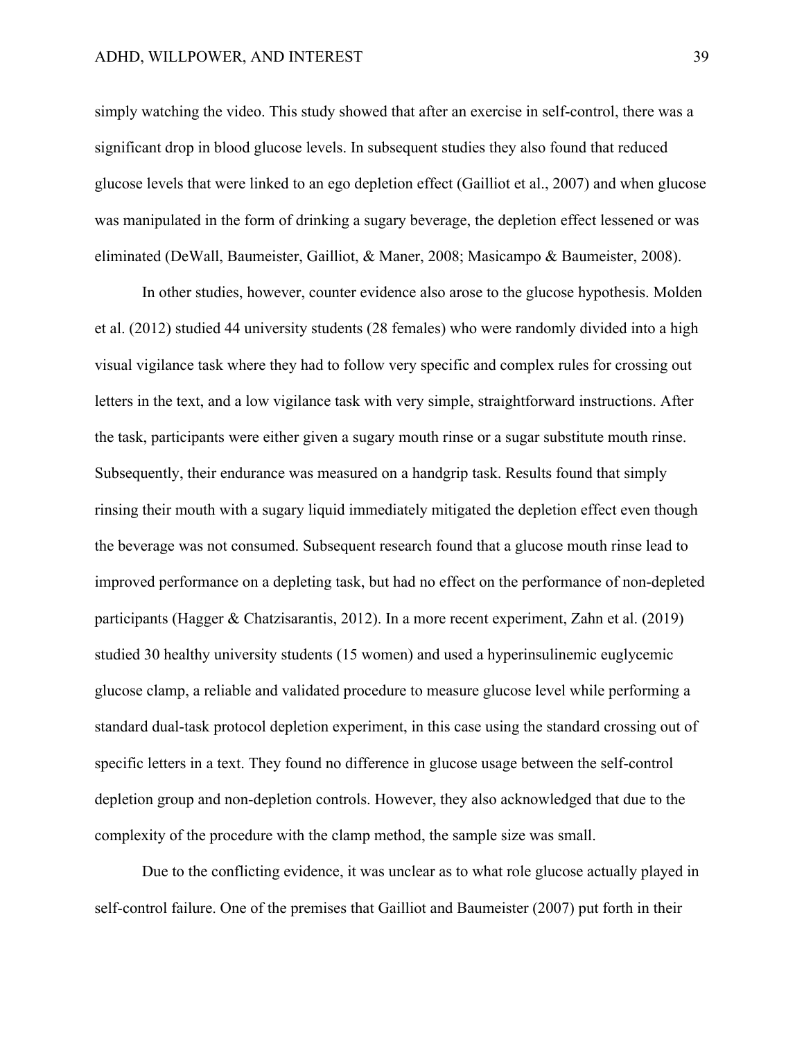simply watching the video. This study showed that after an exercise in self-control, there was a significant drop in blood glucose levels. In subsequent studies they also found that reduced glucose levels that were linked to an ego depletion effect (Gailliot et al., 2007) and when glucose was manipulated in the form of drinking a sugary beverage, the depletion effect lessened or was eliminated (DeWall, Baumeister, Gailliot, & Maner, 2008; Masicampo & Baumeister, 2008).

In other studies, however, counter evidence also arose to the glucose hypothesis. Molden et al. (2012) studied 44 university students (28 females) who were randomly divided into a high visual vigilance task where they had to follow very specific and complex rules for crossing out letters in the text, and a low vigilance task with very simple, straightforward instructions. After the task, participants were either given a sugary mouth rinse or a sugar substitute mouth rinse. Subsequently, their endurance was measured on a handgrip task. Results found that simply rinsing their mouth with a sugary liquid immediately mitigated the depletion effect even though the beverage was not consumed. Subsequent research found that a glucose mouth rinse lead to improved performance on a depleting task, but had no effect on the performance of non-depleted participants (Hagger & Chatzisarantis, 2012). In a more recent experiment, Zahn et al. (2019) studied 30 healthy university students (15 women) and used a hyperinsulinemic euglycemic glucose clamp, a reliable and validated procedure to measure glucose level while performing a standard dual-task protocol depletion experiment, in this case using the standard crossing out of specific letters in a text. They found no difference in glucose usage between the self-control depletion group and non-depletion controls. However, they also acknowledged that due to the complexity of the procedure with the clamp method, the sample size was small.

Due to the conflicting evidence, it was unclear as to what role glucose actually played in self-control failure. One of the premises that Gailliot and Baumeister (2007) put forth in their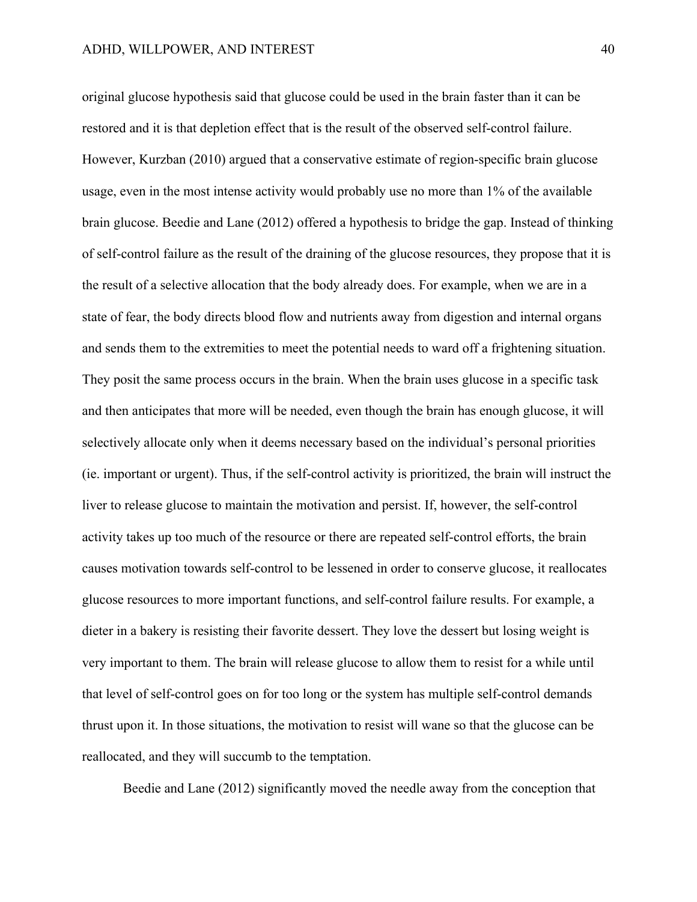original glucose hypothesis said that glucose could be used in the brain faster than it can be restored and it is that depletion effect that is the result of the observed self-control failure. However, Kurzban (2010) argued that a conservative estimate of region-specific brain glucose usage, even in the most intense activity would probably use no more than 1% of the available brain glucose. Beedie and Lane (2012) offered a hypothesis to bridge the gap. Instead of thinking of self-control failure as the result of the draining of the glucose resources, they propose that it is the result of a selective allocation that the body already does. For example, when we are in a state of fear, the body directs blood flow and nutrients away from digestion and internal organs and sends them to the extremities to meet the potential needs to ward off a frightening situation. They posit the same process occurs in the brain. When the brain uses glucose in a specific task and then anticipates that more will be needed, even though the brain has enough glucose, it will selectively allocate only when it deems necessary based on the individual's personal priorities (ie. important or urgent). Thus, if the self-control activity is prioritized, the brain will instruct the liver to release glucose to maintain the motivation and persist. If, however, the self-control activity takes up too much of the resource or there are repeated self-control efforts, the brain causes motivation towards self-control to be lessened in order to conserve glucose, it reallocates glucose resources to more important functions, and self-control failure results. For example, a dieter in a bakery is resisting their favorite dessert. They love the dessert but losing weight is very important to them. The brain will release glucose to allow them to resist for a while until that level of self-control goes on for too long or the system has multiple self-control demands thrust upon it. In those situations, the motivation to resist will wane so that the glucose can be reallocated, and they will succumb to the temptation.

Beedie and Lane (2012) significantly moved the needle away from the conception that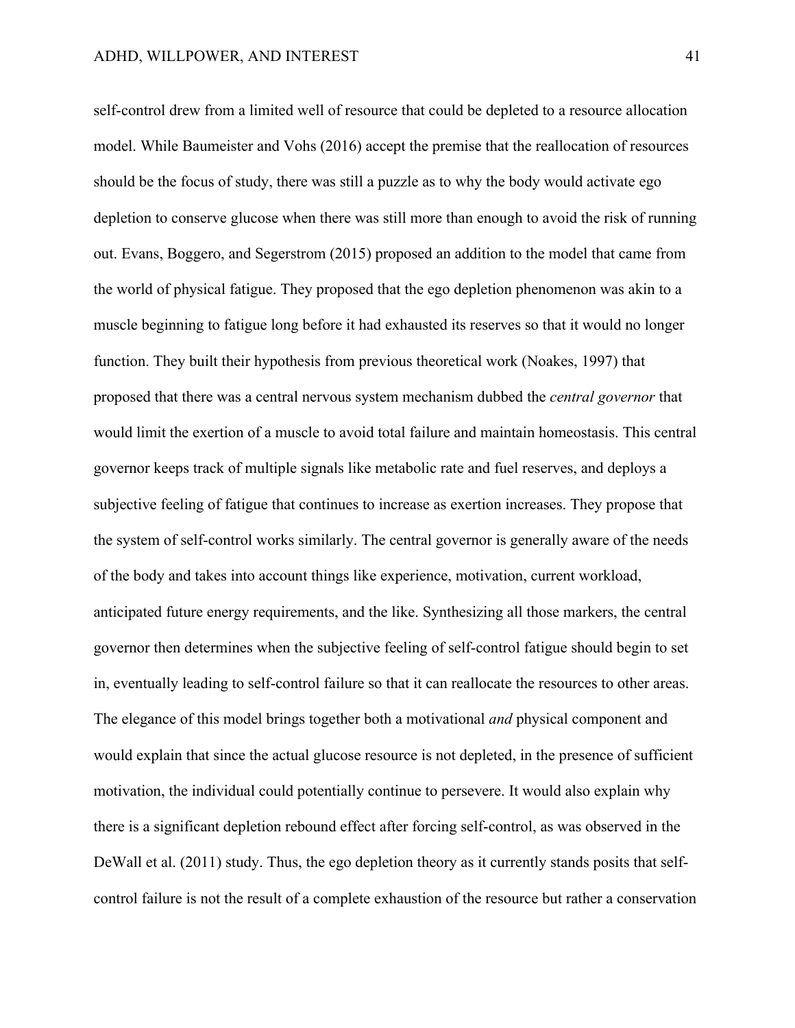self-control drew from a limited well of resource that could be depleted to a resource allocation model. While Baumeister and Vohs (2016) accept the premise that the reallocation of resources should be the focus of study, there was still a puzzle as to why the body would activate ego depletion to conserve glucose when there was still more than enough to avoid the risk of running out. Evans, Boggero, and Segerstrom (2015) proposed an addition to the model that came from the world of physical fatigue. They proposed that the ego depletion phenomenon was akin to a muscle beginning to fatigue long before it had exhausted its reserves so that it would no longer function. They built their hypothesis from previous theoretical work (Noakes, 1997) that proposed that there was a central nervous system mechanism dubbed the *central governor* that would limit the exertion of a muscle to avoid total failure and maintain homeostasis. This central governor keeps track of multiple signals like metabolic rate and fuel reserves, and deploys a subjective feeling of fatigue that continues to increase as exertion increases. They propose that the system of self-control works similarly. The central governor is generally aware of the needs of the body and takes into account things like experience, motivation, current workload, anticipated future energy requirements, and the like. Synthesizing all those markers, the central governor then determines when the subjective feeling of self-control fatigue should begin to set in, eventually leading to self-control failure so that it can reallocate the resources to other areas. The elegance of this model brings together both a motivational *and* physical component and would explain that since the actual glucose resource is not depleted, in the presence of sufficient motivation, the individual could potentially continue to persevere. It would also explain why there is a significant depletion rebound effect after forcing self-control, as was observed in the DeWall et al. (2011) study. Thus, the ego depletion theory as it currently stands posits that self-control failure is not the result of a complete exhaustion of the resource but rather a conservation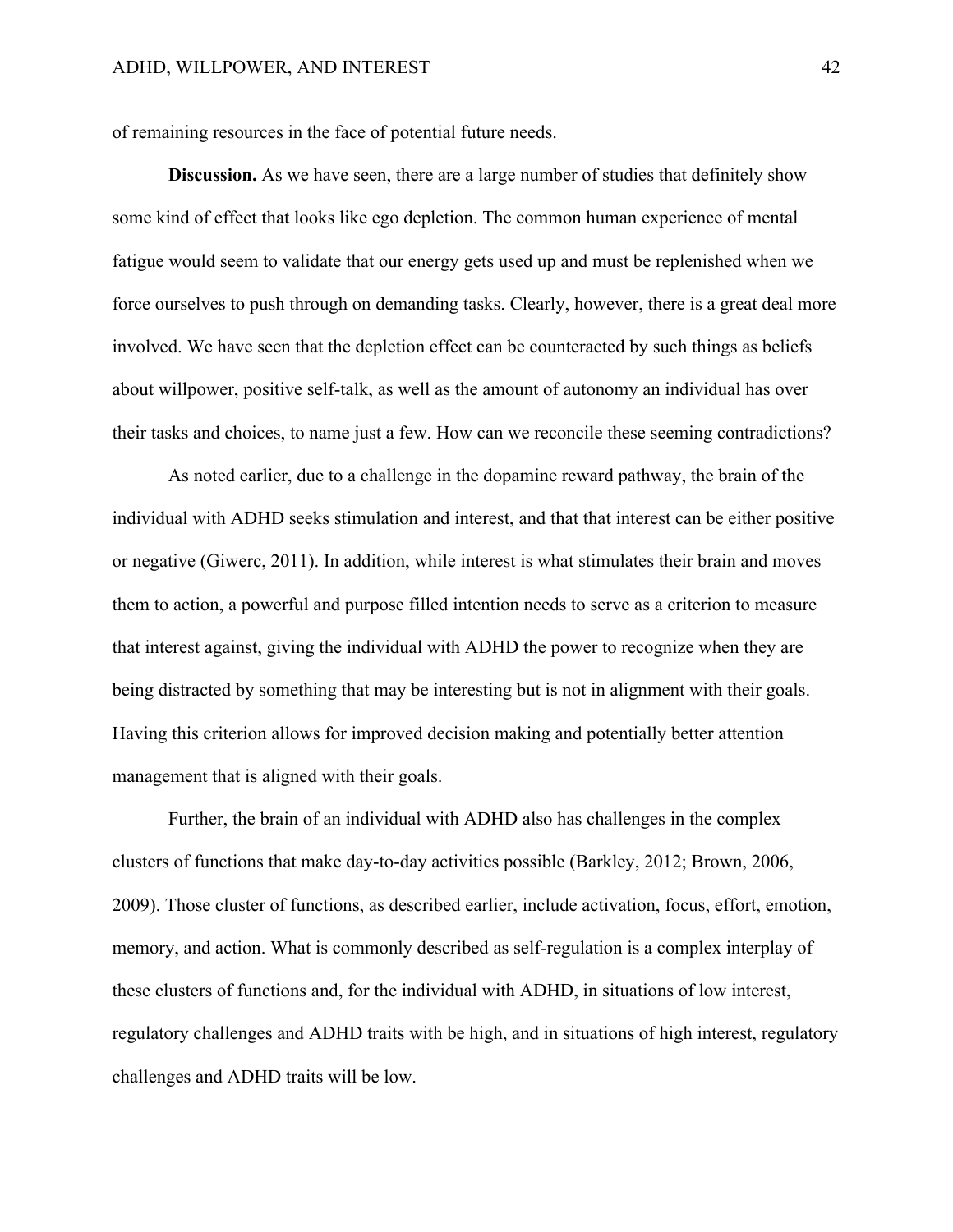of remaining resources in the face of potential future needs.

**Discussion.** As we have seen, there are a large number of studies that definitely show some kind of effect that looks like ego depletion. The common human experience of mental fatigue would seem to validate that our energy gets used up and must be replenished when we force ourselves to push through on demanding tasks. Clearly, however, there is a great deal more involved. We have seen that the depletion effect can be counteracted by such things as beliefs about willpower, positive self-talk, as well as the amount of autonomy an individual has over their tasks and choices, to name just a few. How can we reconcile these seeming contradictions?

As noted earlier, due to a challenge in the dopamine reward pathway, the brain of the individual with ADHD seeks stimulation and interest, and that that interest can be either positive or negative (Giwerc, 2011). In addition, while interest is what stimulates their brain and moves them to action, a powerful and purpose filled intention needs to serve as a criterion to measure that interest against, giving the individual with ADHD the power to recognize when they are being distracted by something that may be interesting but is not in alignment with their goals. Having this criterion allows for improved decision making and potentially better attention management that is aligned with their goals.

Further, the brain of an individual with ADHD also has challenges in the complex clusters of functions that make day-to-day activities possible (Barkley, 2012; Brown, 2006, 2009). Those cluster of functions, as described earlier, include activation, focus, effort, emotion, memory, and action. What is commonly described as self-regulation is a complex interplay of these clusters of functions and, for the individual with ADHD, in situations of low interest, regulatory challenges and ADHD traits with be high, and in situations of high interest, regulatory challenges and ADHD traits will be low.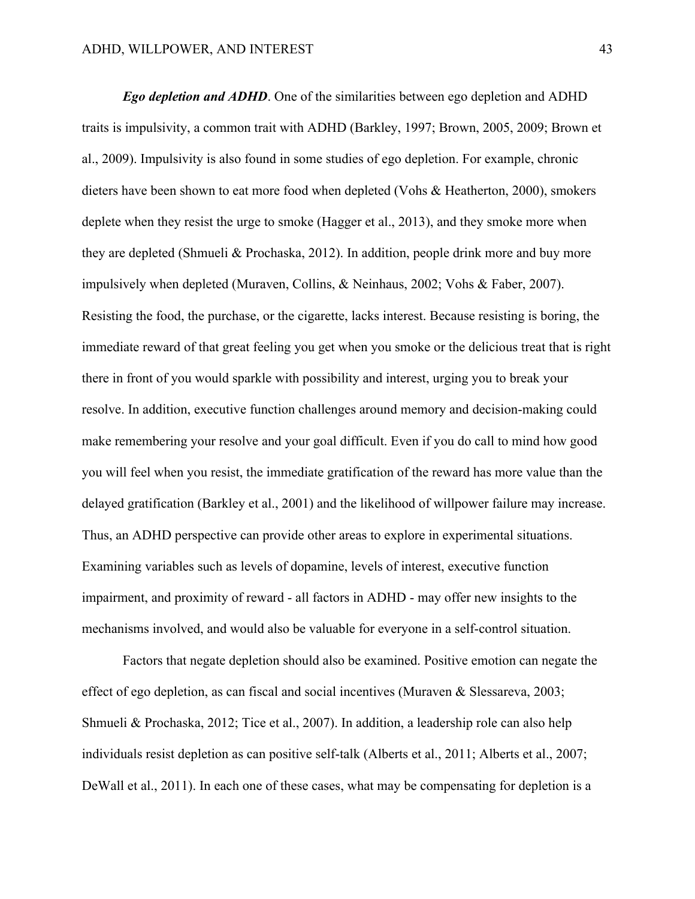***Ego depletion and ADHD***. One of the similarities between ego depletion and ADHD traits is impulsivity, a common trait with ADHD (Barkley, 1997; Brown, 2005, 2009; Brown et al., 2009). Impulsivity is also found in some studies of ego depletion. For example, chronic dieters have been shown to eat more food when depleted (Vohs & Heatherton, 2000), smokers deplete when they resist the urge to smoke (Hagger et al., 2013), and they smoke more when they are depleted (Shmueli & Prochaska, 2012). In addition, people drink more and buy more impulsively when depleted (Muraven, Collins, & Neinhaus, 2002; Vohs & Faber, 2007). Resisting the food, the purchase, or the cigarette, lacks interest. Because resisting is boring, the immediate reward of that great feeling you get when you smoke or the delicious treat that is right there in front of you would sparkle with possibility and interest, urging you to break your resolve. In addition, executive function challenges around memory and decision-making could make remembering your resolve and your goal difficult. Even if you do call to mind how good you will feel when you resist, the immediate gratification of the reward has more value than the delayed gratification (Barkley et al., 2001) and the likelihood of willpower failure may increase. Thus, an ADHD perspective can provide other areas to explore in experimental situations. Examining variables such as levels of dopamine, levels of interest, executive function impairment, and proximity of reward - all factors in ADHD - may offer new insights to the mechanisms involved, and would also be valuable for everyone in a self-control situation.

Factors that negate depletion should also be examined. Positive emotion can negate the effect of ego depletion, as can fiscal and social incentives (Muraven & Slessareva, 2003; Shmueli & Prochaska, 2012; Tice et al., 2007). In addition, a leadership role can also help individuals resist depletion as can positive self-talk (Alberts et al., 2011; Alberts et al., 2007; DeWall et al., 2011). In each one of these cases, what may be compensating for depletion is a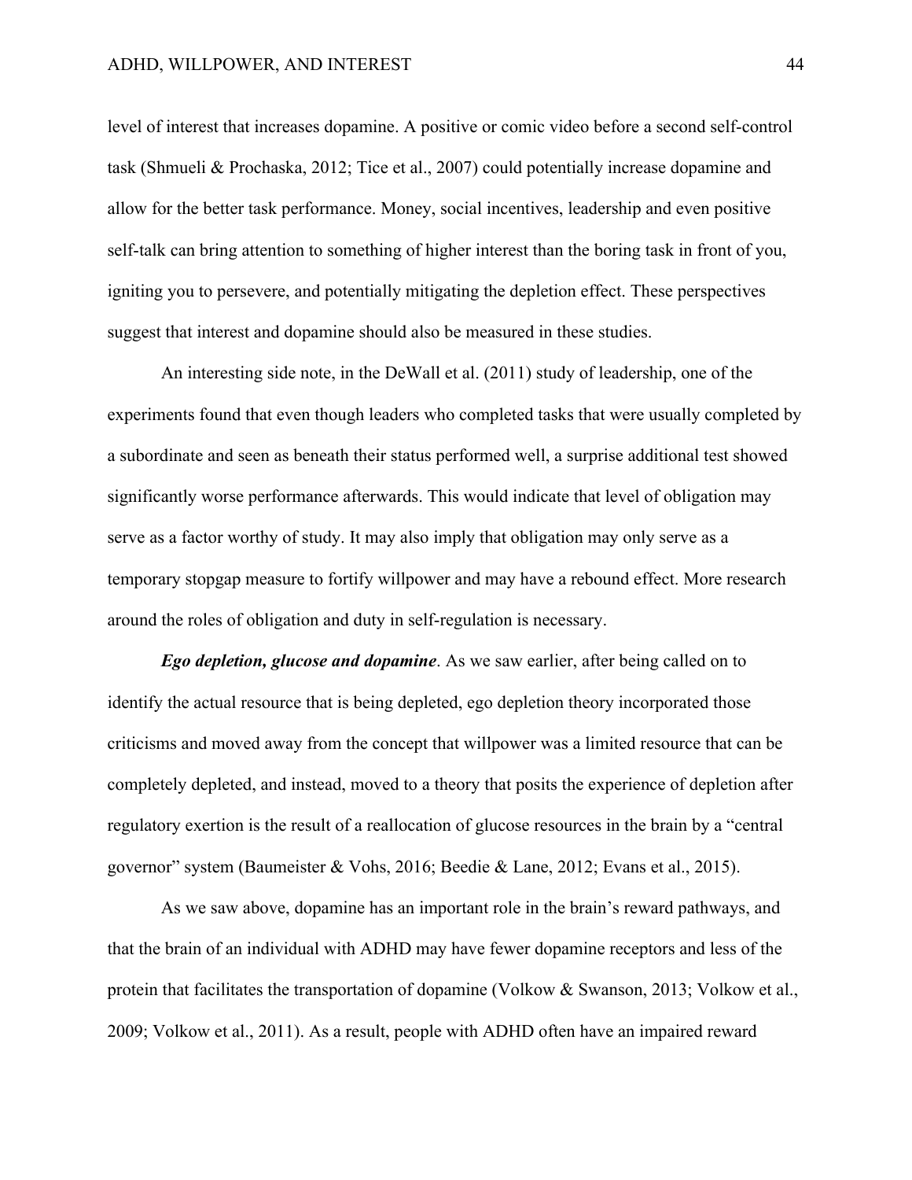level of interest that increases dopamine. A positive or comic video before a second self-control task (Shmueli & Prochaska, 2012; Tice et al., 2007) could potentially increase dopamine and allow for the better task performance. Money, social incentives, leadership and even positive self-talk can bring attention to something of higher interest than the boring task in front of you, igniting you to persevere, and potentially mitigating the depletion effect. These perspectives suggest that interest and dopamine should also be measured in these studies.

An interesting side note, in the DeWall et al. (2011) study of leadership, one of the experiments found that even though leaders who completed tasks that were usually completed by a subordinate and seen as beneath their status performed well, a surprise additional test showed significantly worse performance afterwards. This would indicate that level of obligation may serve as a factor worthy of study. It may also imply that obligation may only serve as a temporary stopgap measure to fortify willpower and may have a rebound effect. More research around the roles of obligation and duty in self-regulation is necessary.

***Ego depletion, glucose and dopamine***. As we saw earlier, after being called on to identify the actual resource that is being depleted, ego depletion theory incorporated those criticisms and moved away from the concept that willpower was a limited resource that can be completely depleted, and instead, moved to a theory that posits the experience of depletion after regulatory exertion is the result of a reallocation of glucose resources in the brain by a "central governor" system (Baumeister & Vohs, 2016; Beedie & Lane, 2012; Evans et al., 2015).

As we saw above, dopamine has an important role in the brain's reward pathways, and that the brain of an individual with ADHD may have fewer dopamine receptors and less of the protein that facilitates the transportation of dopamine (Volkow & Swanson, 2013; Volkow et al., 2009; Volkow et al., 2011). As a result, people with ADHD often have an impaired reward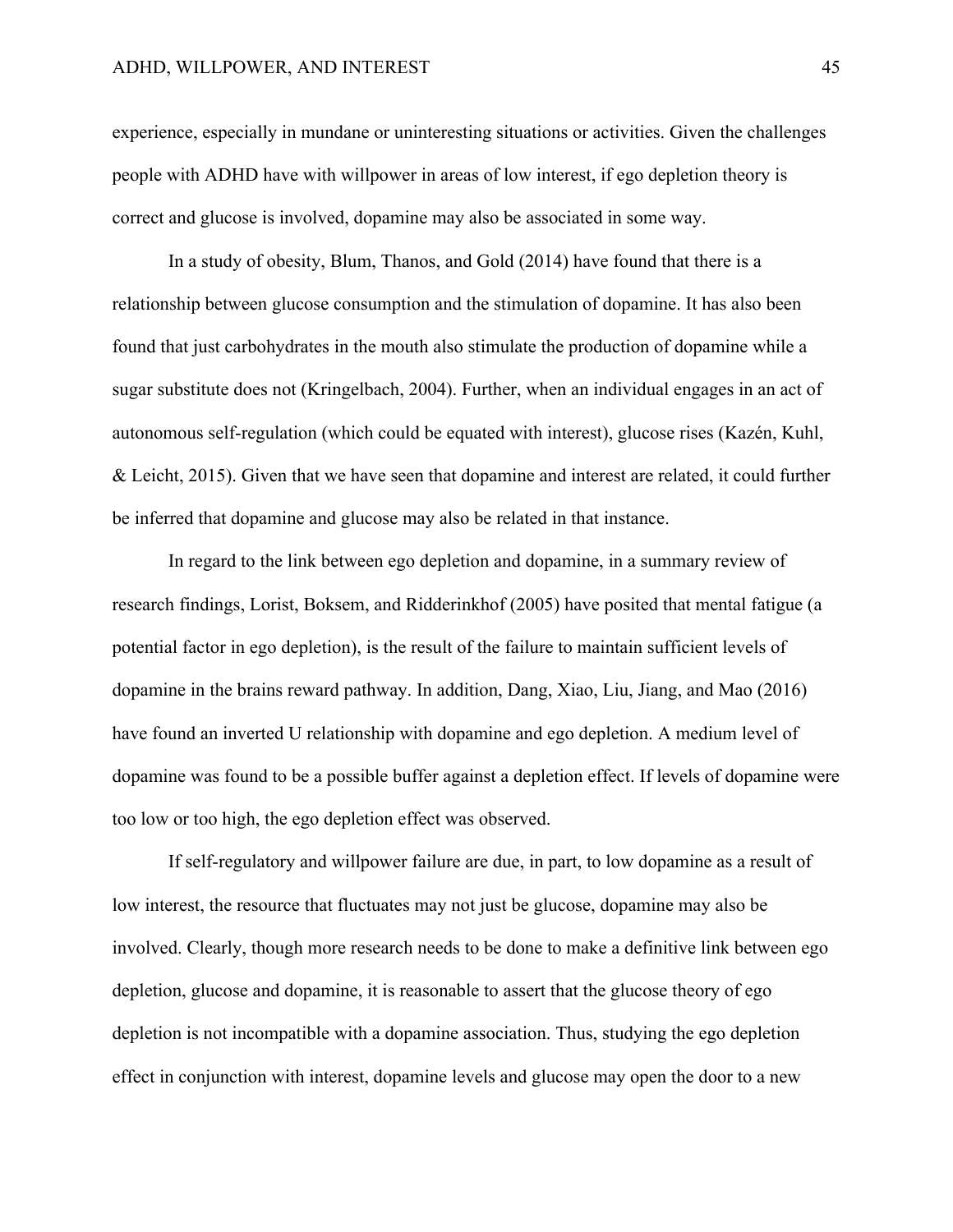experience, especially in mundane or uninteresting situations or activities. Given the challenges people with ADHD have with willpower in areas of low interest, if ego depletion theory is correct and glucose is involved, dopamine may also be associated in some way.

In a study of obesity, Blum, Thanos, and Gold (2014) have found that there is a relationship between glucose consumption and the stimulation of dopamine. It has also been found that just carbohydrates in the mouth also stimulate the production of dopamine while a sugar substitute does not (Kringelbach, 2004). Further, when an individual engages in an act of autonomous self-regulation (which could be equated with interest), glucose rises (Kazén, Kuhl, & Leicht, 2015). Given that we have seen that dopamine and interest are related, it could further be inferred that dopamine and glucose may also be related in that instance.

In regard to the link between ego depletion and dopamine, in a summary review of research findings, Lorist, Boksem, and Ridderinkhof (2005) have posited that mental fatigue (a potential factor in ego depletion), is the result of the failure to maintain sufficient levels of dopamine in the brains reward pathway. In addition, Dang, Xiao, Liu, Jiang, and Mao (2016) have found an inverted U relationship with dopamine and ego depletion. A medium level of dopamine was found to be a possible buffer against a depletion effect. If levels of dopamine were too low or too high, the ego depletion effect was observed.

If self-regulatory and willpower failure are due, in part, to low dopamine as a result of low interest, the resource that fluctuates may not just be glucose, dopamine may also be involved. Clearly, though more research needs to be done to make a definitive link between ego depletion, glucose and dopamine, it is reasonable to assert that the glucose theory of ego depletion is not incompatible with a dopamine association. Thus, studying the ego depletion effect in conjunction with interest, dopamine levels and glucose may open the door to a new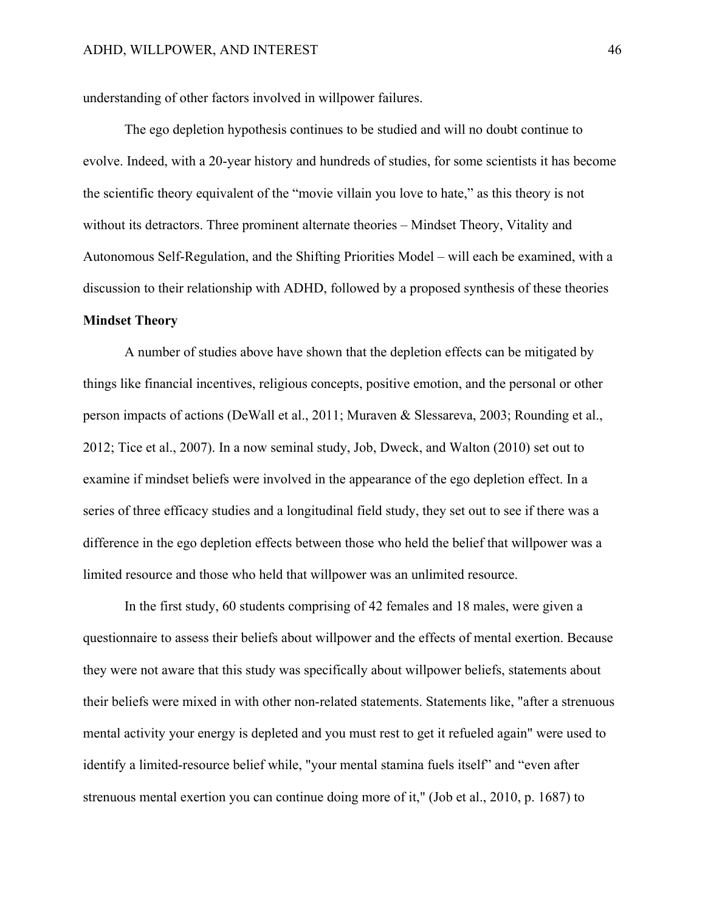understanding of other factors involved in willpower failures.

The ego depletion hypothesis continues to be studied and will no doubt continue to evolve. Indeed, with a 20-year history and hundreds of studies, for some scientists it has become the scientific theory equivalent of the "movie villain you love to hate," as this theory is not without its detractors. Three prominent alternate theories – Mindset Theory, Vitality and Autonomous Self-Regulation, and the Shifting Priorities Model – will each be examined, with a discussion to their relationship with ADHD, followed by a proposed synthesis of these theories

**Mindset Theory**

A number of studies above have shown that the depletion effects can be mitigated by things like financial incentives, religious concepts, positive emotion, and the personal or other person impacts of actions (DeWall et al., 2011; Muraven & Slessareva, 2003; Rounding et al., 2012; Tice et al., 2007). In a now seminal study, Job, Dweck, and Walton (2010) set out to examine if mindset beliefs were involved in the appearance of the ego depletion effect. In a series of three efficacy studies and a longitudinal field study, they set out to see if there was a difference in the ego depletion effects between those who held the belief that willpower was a limited resource and those who held that willpower was an unlimited resource.

In the first study, 60 students comprising of 42 females and 18 males, were given a questionnaire to assess their beliefs about willpower and the effects of mental exertion. Because they were not aware that this study was specifically about willpower beliefs, statements about their beliefs were mixed in with other non-related statements. Statements like, "after a strenuous mental activity your energy is depleted and you must rest to get it refueled again" were used to identify a limited-resource belief while, "your mental stamina fuels itself" and "even after strenuous mental exertion you can continue doing more of it," (Job et al., 2010, p. 1687) to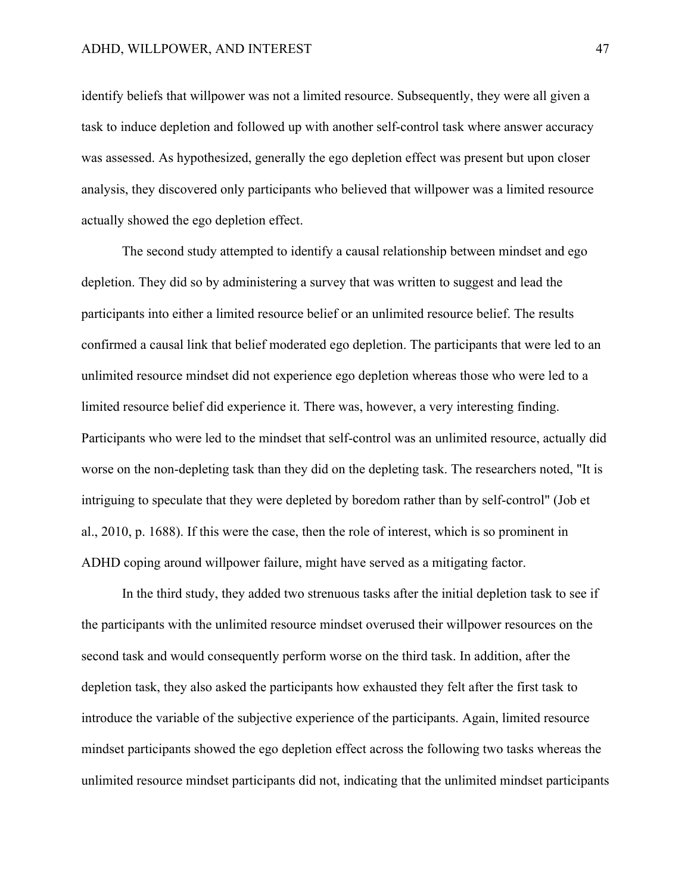identify beliefs that willpower was not a limited resource. Subsequently, they were all given a task to induce depletion and followed up with another self-control task where answer accuracy was assessed. As hypothesized, generally the ego depletion effect was present but upon closer analysis, they discovered only participants who believed that willpower was a limited resource actually showed the ego depletion effect.

The second study attempted to identify a causal relationship between mindset and ego depletion. They did so by administering a survey that was written to suggest and lead the participants into either a limited resource belief or an unlimited resource belief. The results confirmed a causal link that belief moderated ego depletion. The participants that were led to an unlimited resource mindset did not experience ego depletion whereas those who were led to a limited resource belief did experience it. There was, however, a very interesting finding. Participants who were led to the mindset that self-control was an unlimited resource, actually did worse on the non-depleting task than they did on the depleting task. The researchers noted, "It is intriguing to speculate that they were depleted by boredom rather than by self-control" (Job et al., 2010, p. 1688). If this were the case, then the role of interest, which is so prominent in ADHD coping around willpower failure, might have served as a mitigating factor.

In the third study, they added two strenuous tasks after the initial depletion task to see if the participants with the unlimited resource mindset overused their willpower resources on the second task and would consequently perform worse on the third task. In addition, after the depletion task, they also asked the participants how exhausted they felt after the first task to introduce the variable of the subjective experience of the participants. Again, limited resource mindset participants showed the ego depletion effect across the following two tasks whereas the unlimited resource mindset participants did not, indicating that the unlimited mindset participants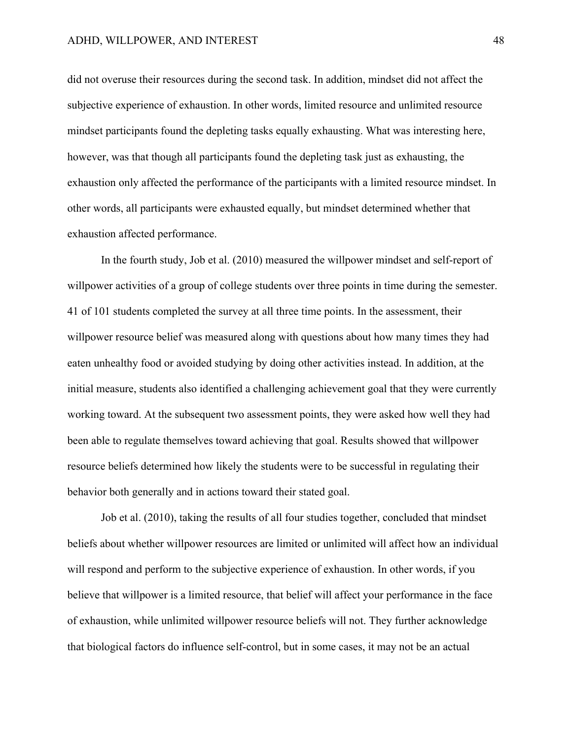did not overuse their resources during the second task. In addition, mindset did not affect the subjective experience of exhaustion. In other words, limited resource and unlimited resource mindset participants found the depleting tasks equally exhausting. What was interesting here, however, was that though all participants found the depleting task just as exhausting, the exhaustion only affected the performance of the participants with a limited resource mindset. In other words, all participants were exhausted equally, but mindset determined whether that exhaustion affected performance.

In the fourth study, Job et al. (2010) measured the willpower mindset and self-report of willpower activities of a group of college students over three points in time during the semester. 41 of 101 students completed the survey at all three time points. In the assessment, their willpower resource belief was measured along with questions about how many times they had eaten unhealthy food or avoided studying by doing other activities instead. In addition, at the initial measure, students also identified a challenging achievement goal that they were currently working toward. At the subsequent two assessment points, they were asked how well they had been able to regulate themselves toward achieving that goal. Results showed that willpower resource beliefs determined how likely the students were to be successful in regulating their behavior both generally and in actions toward their stated goal.

Job et al. (2010), taking the results of all four studies together, concluded that mindset beliefs about whether willpower resources are limited or unlimited will affect how an individual will respond and perform to the subjective experience of exhaustion. In other words, if you believe that willpower is a limited resource, that belief will affect your performance in the face of exhaustion, while unlimited willpower resource beliefs will not. They further acknowledge that biological factors do influence self-control, but in some cases, it may not be an actual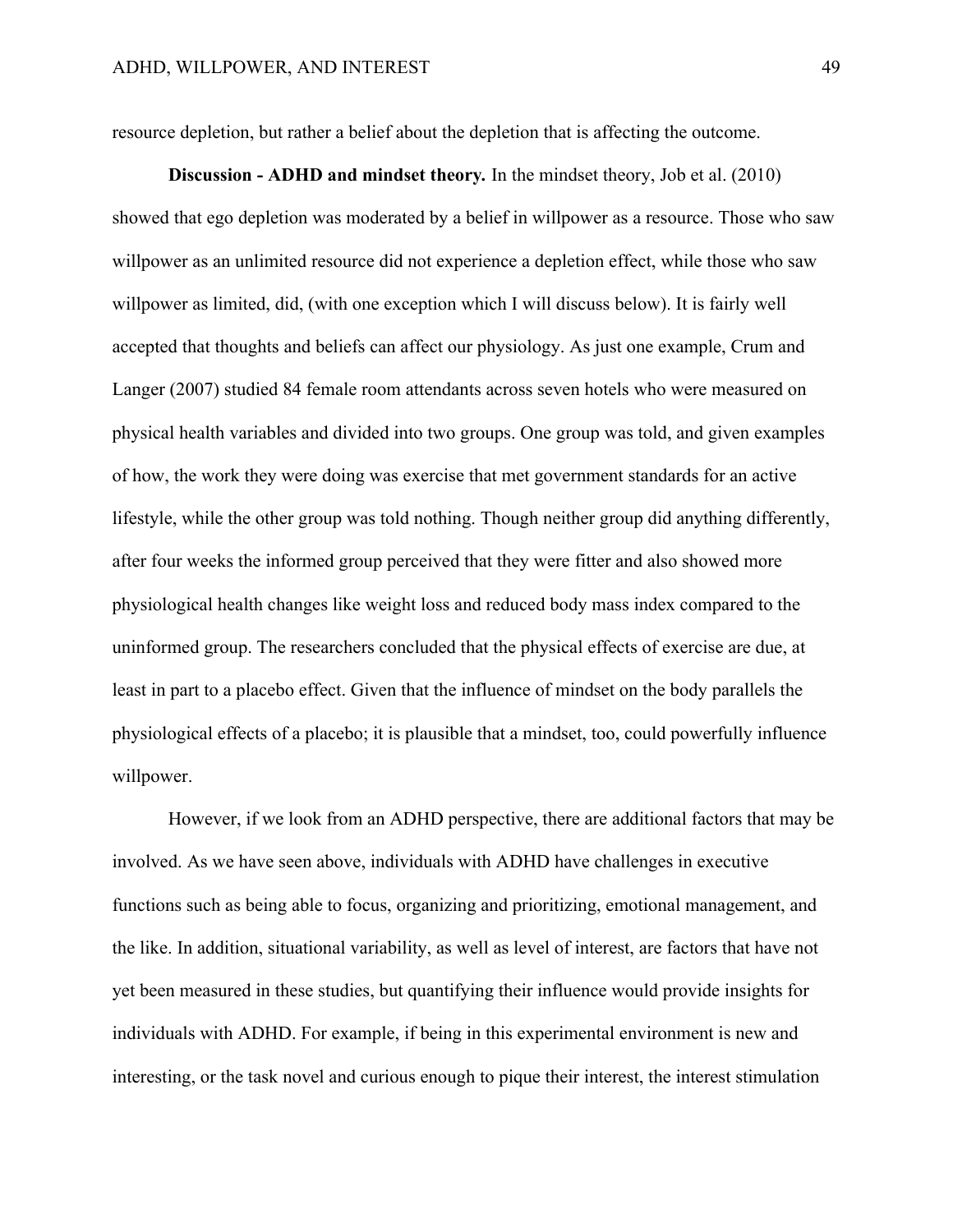resource depletion, but rather a belief about the depletion that is affecting the outcome.

**Discussion - ADHD and mindset theory.** In the mindset theory, Job et al. (2010) showed that ego depletion was moderated by a belief in willpower as a resource. Those who saw willpower as an unlimited resource did not experience a depletion effect, while those who saw willpower as limited, did, (with one exception which I will discuss below). It is fairly well accepted that thoughts and beliefs can affect our physiology. As just one example, Crum and Langer (2007) studied 84 female room attendants across seven hotels who were measured on physical health variables and divided into two groups. One group was told, and given examples of how, the work they were doing was exercise that met government standards for an active lifestyle, while the other group was told nothing. Though neither group did anything differently, after four weeks the informed group perceived that they were fitter and also showed more physiological health changes like weight loss and reduced body mass index compared to the uninformed group. The researchers concluded that the physical effects of exercise are due, at least in part to a placebo effect. Given that the influence of mindset on the body parallels the physiological effects of a placebo; it is plausible that a mindset, too, could powerfully influence willpower.

However, if we look from an ADHD perspective, there are additional factors that may be involved. As we have seen above, individuals with ADHD have challenges in executive functions such as being able to focus, organizing and prioritizing, emotional management, and the like. In addition, situational variability, as well as level of interest, are factors that have not yet been measured in these studies, but quantifying their influence would provide insights for individuals with ADHD. For example, if being in this experimental environment is new and interesting, or the task novel and curious enough to pique their interest, the interest stimulation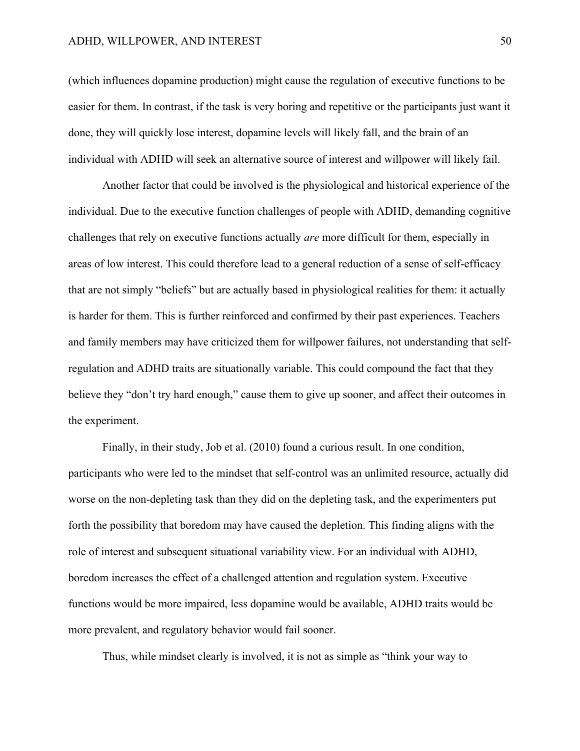(which influences dopamine production) might cause the regulation of executive functions to be easier for them. In contrast, if the task is very boring and repetitive or the participants just want it done, they will quickly lose interest, dopamine levels will likely fall, and the brain of an individual with ADHD will seek an alternative source of interest and willpower will likely fail.

Another factor that could be involved is the physiological and historical experience of the individual. Due to the executive function challenges of people with ADHD, demanding cognitive challenges that rely on executive functions actually *are* more difficult for them, especially in areas of low interest. This could therefore lead to a general reduction of a sense of self-efficacy that are not simply "beliefs" but are actually based in physiological realities for them: it actually is harder for them. This is further reinforced and confirmed by their past experiences. Teachers and family members may have criticized them for willpower failures, not understanding that self-regulation and ADHD traits are situationally variable. This could compound the fact that they believe they "don't try hard enough," cause them to give up sooner, and affect their outcomes in the experiment.

Finally, in their study, Job et al. (2010) found a curious result. In one condition, participants who were led to the mindset that self-control was an unlimited resource, actually did worse on the non-depleting task than they did on the depleting task, and the experimenters put forth the possibility that boredom may have caused the depletion. This finding aligns with the role of interest and subsequent situational variability view. For an individual with ADHD, boredom increases the effect of a challenged attention and regulation system. Executive functions would be more impaired, less dopamine would be available, ADHD traits would be more prevalent, and regulatory behavior would fail sooner.

Thus, while mindset clearly is involved, it is not as simple as "think your way to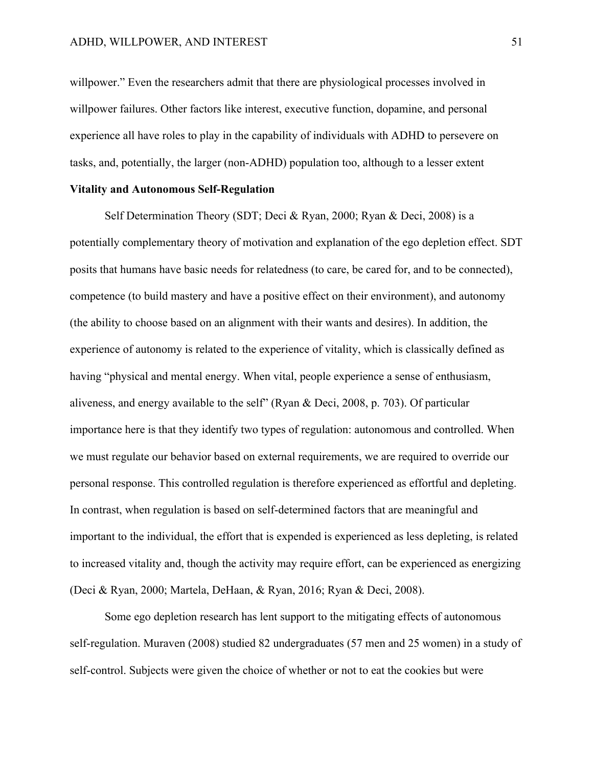willpower." Even the researchers admit that there are physiological processes involved in willpower failures. Other factors like interest, executive function, dopamine, and personal experience all have roles to play in the capability of individuals with ADHD to persevere on tasks, and, potentially, the larger (non-ADHD) population too, although to a lesser extent

**Vitality and Autonomous Self-Regulation**

Self Determination Theory (SDT; Deci & Ryan, 2000; Ryan & Deci, 2008) is a potentially complementary theory of motivation and explanation of the ego depletion effect. SDT posits that humans have basic needs for relatedness (to care, be cared for, and to be connected), competence (to build mastery and have a positive effect on their environment), and autonomy (the ability to choose based on an alignment with their wants and desires). In addition, the experience of autonomy is related to the experience of vitality, which is classically defined as having "physical and mental energy. When vital, people experience a sense of enthusiasm, aliveness, and energy available to the self" (Ryan & Deci, 2008, p. 703). Of particular importance here is that they identify two types of regulation: autonomous and controlled. When we must regulate our behavior based on external requirements, we are required to override our personal response. This controlled regulation is therefore experienced as effortful and depleting. In contrast, when regulation is based on self-determined factors that are meaningful and important to the individual, the effort that is expended is experienced as less depleting, is related to increased vitality and, though the activity may require effort, can be experienced as energizing (Deci & Ryan, 2000; Martela, DeHaan, & Ryan, 2016; Ryan & Deci, 2008).

Some ego depletion research has lent support to the mitigating effects of autonomous self-regulation. Muraven (2008) studied 82 undergraduates (57 men and 25 women) in a study of self-control. Subjects were given the choice of whether or not to eat the cookies but were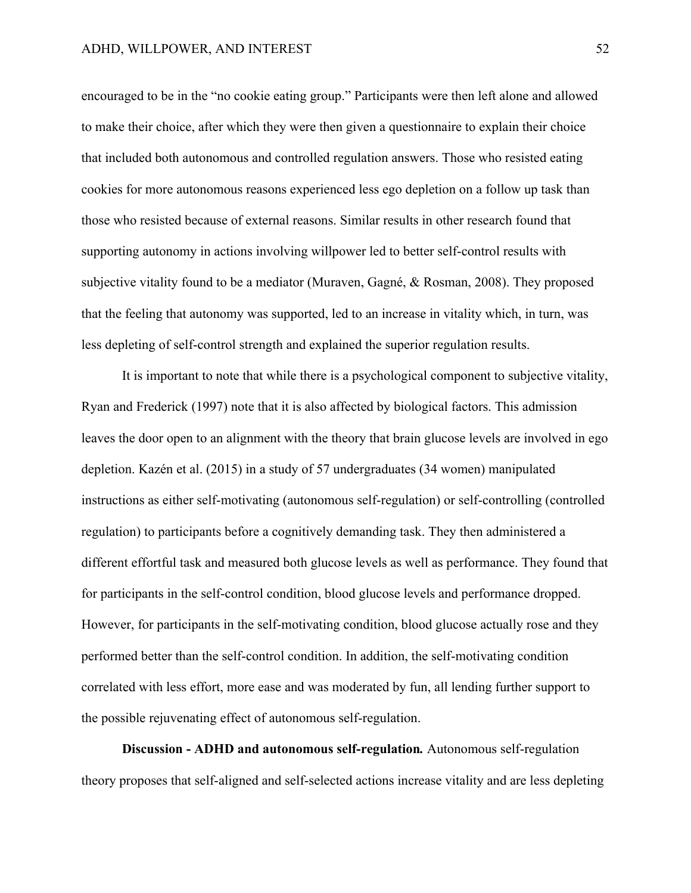encouraged to be in the "no cookie eating group." Participants were then left alone and allowed to make their choice, after which they were then given a questionnaire to explain their choice that included both autonomous and controlled regulation answers. Those who resisted eating cookies for more autonomous reasons experienced less ego depletion on a follow up task than those who resisted because of external reasons. Similar results in other research found that supporting autonomy in actions involving willpower led to better self-control results with subjective vitality found to be a mediator (Muraven, Gagné, & Rosman, 2008). They proposed that the feeling that autonomy was supported, led to an increase in vitality which, in turn, was less depleting of self-control strength and explained the superior regulation results.

It is important to note that while there is a psychological component to subjective vitality, Ryan and Frederick (1997) note that it is also affected by biological factors. This admission leaves the door open to an alignment with the theory that brain glucose levels are involved in ego depletion. Kazén et al. (2015) in a study of 57 undergraduates (34 women) manipulated instructions as either self-motivating (autonomous self-regulation) or self-controlling (controlled regulation) to participants before a cognitively demanding task. They then administered a different effortful task and measured both glucose levels as well as performance. They found that for participants in the self-control condition, blood glucose levels and performance dropped. However, for participants in the self-motivating condition, blood glucose actually rose and they performed better than the self-control condition. In addition, the self-motivating condition correlated with less effort, more ease and was moderated by fun, all lending further support to the possible rejuvenating effect of autonomous self-regulation.

**Discussion - ADHD and autonomous self-regulation.** Autonomous self-regulation theory proposes that self-aligned and self-selected actions increase vitality and are less depleting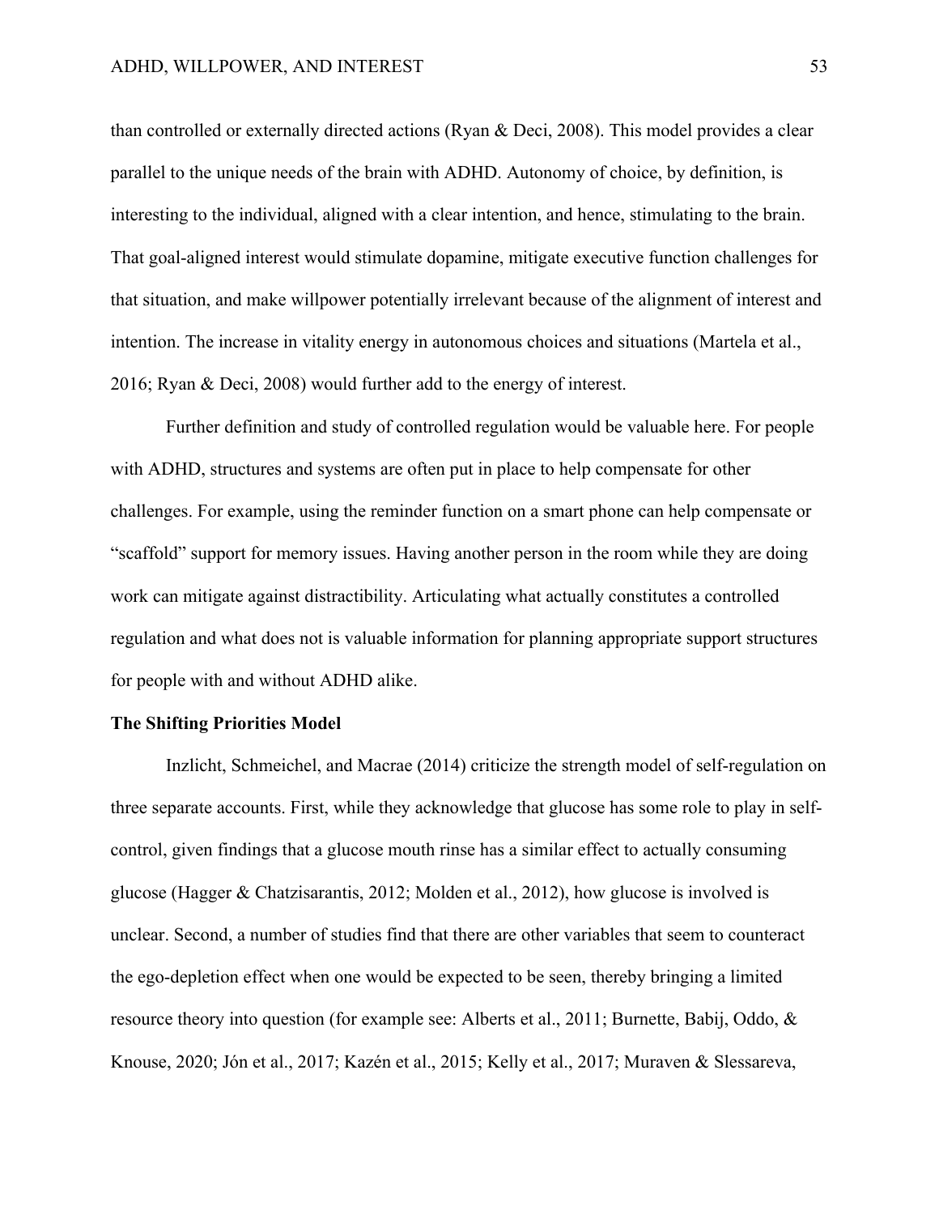than controlled or externally directed actions (Ryan & Deci, 2008). This model provides a clear parallel to the unique needs of the brain with ADHD. Autonomy of choice, by definition, is interesting to the individual, aligned with a clear intention, and hence, stimulating to the brain. That goal-aligned interest would stimulate dopamine, mitigate executive function challenges for that situation, and make willpower potentially irrelevant because of the alignment of interest and intention. The increase in vitality energy in autonomous choices and situations (Martela et al., 2016; Ryan & Deci, 2008) would further add to the energy of interest.

Further definition and study of controlled regulation would be valuable here. For people with ADHD, structures and systems are often put in place to help compensate for other challenges. For example, using the reminder function on a smart phone can help compensate or "scaffold" support for memory issues. Having another person in the room while they are doing work can mitigate against distractibility. Articulating what actually constitutes a controlled regulation and what does not is valuable information for planning appropriate support structures for people with and without ADHD alike.

**The Shifting Priorities Model**

Inzlicht, Schmeichel, and Macrae (2014) criticize the strength model of self-regulation on three separate accounts. First, while they acknowledge that glucose has some role to play in self-control, given findings that a glucose mouth rinse has a similar effect to actually consuming glucose (Hagger & Chatzisarantis, 2012; Molden et al., 2012), how glucose is involved is unclear. Second, a number of studies find that there are other variables that seem to counteract the ego-depletion effect when one would be expected to be seen, thereby bringing a limited resource theory into question (for example see: Alberts et al., 2011; Burnette, Babij, Oddo, & Knouse, 2020; Jón et al., 2017; Kazén et al., 2015; Kelly et al., 2017; Muraven & Slessareva,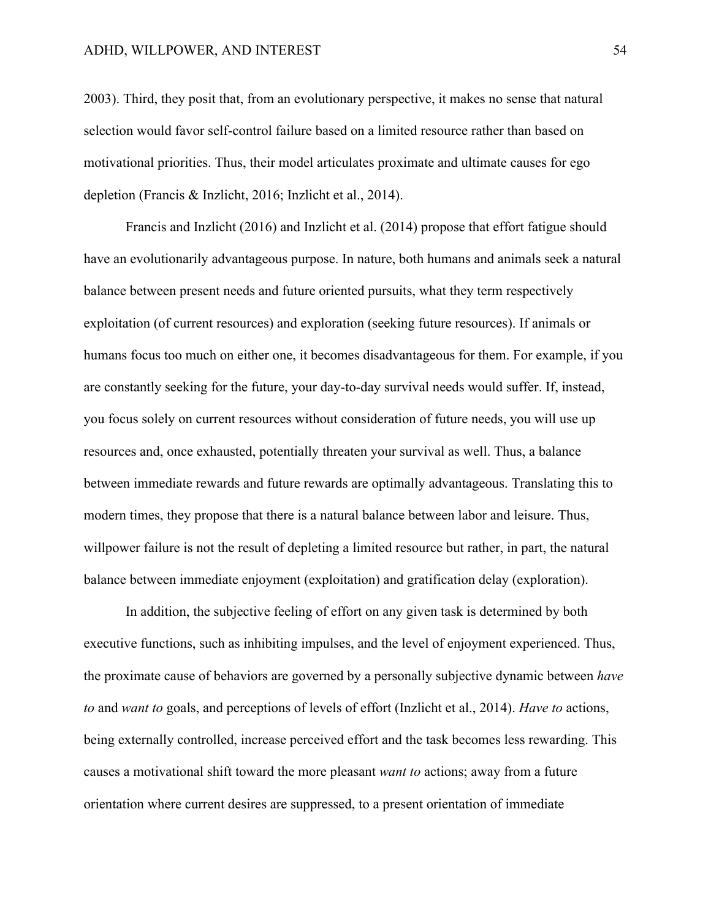2003). Third, they posit that, from an evolutionary perspective, it makes no sense that natural selection would favor self-control failure based on a limited resource rather than based on motivational priorities. Thus, their model articulates proximate and ultimate causes for ego depletion (Francis & Inzlicht, 2016; Inzlicht et al., 2014).

Francis and Inzlicht (2016) and Inzlicht et al. (2014) propose that effort fatigue should have an evolutionarily advantageous purpose. In nature, both humans and animals seek a natural balance between present needs and future oriented pursuits, what they term respectively exploitation (of current resources) and exploration (seeking future resources). If animals or humans focus too much on either one, it becomes disadvantageous for them. For example, if you are constantly seeking for the future, your day-to-day survival needs would suffer. If, instead, you focus solely on current resources without consideration of future needs, you will use up resources and, once exhausted, potentially threaten your survival as well. Thus, a balance between immediate rewards and future rewards are optimally advantageous. Translating this to modern times, they propose that there is a natural balance between labor and leisure. Thus, willpower failure is not the result of depleting a limited resource but rather, in part, the natural balance between immediate enjoyment (exploitation) and gratification delay (exploration).

In addition, the subjective feeling of effort on any given task is determined by both executive functions, such as inhibiting impulses, and the level of enjoyment experienced. Thus, the proximate cause of behaviors are governed by a personally subjective dynamic between *have to* and *want to* goals, and perceptions of levels of effort (Inzlicht et al., 2014). *Have to* actions, being externally controlled, increase perceived effort and the task becomes less rewarding. This causes a motivational shift toward the more pleasant *want to* actions; away from a future orientation where current desires are suppressed, to a present orientation of immediate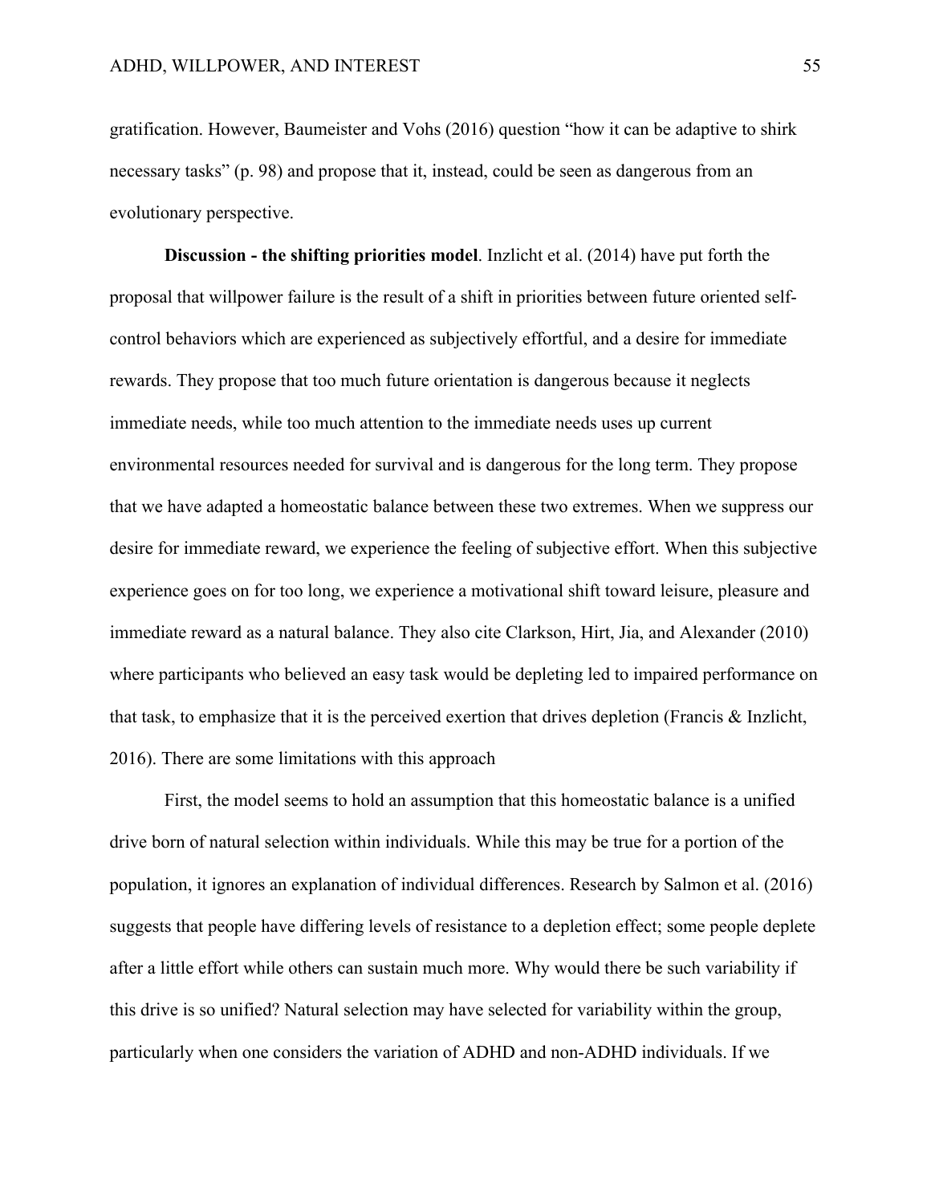gratification. However, Baumeister and Vohs (2016) question "how it can be adaptive to shirk necessary tasks" (p. 98) and propose that it, instead, could be seen as dangerous from an evolutionary perspective.

**Discussion - the shifting priorities model**. Inzlicht et al. (2014) have put forth the proposal that willpower failure is the result of a shift in priorities between future oriented self-control behaviors which are experienced as subjectively effortful, and a desire for immediate rewards. They propose that too much future orientation is dangerous because it neglects immediate needs, while too much attention to the immediate needs uses up current environmental resources needed for survival and is dangerous for the long term. They propose that we have adapted a homeostatic balance between these two extremes. When we suppress our desire for immediate reward, we experience the feeling of subjective effort. When this subjective experience goes on for too long, we experience a motivational shift toward leisure, pleasure and immediate reward as a natural balance. They also cite Clarkson, Hirt, Jia, and Alexander (2010) where participants who believed an easy task would be depleting led to impaired performance on that task, to emphasize that it is the perceived exertion that drives depletion (Francis & Inzlicht, 2016). There are some limitations with this approach

First, the model seems to hold an assumption that this homeostatic balance is a unified drive born of natural selection within individuals. While this may be true for a portion of the population, it ignores an explanation of individual differences. Research by Salmon et al. (2016) suggests that people have differing levels of resistance to a depletion effect; some people deplete after a little effort while others can sustain much more. Why would there be such variability if this drive is so unified? Natural selection may have selected for variability within the group, particularly when one considers the variation of ADHD and non-ADHD individuals. If we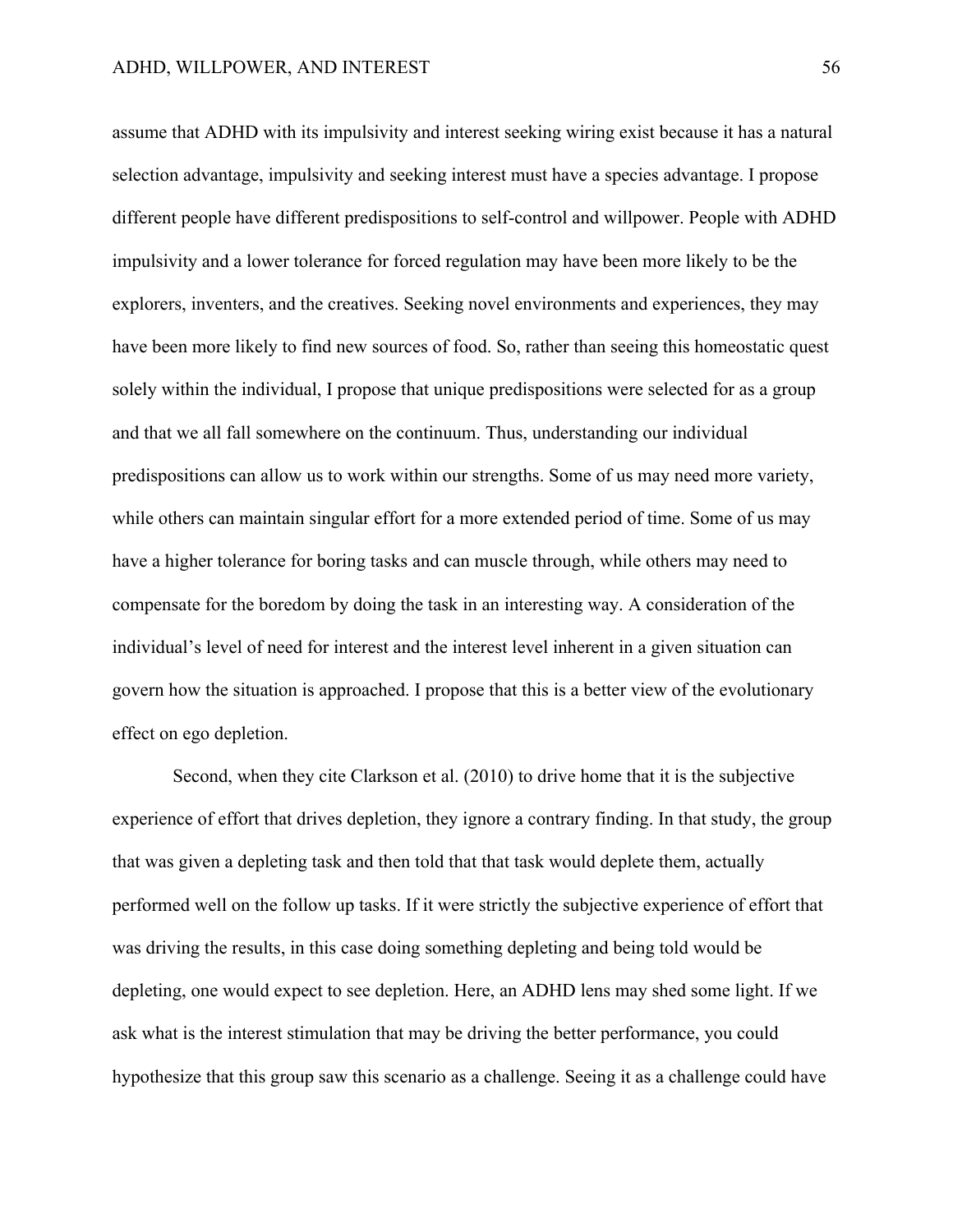assume that ADHD with its impulsivity and interest seeking wiring exist because it has a natural selection advantage, impulsivity and seeking interest must have a species advantage. I propose different people have different predispositions to self-control and willpower. People with ADHD impulsivity and a lower tolerance for forced regulation may have been more likely to be the explorers, inventers, and the creatives. Seeking novel environments and experiences, they may have been more likely to find new sources of food. So, rather than seeing this homeostatic quest solely within the individual, I propose that unique predispositions were selected for as a group and that we all fall somewhere on the continuum. Thus, understanding our individual predispositions can allow us to work within our strengths. Some of us may need more variety, while others can maintain singular effort for a more extended period of time. Some of us may have a higher tolerance for boring tasks and can muscle through, while others may need to compensate for the boredom by doing the task in an interesting way. A consideration of the individual's level of need for interest and the interest level inherent in a given situation can govern how the situation is approached. I propose that this is a better view of the evolutionary effect on ego depletion.

Second, when they cite Clarkson et al. (2010) to drive home that it is the subjective experience of effort that drives depletion, they ignore a contrary finding. In that study, the group that was given a depleting task and then told that that task would deplete them, actually performed well on the follow up tasks. If it were strictly the subjective experience of effort that was driving the results, in this case doing something depleting and being told would be depleting, one would expect to see depletion. Here, an ADHD lens may shed some light. If we ask what is the interest stimulation that may be driving the better performance, you could hypothesize that this group saw this scenario as a challenge. Seeing it as a challenge could have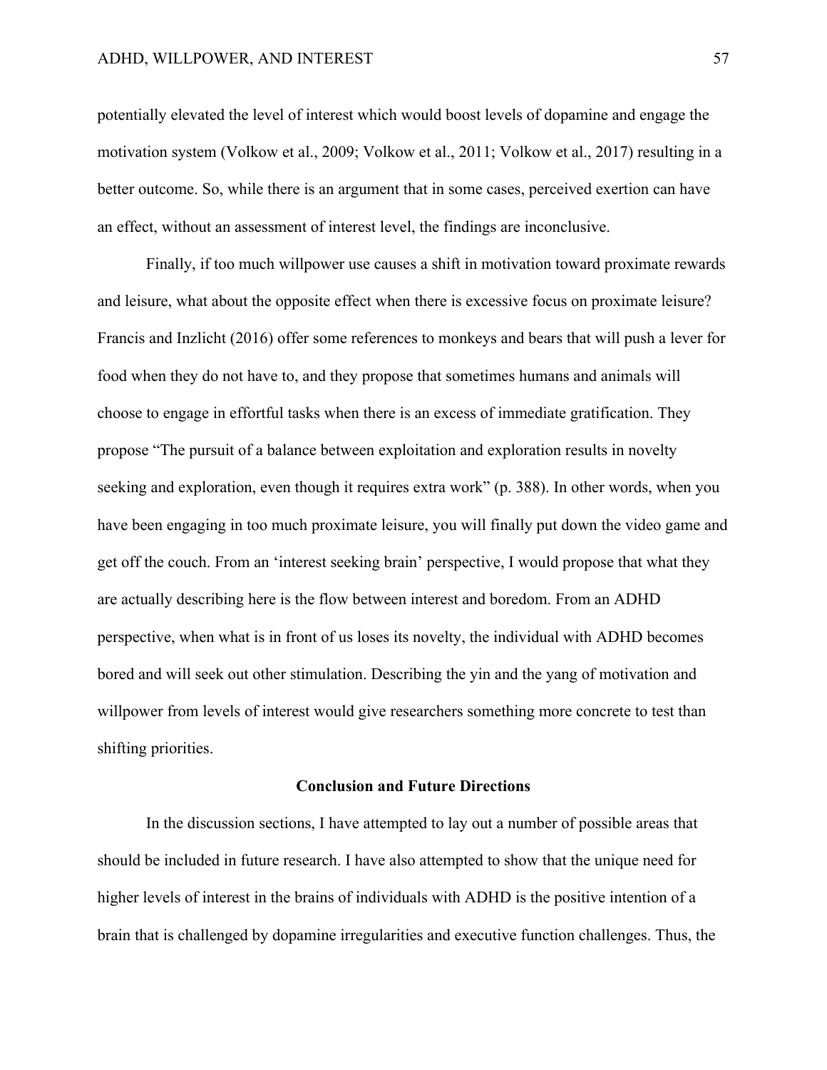potentially elevated the level of interest which would boost levels of dopamine and engage the motivation system (Volkow et al., 2009; Volkow et al., 2011; Volkow et al., 2017) resulting in a better outcome. So, while there is an argument that in some cases, perceived exertion can have an effect, without an assessment of interest level, the findings are inconclusive.

Finally, if too much willpower use causes a shift in motivation toward proximate rewards and leisure, what about the opposite effect when there is excessive focus on proximate leisure? Francis and Inzlicht (2016) offer some references to monkeys and bears that will push a lever for food when they do not have to, and they propose that sometimes humans and animals will choose to engage in effortful tasks when there is an excess of immediate gratification. They propose "The pursuit of a balance between exploitation and exploration results in novelty seeking and exploration, even though it requires extra work" (p. 388). In other words, when you have been engaging in too much proximate leisure, you will finally put down the video game and get off the couch. From an 'interest seeking brain' perspective, I would propose that what they are actually describing here is the flow between interest and boredom. From an ADHD perspective, when what is in front of us loses its novelty, the individual with ADHD becomes bored and will seek out other stimulation. Describing the yin and the yang of motivation and willpower from levels of interest would give researchers something more concrete to test than shifting priorities.

## Conclusion and Future Directions

In the discussion sections, I have attempted to lay out a number of possible areas that should be included in future research. I have also attempted to show that the unique need for higher levels of interest in the brains of individuals with ADHD is the positive intention of a brain that is challenged by dopamine irregularities and executive function challenges. Thus, the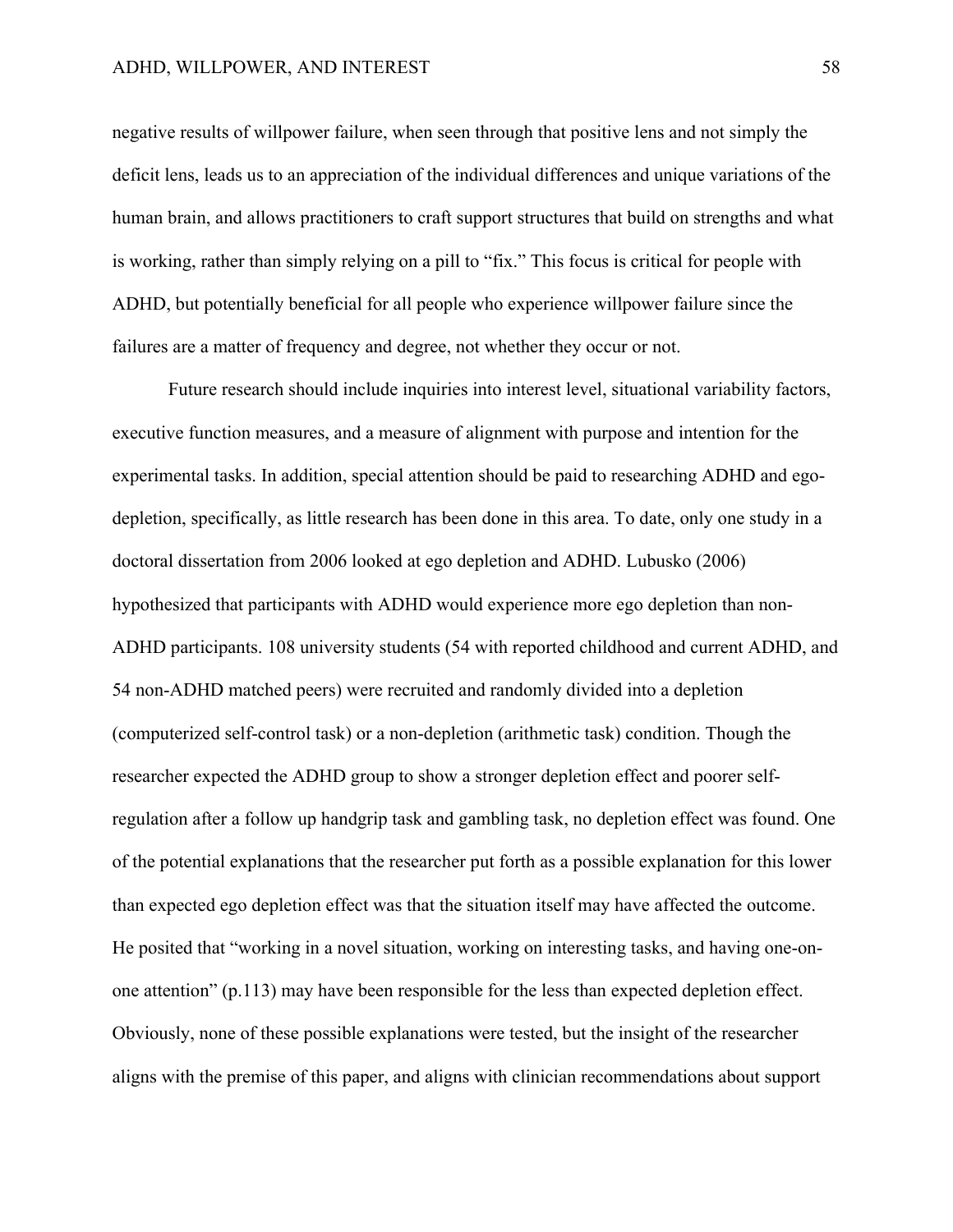negative results of willpower failure, when seen through that positive lens and not simply the deficit lens, leads us to an appreciation of the individual differences and unique variations of the human brain, and allows practitioners to craft support structures that build on strengths and what is working, rather than simply relying on a pill to "fix." This focus is critical for people with ADHD, but potentially beneficial for all people who experience willpower failure since the failures are a matter of frequency and degree, not whether they occur or not.

Future research should include inquiries into interest level, situational variability factors, executive function measures, and a measure of alignment with purpose and intention for the experimental tasks. In addition, special attention should be paid to researching ADHD and ego-depletion, specifically, as little research has been done in this area. To date, only one study in a doctoral dissertation from 2006 looked at ego depletion and ADHD. Lubusko (2006) hypothesized that participants with ADHD would experience more ego depletion than non-ADHD participants. 108 university students (54 with reported childhood and current ADHD, and 54 non-ADHD matched peers) were recruited and randomly divided into a depletion (computerized self-control task) or a non-depletion (arithmetic task) condition. Though the researcher expected the ADHD group to show a stronger depletion effect and poorer self-regulation after a follow up handgrip task and gambling task, no depletion effect was found. One of the potential explanations that the researcher put forth as a possible explanation for this lower than expected ego depletion effect was that the situation itself may have affected the outcome. He posited that "working in a novel situation, working on interesting tasks, and having one-on-one attention" (p.113) may have been responsible for the less than expected depletion effect. Obviously, none of these possible explanations were tested, but the insight of the researcher aligns with the premise of this paper, and aligns with clinician recommendations about support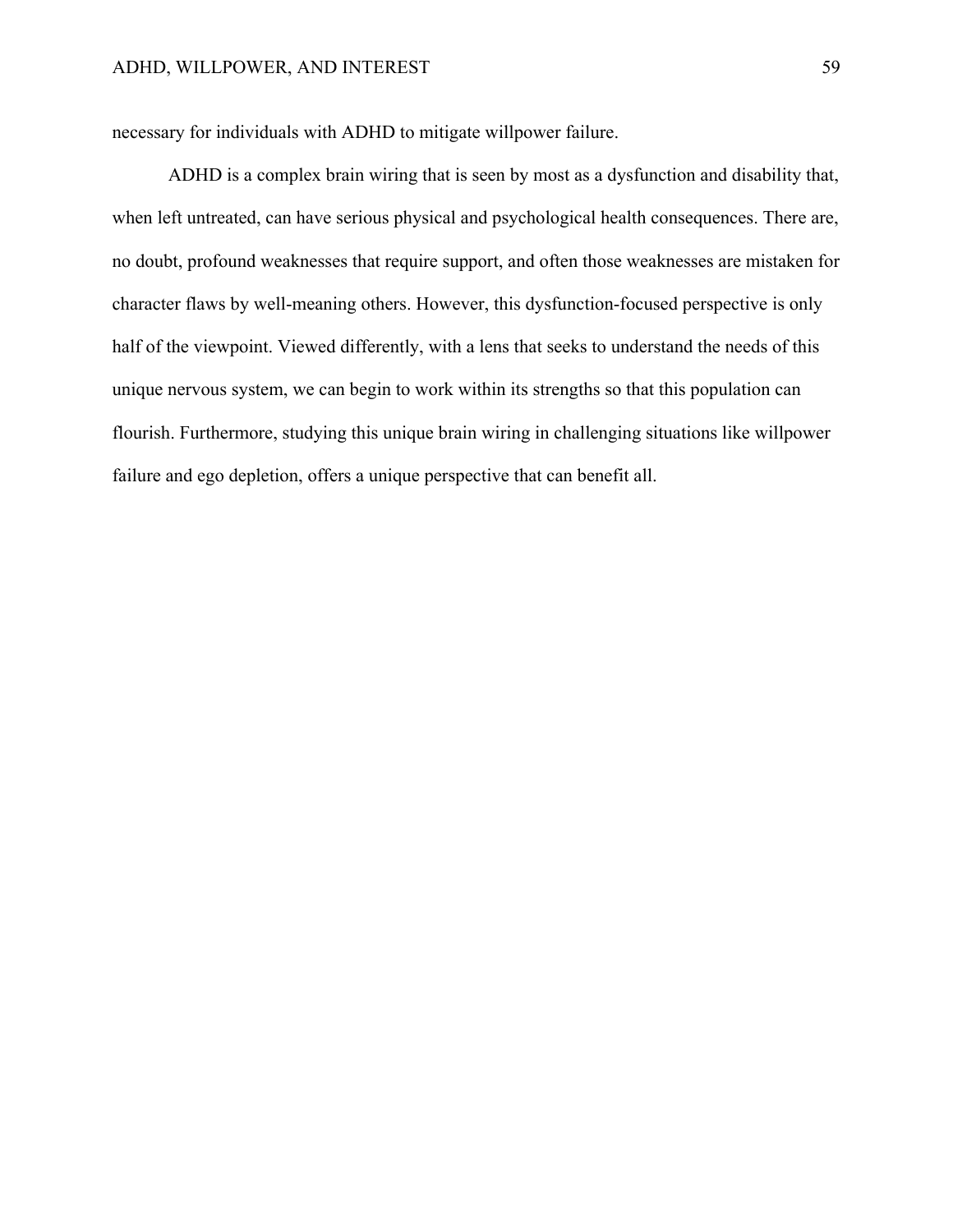necessary for individuals with ADHD to mitigate willpower failure.

ADHD is a complex brain wiring that is seen by most as a dysfunction and disability that, when left untreated, can have serious physical and psychological health consequences. There are, no doubt, profound weaknesses that require support, and often those weaknesses are mistaken for character flaws by well-meaning others. However, this dysfunction-focused perspective is only half of the viewpoint. Viewed differently, with a lens that seeks to understand the needs of this unique nervous system, we can begin to work within its strengths so that this population can flourish. Furthermore, studying this unique brain wiring in challenging situations like willpower failure and ego depletion, offers a unique perspective that can benefit all.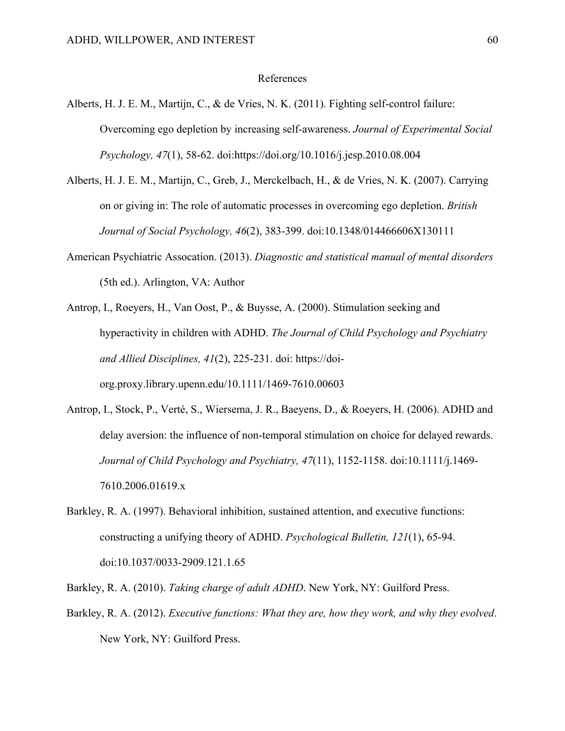# References

Alberts, H. J. E. M., Martijn, C., & de Vries, N. K. (2011). Fighting self-control failure: Overcoming ego depletion by increasing self-awareness. *Journal of Experimental Social Psychology, 47*(1), 58-62. doi:https://doi.org/10.1016/j.jesp.2010.08.004

Alberts, H. J. E. M., Martijn, C., Greb, J., Merckelbach, H., & de Vries, N. K. (2007). Carrying on or giving in: The role of automatic processes in overcoming ego depletion. *British Journal of Social Psychology, 46*(2), 383-399. doi:10.1348/014466606X130111

American Psychiatric Assocation. (2013). *Diagnostic and statistical manual of mental disorders* (5th ed.). Arlington, VA: Author

Antrop, I., Roeyers, H., Van Oost, P., & Buysse, A. (2000). Stimulation seeking and hyperactivity in children with ADHD. *The Journal of Child Psychology and Psychiatry and Allied Disciplines, 41*(2), 225-231. doi: https://doi-org.proxy.library.upenn.edu/10.1111/1469-7610.00603

Antrop, I., Stock, P., Verté, S., Wiersema, J. R., Baeyens, D., & Roeyers, H. (2006). ADHD and delay aversion: the influence of non-temporal stimulation on choice for delayed rewards. *Journal of Child Psychology and Psychiatry, 47*(11), 1152-1158. doi:10.1111/j.1469-7610.2006.01619.x

Barkley, R. A. (1997). Behavioral inhibition, sustained attention, and executive functions: constructing a unifying theory of ADHD. *Psychological Bulletin, 121*(1), 65-94. doi:10.1037/0033-2909.121.1.65

Barkley, R. A. (2010). *Taking charge of adult ADHD*. New York, NY: Guilford Press.

Barkley, R. A. (2012). *Executive functions: What they are, how they work, and why they evolved*. New York, NY: Guilford Press.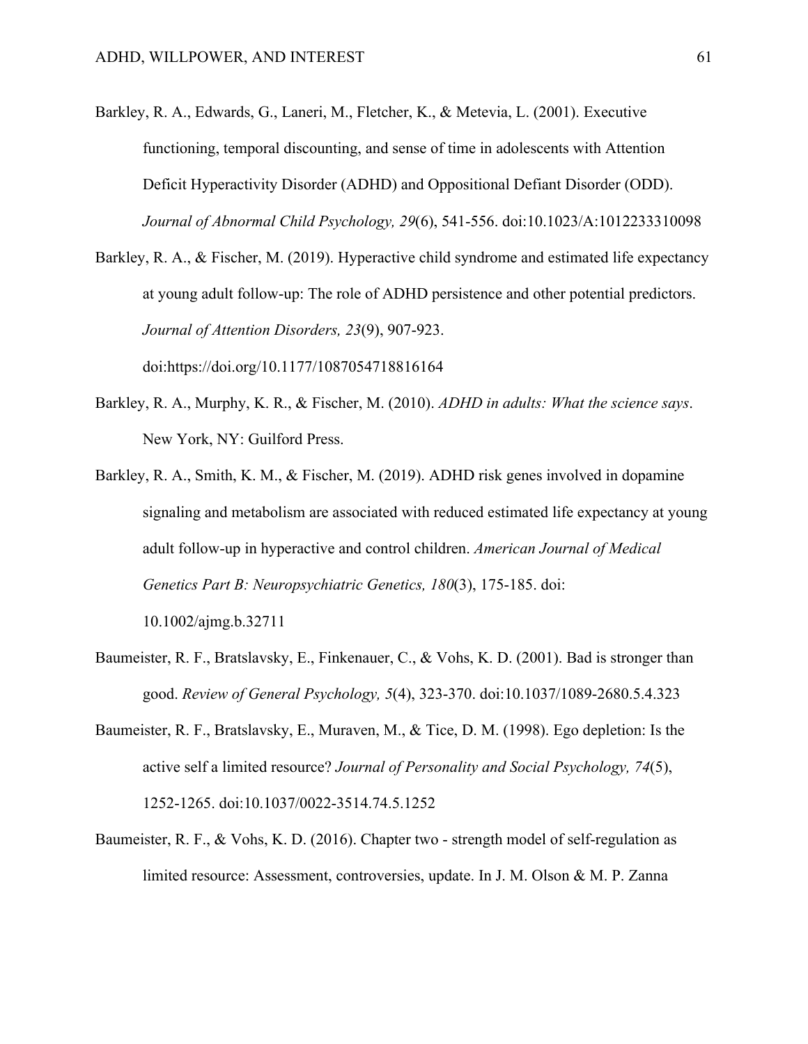Barkley, R. A., Edwards, G., Laneri, M., Fletcher, K., & Metevia, L. (2001). Executive functioning, temporal discounting, and sense of time in adolescents with Attention Deficit Hyperactivity Disorder (ADHD) and Oppositional Defiant Disorder (ODD). *Journal of Abnormal Child Psychology, 29*(6), 541-556. doi:10.1023/A:1012233310098

Barkley, R. A., & Fischer, M. (2019). Hyperactive child syndrome and estimated life expectancy at young adult follow-up: The role of ADHD persistence and other potential predictors. *Journal of Attention Disorders, 23*(9), 907-923. doi:https://doi.org/10.1177/1087054718816164

Barkley, R. A., Murphy, K. R., & Fischer, M. (2010). *ADHD in adults: What the science says*. New York, NY: Guilford Press.

Barkley, R. A., Smith, K. M., & Fischer, M. (2019). ADHD risk genes involved in dopamine signaling and metabolism are associated with reduced estimated life expectancy at young adult follow-up in hyperactive and control children. *American Journal of Medical Genetics Part B: Neuropsychiatric Genetics, 180*(3), 175-185. doi: 10.1002/ajmg.b.32711

Baumeister, R. F., Bratslavsky, E., Finkenauer, C., & Vohs, K. D. (2001). Bad is stronger than good. *Review of General Psychology, 5*(4), 323-370. doi:10.1037/1089-2680.5.4.323

Baumeister, R. F., Bratslavsky, E., Muraven, M., & Tice, D. M. (1998). Ego depletion: Is the active self a limited resource? *Journal of Personality and Social Psychology, 74*(5), 1252-1265. doi:10.1037/0022-3514.74.5.1252

Baumeister, R. F., & Vohs, K. D. (2016). Chapter two - strength model of self-regulation as limited resource: Assessment, controversies, update. In J. M. Olson & M. P. Zanna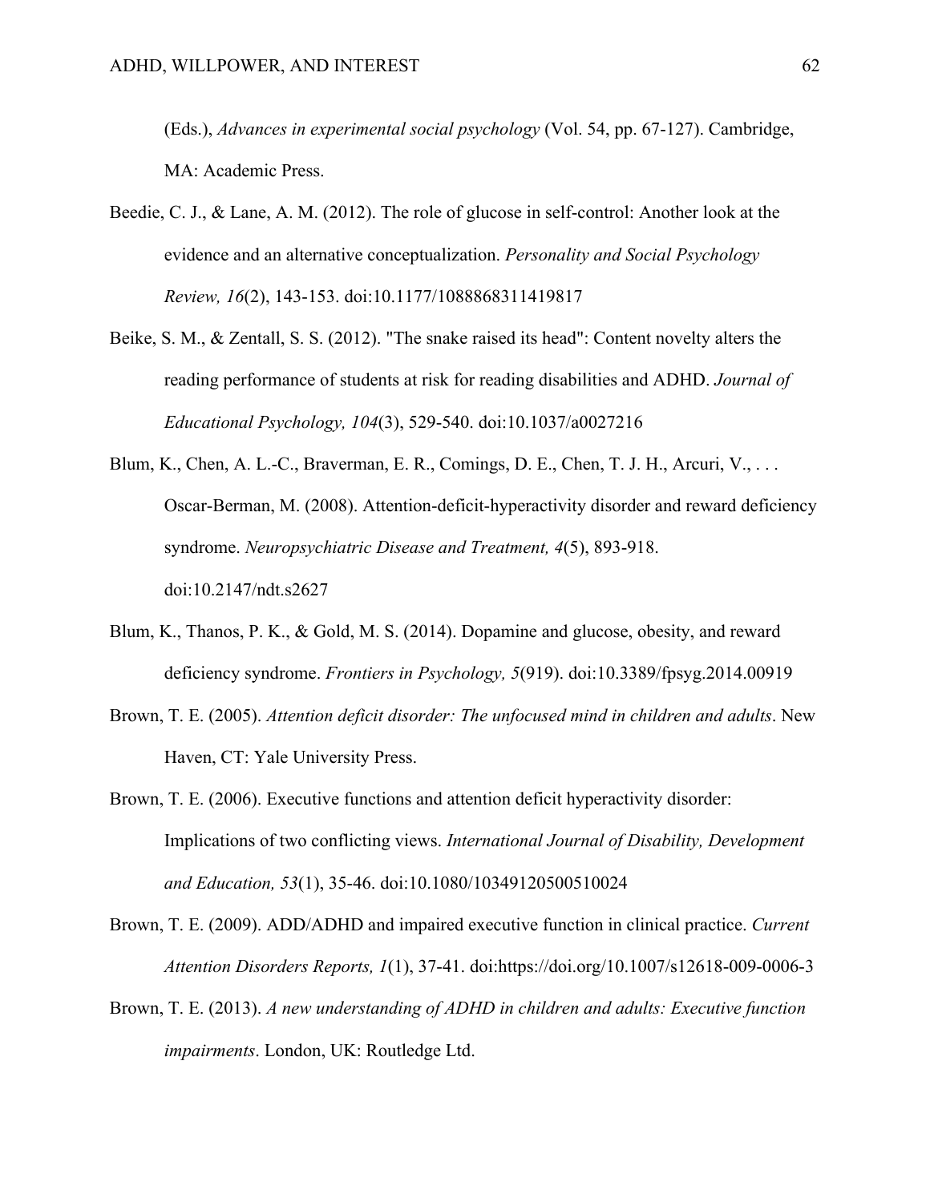(Eds.), *Advances in experimental social psychology* (Vol. 54, pp. 67-127). Cambridge, MA: Academic Press.

Beedie, C. J., & Lane, A. M. (2012). The role of glucose in self-control: Another look at the evidence and an alternative conceptualization. *Personality and Social Psychology Review, 16*(2), 143-153. doi:10.1177/1088868311419817

Beike, S. M., & Zentall, S. S. (2012). "The snake raised its head": Content novelty alters the reading performance of students at risk for reading disabilities and ADHD. *Journal of Educational Psychology, 104*(3), 529-540. doi:10.1037/a0027216

Blum, K., Chen, A. L.-C., Braverman, E. R., Comings, D. E., Chen, T. J. H., Arcuri, V., . . . Oscar-Berman, M. (2008). Attention-deficit-hyperactivity disorder and reward deficiency syndrome. *Neuropsychiatric Disease and Treatment, 4*(5), 893-918. doi:10.2147/ndt.s2627

Blum, K., Thanos, P. K., & Gold, M. S. (2014). Dopamine and glucose, obesity, and reward deficiency syndrome. *Frontiers in Psychology, 5*(919). doi:10.3389/fpsyg.2014.00919

Brown, T. E. (2005). *Attention deficit disorder: The unfocused mind in children and adults*. New Haven, CT: Yale University Press.

Brown, T. E. (2006). Executive functions and attention deficit hyperactivity disorder: Implications of two conflicting views. *International Journal of Disability, Development and Education, 53*(1), 35-46. doi:10.1080/10349120500510024

Brown, T. E. (2009). ADD/ADHD and impaired executive function in clinical practice. *Current Attention Disorders Reports, 1*(1), 37-41. doi:https://doi.org/10.1007/s12618-009-0006-3

Brown, T. E. (2013). *A new understanding of ADHD in children and adults: Executive function impairments*. London, UK: Routledge Ltd.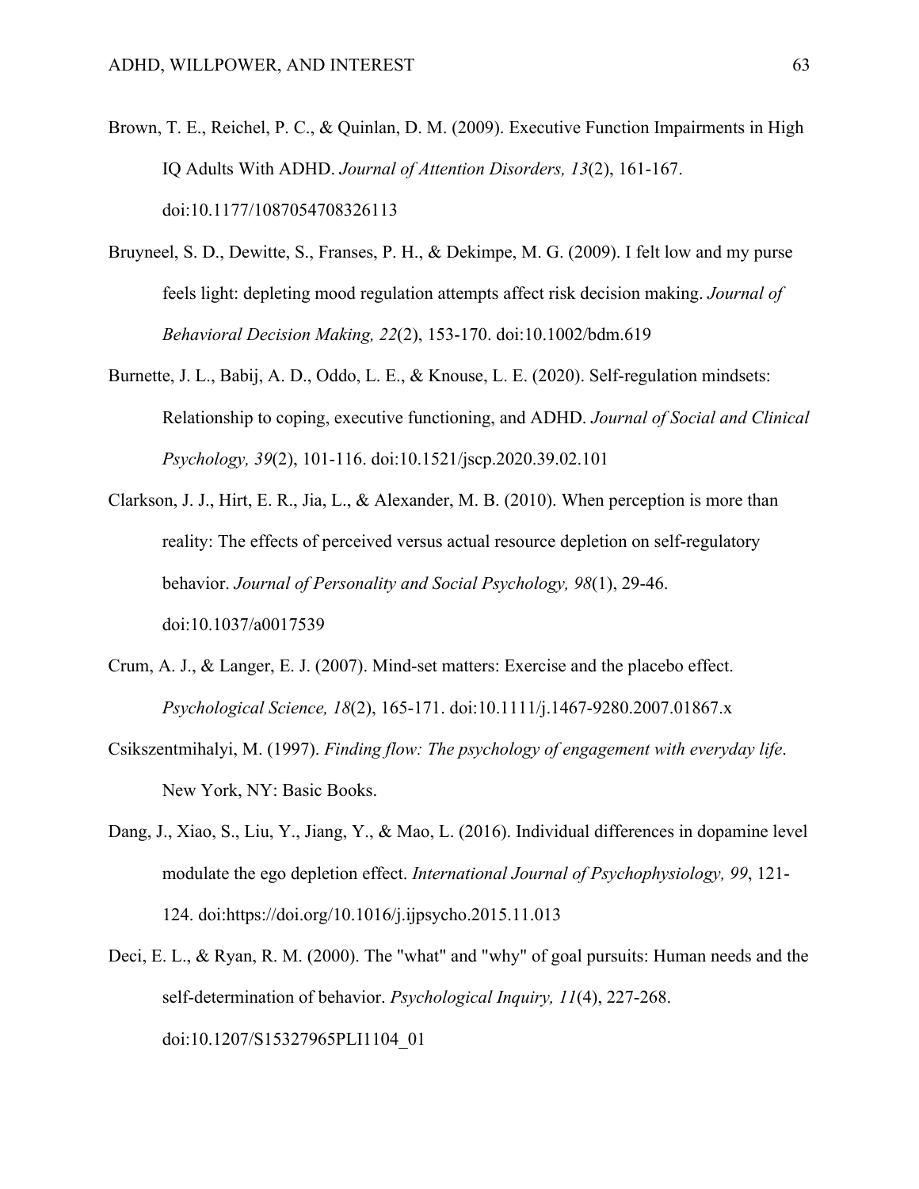Brown, T. E., Reichel, P. C., & Quinlan, D. M. (2009). Executive Function Impairments in High IQ Adults With ADHD. *Journal of Attention Disorders, 13*(2), 161-167. doi:10.1177/1087054708326113

Bruyneel, S. D., Dewitte, S., Franses, P. H., & Dekimpe, M. G. (2009). I felt low and my purse feels light: depleting mood regulation attempts affect risk decision making. *Journal of Behavioral Decision Making, 22*(2), 153-170. doi:10.1002/bdm.619

Burnette, J. L., Babij, A. D., Oddo, L. E., & Knouse, L. E. (2020). Self-regulation mindsets: Relationship to coping, executive functioning, and ADHD. *Journal of Social and Clinical Psychology, 39*(2), 101-116. doi:10.1521/jscp.2020.39.02.101

Clarkson, J. J., Hirt, E. R., Jia, L., & Alexander, M. B. (2010). When perception is more than reality: The effects of perceived versus actual resource depletion on self-regulatory behavior. *Journal of Personality and Social Psychology, 98*(1), 29-46. doi:10.1037/a0017539

Crum, A. J., & Langer, E. J. (2007). Mind-set matters: Exercise and the placebo effect. *Psychological Science, 18*(2), 165-171. doi:10.1111/j.1467-9280.2007.01867.x

Csikszentmihalyi, M. (1997). *Finding flow: The psychology of engagement with everyday life*. New York, NY: Basic Books.

Dang, J., Xiao, S., Liu, Y., Jiang, Y., & Mao, L. (2016). Individual differences in dopamine level modulate the ego depletion effect. *International Journal of Psychophysiology, 99*, 121-124. doi:https://doi.org/10.1016/j.ijpsycho.2015.11.013

Deci, E. L., & Ryan, R. M. (2000). The "what" and "why" of goal pursuits: Human needs and the self-determination of behavior. *Psychological Inquiry, 11*(4), 227-268. doi:10.1207/S15327965PLI1104_01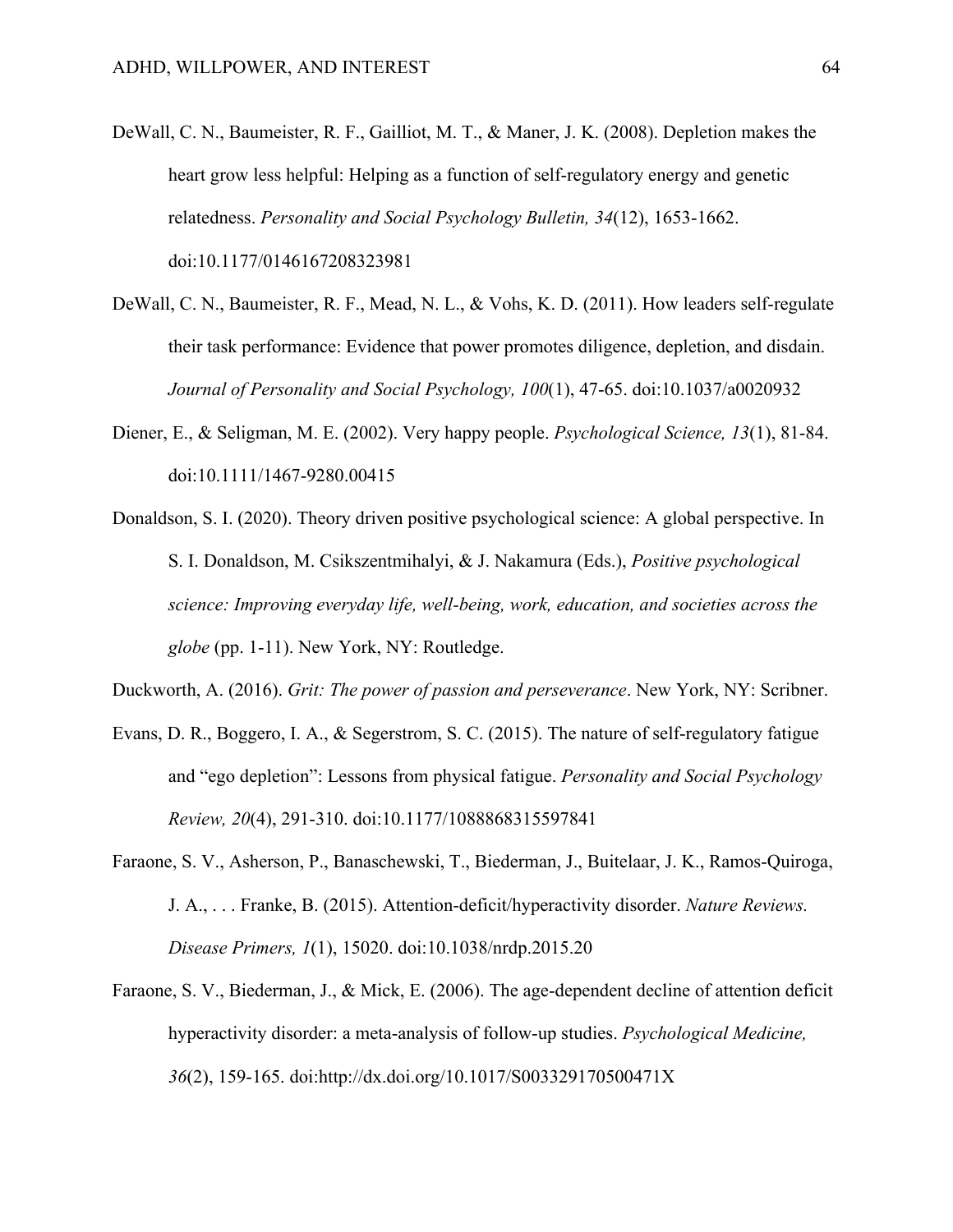DeWall, C. N., Baumeister, R. F., Gailliot, M. T., & Maner, J. K. (2008). Depletion makes the heart grow less helpful: Helping as a function of self-regulatory energy and genetic relatedness. *Personality and Social Psychology Bulletin, 34*(12), 1653-1662. doi:10.1177/0146167208323981

DeWall, C. N., Baumeister, R. F., Mead, N. L., & Vohs, K. D. (2011). How leaders self-regulate their task performance: Evidence that power promotes diligence, depletion, and disdain. *Journal of Personality and Social Psychology, 100*(1), 47-65. doi:10.1037/a0020932

Diener, E., & Seligman, M. E. (2002). Very happy people. *Psychological Science, 13*(1), 81-84. doi:10.1111/1467-9280.00415

Donaldson, S. I. (2020). Theory driven positive psychological science: A global perspective. In S. I. Donaldson, M. Csikszentmihalyi, & J. Nakamura (Eds.), *Positive psychological science: Improving everyday life, well-being, work, education, and societies across the globe* (pp. 1-11). New York, NY: Routledge.

Duckworth, A. (2016). *Grit: The power of passion and perseverance*. New York, NY: Scribner.

Evans, D. R., Boggero, I. A., & Segerstrom, S. C. (2015). The nature of self-regulatory fatigue and "ego depletion": Lessons from physical fatigue. *Personality and Social Psychology Review, 20*(4), 291-310. doi:10.1177/1088868315597841

Faraone, S. V., Asherson, P., Banaschewski, T., Biederman, J., Buitelaar, J. K., Ramos-Quiroga, J. A., . . . Franke, B. (2015). Attention-deficit/hyperactivity disorder. *Nature Reviews. Disease Primers, 1*(1), 15020. doi:10.1038/nrdp.2015.20

Faraone, S. V., Biederman, J., & Mick, E. (2006). The age-dependent decline of attention deficit hyperactivity disorder: a meta-analysis of follow-up studies. *Psychological Medicine, 36*(2), 159-165. doi:http://dx.doi.org/10.1017/S003329170500471X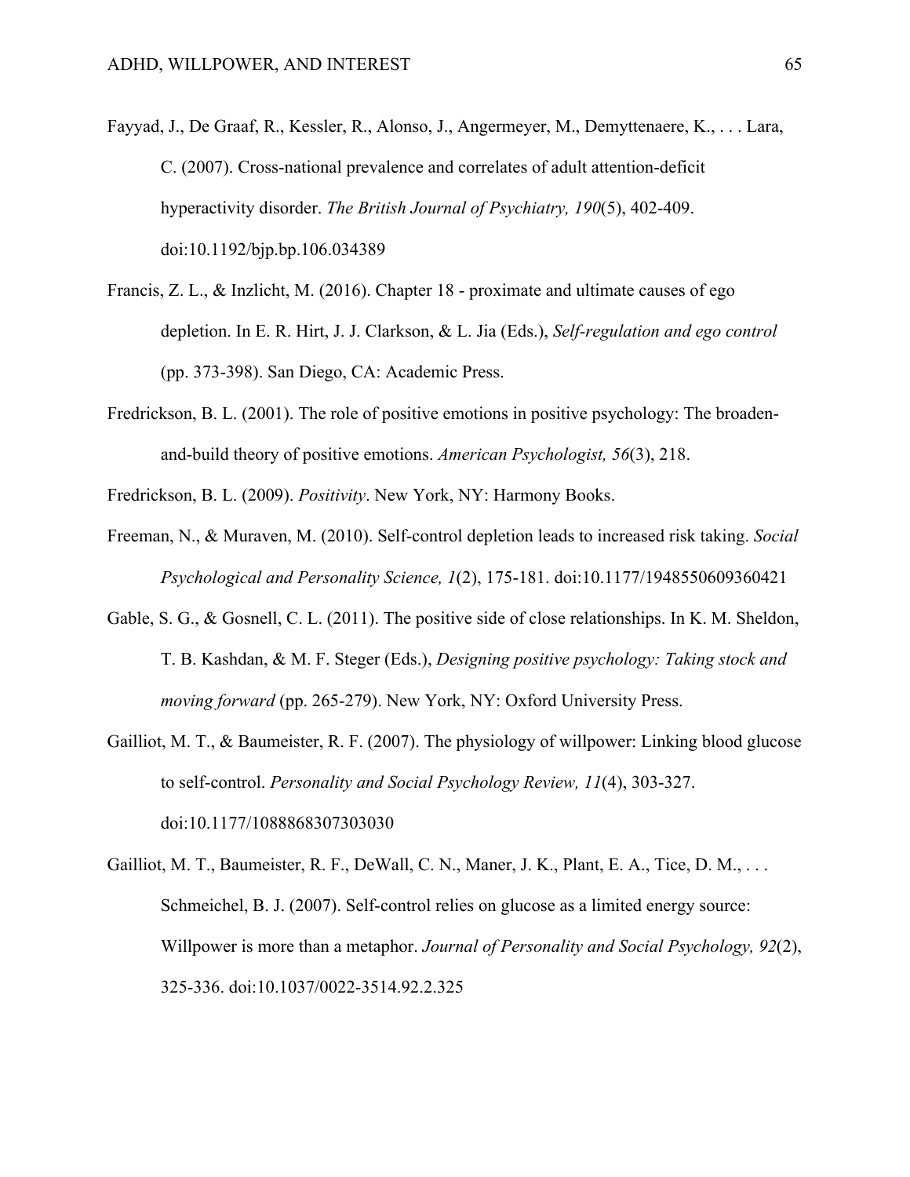Fayyad, J., De Graaf, R., Kessler, R., Alonso, J., Angermeyer, M., Demyttenaere, K., . . . Lara, C. (2007). Cross-national prevalence and correlates of adult attention-deficit hyperactivity disorder. *The British Journal of Psychiatry, 190*(5), 402-409. doi:10.1192/bjp.bp.106.034389

Francis, Z. L., & Inzlicht, M. (2016). Chapter 18 - proximate and ultimate causes of ego depletion. In E. R. Hirt, J. J. Clarkson, & L. Jia (Eds.), *Self-regulation and ego control* (pp. 373-398). San Diego, CA: Academic Press.

Fredrickson, B. L. (2001). The role of positive emotions in positive psychology: The broaden-and-build theory of positive emotions. *American Psychologist, 56*(3), 218.

Fredrickson, B. L. (2009). *Positivity*. New York, NY: Harmony Books.

Freeman, N., & Muraven, M. (2010). Self-control depletion leads to increased risk taking. *Social Psychological and Personality Science, 1*(2), 175-181. doi:10.1177/1948550609360421

Gable, S. G., & Gosnell, C. L. (2011). The positive side of close relationships. In K. M. Sheldon, T. B. Kashdan, & M. F. Steger (Eds.), *Designing positive psychology: Taking stock and moving forward* (pp. 265-279). New York, NY: Oxford University Press.

Gailliot, M. T., & Baumeister, R. F. (2007). The physiology of willpower: Linking blood glucose to self-control. *Personality and Social Psychology Review, 11*(4), 303-327. doi:10.1177/1088868307303030

Gailliot, M. T., Baumeister, R. F., DeWall, C. N., Maner, J. K., Plant, E. A., Tice, D. M., . . . Schmeichel, B. J. (2007). Self-control relies on glucose as a limited energy source: Willpower is more than a metaphor. *Journal of Personality and Social Psychology, 92*(2), 325-336. doi:10.1037/0022-3514.92.2.325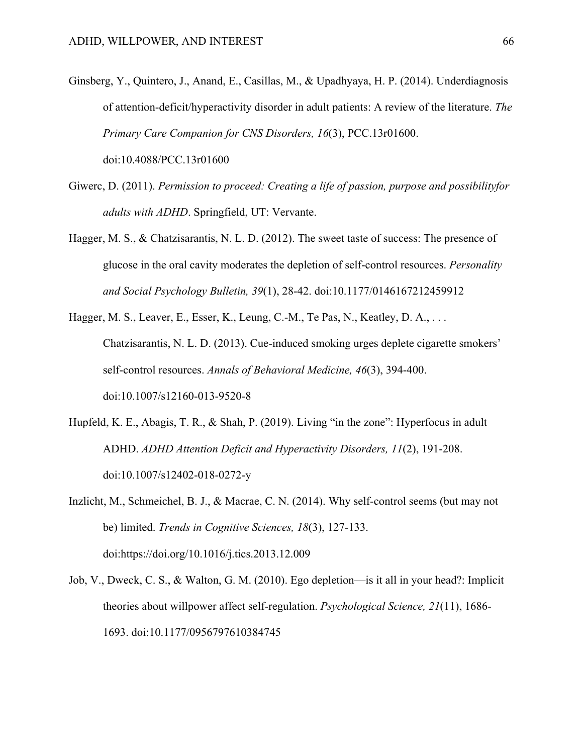Ginsberg, Y., Quintero, J., Anand, E., Casillas, M., & Upadhyaya, H. P. (2014). Underdiagnosis of attention-deficit/hyperactivity disorder in adult patients: A review of the literature. *The Primary Care Companion for CNS Disorders, 16*(3), PCC.13r01600. doi:10.4088/PCC.13r01600

Giwerc, D. (2011). *Permission to proceed: Creating a life of passion, purpose and possibilityfor adults with ADHD*. Springfield, UT: Vervante.

Hagger, M. S., & Chatzisarantis, N. L. D. (2012). The sweet taste of success: The presence of glucose in the oral cavity moderates the depletion of self-control resources. *Personality and Social Psychology Bulletin, 39*(1), 28-42. doi:10.1177/0146167212459912

Hagger, M. S., Leaver, E., Esser, K., Leung, C.-M., Te Pas, N., Keatley, D. A., . . . Chatzisarantis, N. L. D. (2013). Cue-induced smoking urges deplete cigarette smokers' self-control resources. *Annals of Behavioral Medicine, 46*(3), 394-400. doi:10.1007/s12160-013-9520-8

Hupfeld, K. E., Abagis, T. R., & Shah, P. (2019). Living "in the zone": Hyperfocus in adult ADHD. *ADHD Attention Deficit and Hyperactivity Disorders, 11*(2), 191-208. doi:10.1007/s12402-018-0272-y

Inzlicht, M., Schmeichel, B. J., & Macrae, C. N. (2014). Why self-control seems (but may not be) limited. *Trends in Cognitive Sciences, 18*(3), 127-133. doi:https://doi.org/10.1016/j.tics.2013.12.009

Job, V., Dweck, C. S., & Walton, G. M. (2010). Ego depletion—is it all in your head?: Implicit theories about willpower affect self-regulation. *Psychological Science, 21*(11), 1686-1693. doi:10.1177/0956797610384745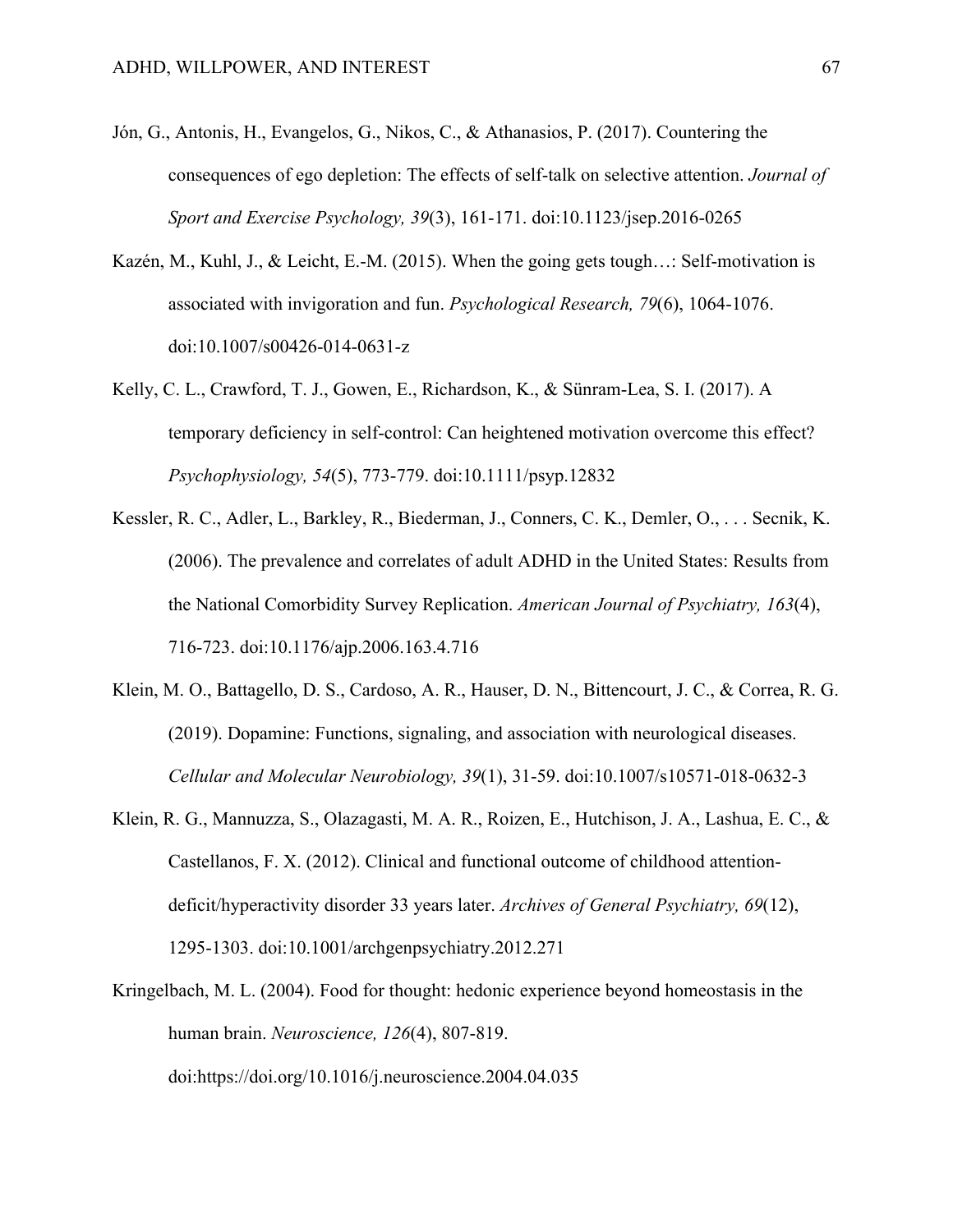Jón, G., Antonis, H., Evangelos, G., Nikos, C., & Athanasios, P. (2017). Countering the consequences of ego depletion: The effects of self-talk on selective attention. *Journal of Sport and Exercise Psychology, 39*(3), 161-171. doi:10.1123/jsep.2016-0265

Kazén, M., Kuhl, J., & Leicht, E.-M. (2015). When the going gets tough…: Self-motivation is associated with invigoration and fun. *Psychological Research, 79*(6), 1064-1076. doi:10.1007/s00426-014-0631-z

Kelly, C. L., Crawford, T. J., Gowen, E., Richardson, K., & Sünram-Lea, S. I. (2017). A temporary deficiency in self-control: Can heightened motivation overcome this effect? *Psychophysiology, 54*(5), 773-779. doi:10.1111/psyp.12832

Kessler, R. C., Adler, L., Barkley, R., Biederman, J., Conners, C. K., Demler, O., . . . Secnik, K. (2006). The prevalence and correlates of adult ADHD in the United States: Results from the National Comorbidity Survey Replication. *American Journal of Psychiatry, 163*(4), 716-723. doi:10.1176/ajp.2006.163.4.716

Klein, M. O., Battagello, D. S., Cardoso, A. R., Hauser, D. N., Bittencourt, J. C., & Correa, R. G. (2019). Dopamine: Functions, signaling, and association with neurological diseases. *Cellular and Molecular Neurobiology, 39*(1), 31-59. doi:10.1007/s10571-018-0632-3

Klein, R. G., Mannuzza, S., Olazagasti, M. A. R., Roizen, E., Hutchison, J. A., Lashua, E. C., & Castellanos, F. X. (2012). Clinical and functional outcome of childhood attention-deficit/hyperactivity disorder 33 years later. *Archives of General Psychiatry, 69*(12), 1295-1303. doi:10.1001/archgenpsychiatry.2012.271

Kringelbach, M. L. (2004). Food for thought: hedonic experience beyond homeostasis in the human brain. *Neuroscience, 126*(4), 807-819. doi:https://doi.org/10.1016/j.neuroscience.2004.04.035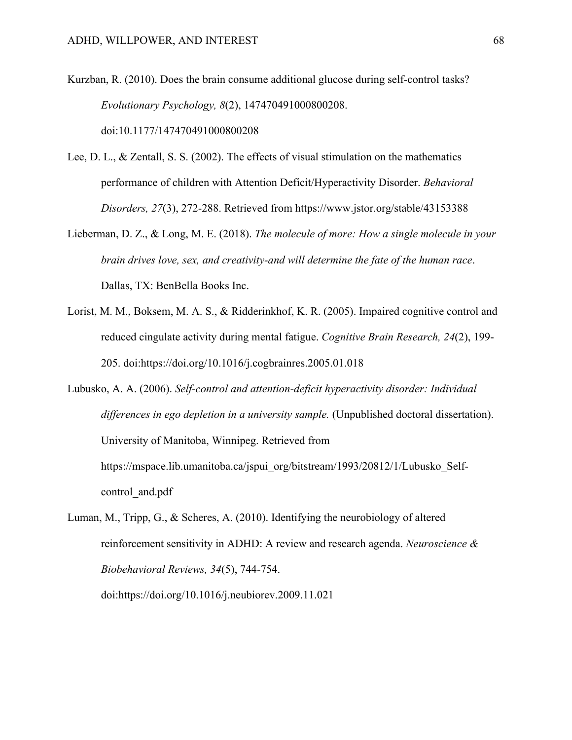Kurzban, R. (2010). Does the brain consume additional glucose during self-control tasks? *Evolutionary Psychology, 8*(2), 147470491000800208. doi:10.1177/147470491000800208

Lee, D. L., & Zentall, S. S. (2002). The effects of visual stimulation on the mathematics performance of children with Attention Deficit/Hyperactivity Disorder. *Behavioral Disorders, 27*(3), 272-288. Retrieved from https://www.jstor.org/stable/43153388

Lieberman, D. Z., & Long, M. E. (2018). *The molecule of more: How a single molecule in your brain drives love, sex, and creativity-and will determine the fate of the human race*. Dallas, TX: BenBella Books Inc.

Lorist, M. M., Boksem, M. A. S., & Ridderinkhof, K. R. (2005). Impaired cognitive control and reduced cingulate activity during mental fatigue. *Cognitive Brain Research, 24*(2), 199-205. doi:https://doi.org/10.1016/j.cogbrainres.2005.01.018

Lubusko, A. A. (2006). *Self-control and attention-deficit hyperactivity disorder: Individual differences in ego depletion in a university sample.* (Unpublished doctoral dissertation). University of Manitoba, Winnipeg. Retrieved from https://mspace.lib.umanitoba.ca/jspui_org/bitstream/1993/20812/1/Lubusko_Self-control_and.pdf

Luman, M., Tripp, G., & Scheres, A. (2010). Identifying the neurobiology of altered reinforcement sensitivity in ADHD: A review and research agenda. *Neuroscience & Biobehavioral Reviews, 34*(5), 744-754. doi:https://doi.org/10.1016/j.neubiorev.2009.11.021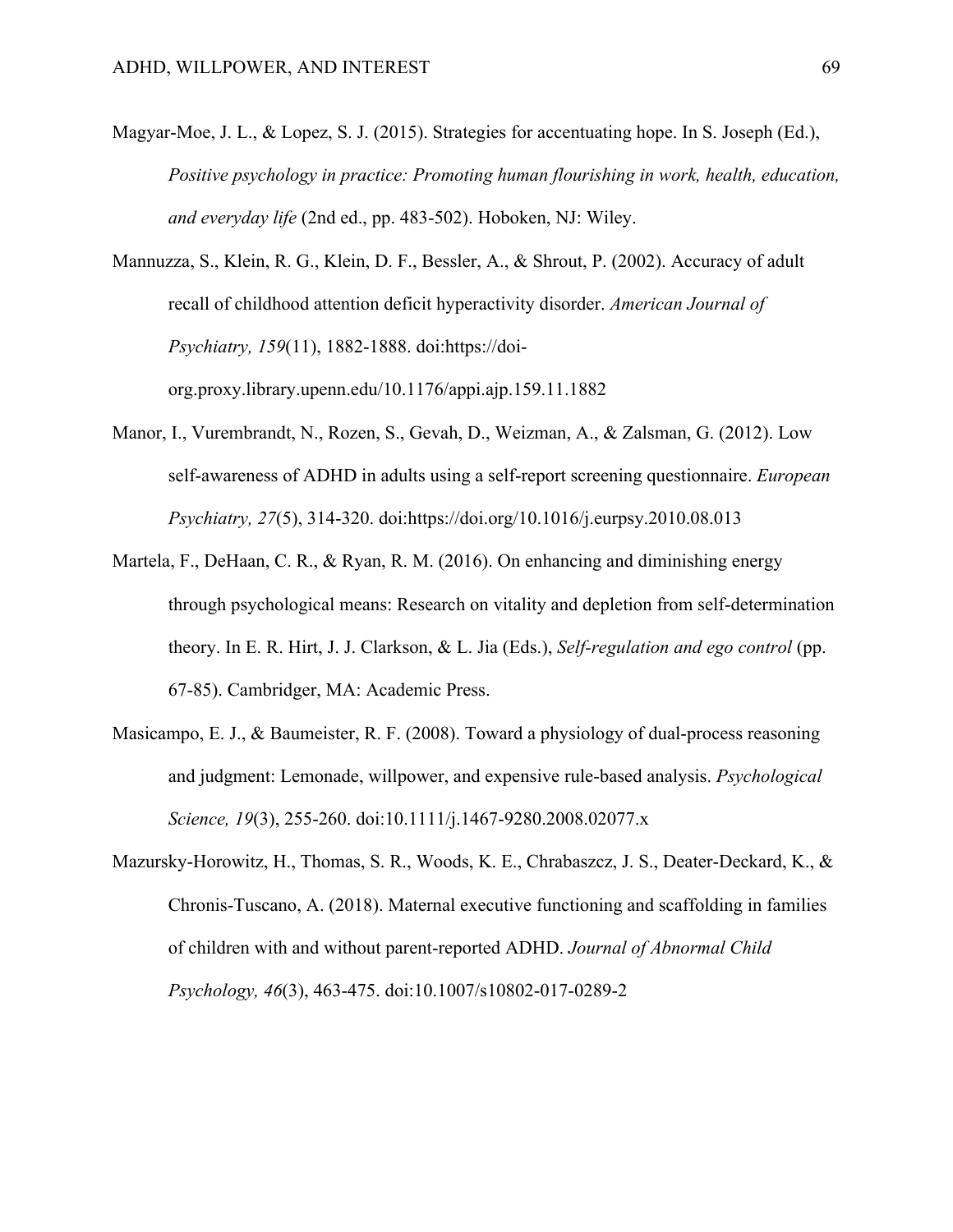Magyar-Moe, J. L., & Lopez, S. J. (2015). Strategies for accentuating hope. In S. Joseph (Ed.), *Positive psychology in practice: Promoting human flourishing in work, health, education, and everyday life* (2nd ed., pp. 483-502). Hoboken, NJ: Wiley.

Mannuzza, S., Klein, R. G., Klein, D. F., Bessler, A., & Shrout, P. (2002). Accuracy of adult recall of childhood attention deficit hyperactivity disorder. *American Journal of Psychiatry, 159*(11), 1882-1888. doi:https://doi-org.proxy.library.upenn.edu/10.1176/appi.ajp.159.11.1882

Manor, I., Vurembrandt, N., Rozen, S., Gevah, D., Weizman, A., & Zalsman, G. (2012). Low self-awareness of ADHD in adults using a self-report screening questionnaire. *European Psychiatry, 27*(5), 314-320. doi:https://doi.org/10.1016/j.eurpsy.2010.08.013

Martela, F., DeHaan, C. R., & Ryan, R. M. (2016). On enhancing and diminishing energy through psychological means: Research on vitality and depletion from self-determination theory. In E. R. Hirt, J. J. Clarkson, & L. Jia (Eds.), *Self-regulation and ego control* (pp. 67-85). Cambridger, MA: Academic Press.

Masicampo, E. J., & Baumeister, R. F. (2008). Toward a physiology of dual-process reasoning and judgment: Lemonade, willpower, and expensive rule-based analysis. *Psychological Science, 19*(3), 255-260. doi:10.1111/j.1467-9280.2008.02077.x

Mazursky-Horowitz, H., Thomas, S. R., Woods, K. E., Chrabaszcz, J. S., Deater-Deckard, K., & Chronis-Tuscano, A. (2018). Maternal executive functioning and scaffolding in families of children with and without parent-reported ADHD. *Journal of Abnormal Child Psychology, 46*(3), 463-475. doi:10.1007/s10802-017-0289-2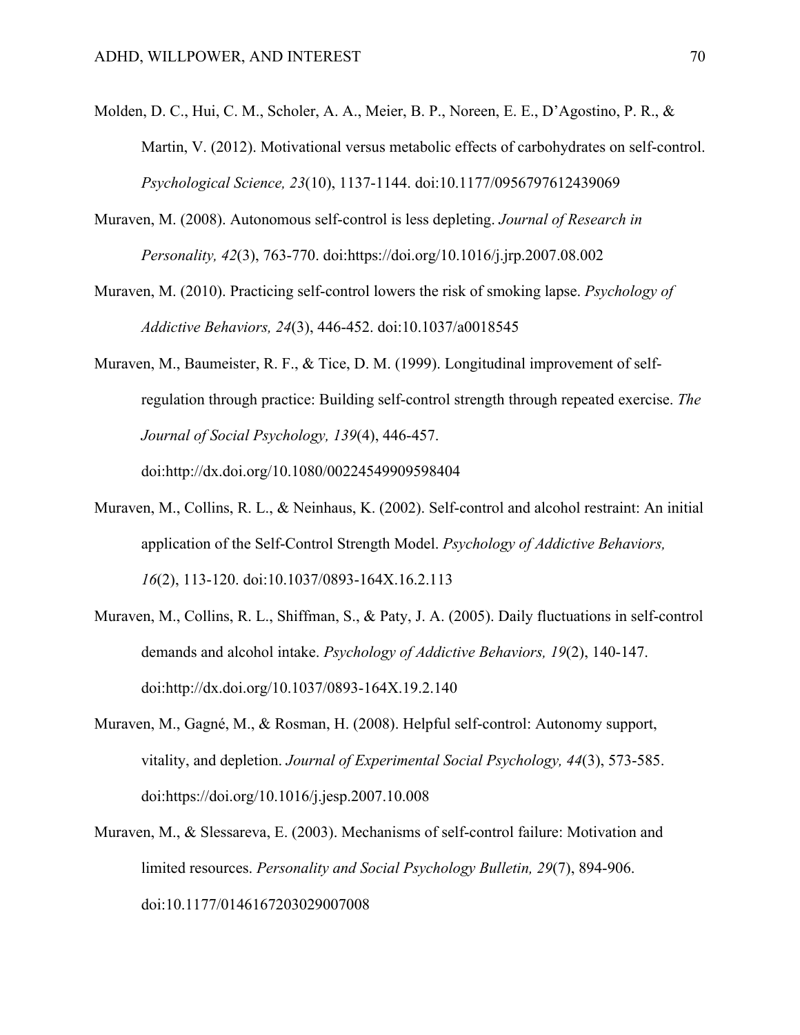Molden, D. C., Hui, C. M., Scholer, A. A., Meier, B. P., Noreen, E. E., D'Agostino, P. R., & Martin, V. (2012). Motivational versus metabolic effects of carbohydrates on self-control. *Psychological Science, 23*(10), 1137-1144. doi:10.1177/0956797612439069

Muraven, M. (2008). Autonomous self-control is less depleting. *Journal of Research in Personality, 42*(3), 763-770. doi:https://doi.org/10.1016/j.jrp.2007.08.002

Muraven, M. (2010). Practicing self-control lowers the risk of smoking lapse. *Psychology of Addictive Behaviors, 24*(3), 446-452. doi:10.1037/a0018545

Muraven, M., Baumeister, R. F., & Tice, D. M. (1999). Longitudinal improvement of self-regulation through practice: Building self-control strength through repeated exercise. *The Journal of Social Psychology, 139*(4), 446-457. doi:http://dx.doi.org/10.1080/00224549909598404

Muraven, M., Collins, R. L., & Neinhaus, K. (2002). Self-control and alcohol restraint: An initial application of the Self-Control Strength Model. *Psychology of Addictive Behaviors, 16*(2), 113-120. doi:10.1037/0893-164X.16.2.113

Muraven, M., Collins, R. L., Shiffman, S., & Paty, J. A. (2005). Daily fluctuations in self-control demands and alcohol intake. *Psychology of Addictive Behaviors, 19*(2), 140-147. doi:http://dx.doi.org/10.1037/0893-164X.19.2.140

Muraven, M., Gagné, M., & Rosman, H. (2008). Helpful self-control: Autonomy support, vitality, and depletion. *Journal of Experimental Social Psychology, 44*(3), 573-585. doi:https://doi.org/10.1016/j.jesp.2007.10.008

Muraven, M., & Slessareva, E. (2003). Mechanisms of self-control failure: Motivation and limited resources. *Personality and Social Psychology Bulletin, 29*(7), 894-906. doi:10.1177/0146167203029007008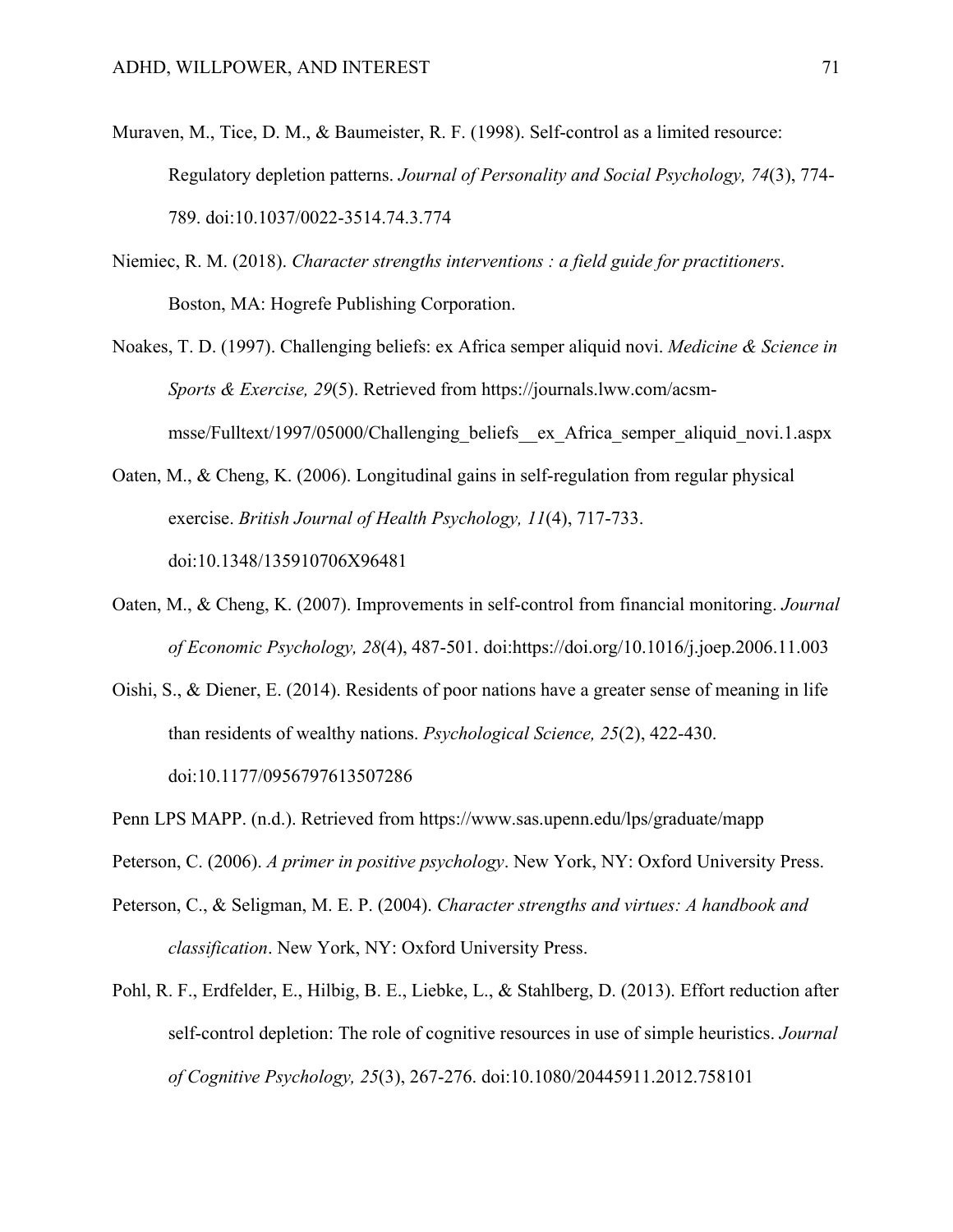Muraven, M., Tice, D. M., & Baumeister, R. F. (1998). Self-control as a limited resource: Regulatory depletion patterns. *Journal of Personality and Social Psychology, 74*(3), 774-789. doi:10.1037/0022-3514.74.3.774

Niemiec, R. M. (2018). *Character strengths interventions : a field guide for practitioners*. Boston, MA: Hogrefe Publishing Corporation.

Noakes, T. D. (1997). Challenging beliefs: ex Africa semper aliquid novi. *Medicine & Science in Sports & Exercise, 29*(5). Retrieved from https://journals.lww.com/acsm-msse/Fulltext/1997/05000/Challenging_beliefs__ex_Africa_semper_aliquid_novi.1.aspx

Oaten, M., & Cheng, K. (2006). Longitudinal gains in self-regulation from regular physical exercise. *British Journal of Health Psychology, 11*(4), 717-733. doi:10.1348/135910706X96481

Oaten, M., & Cheng, K. (2007). Improvements in self-control from financial monitoring. *Journal of Economic Psychology, 28*(4), 487-501. doi:https://doi.org/10.1016/j.joep.2006.11.003

Oishi, S., & Diener, E. (2014). Residents of poor nations have a greater sense of meaning in life than residents of wealthy nations. *Psychological Science, 25*(2), 422-430. doi:10.1177/0956797613507286

Penn LPS MAPP. (n.d.). Retrieved from https://www.sas.upenn.edu/lps/graduate/mapp

Peterson, C. (2006). *A primer in positive psychology*. New York, NY: Oxford University Press.

Peterson, C., & Seligman, M. E. P. (2004). *Character strengths and virtues: A handbook and classification*. New York, NY: Oxford University Press.

Pohl, R. F., Erdfelder, E., Hilbig, B. E., Liebke, L., & Stahlberg, D. (2013). Effort reduction after self-control depletion: The role of cognitive resources in use of simple heuristics. *Journal of Cognitive Psychology, 25*(3), 267-276. doi:10.1080/20445911.2012.758101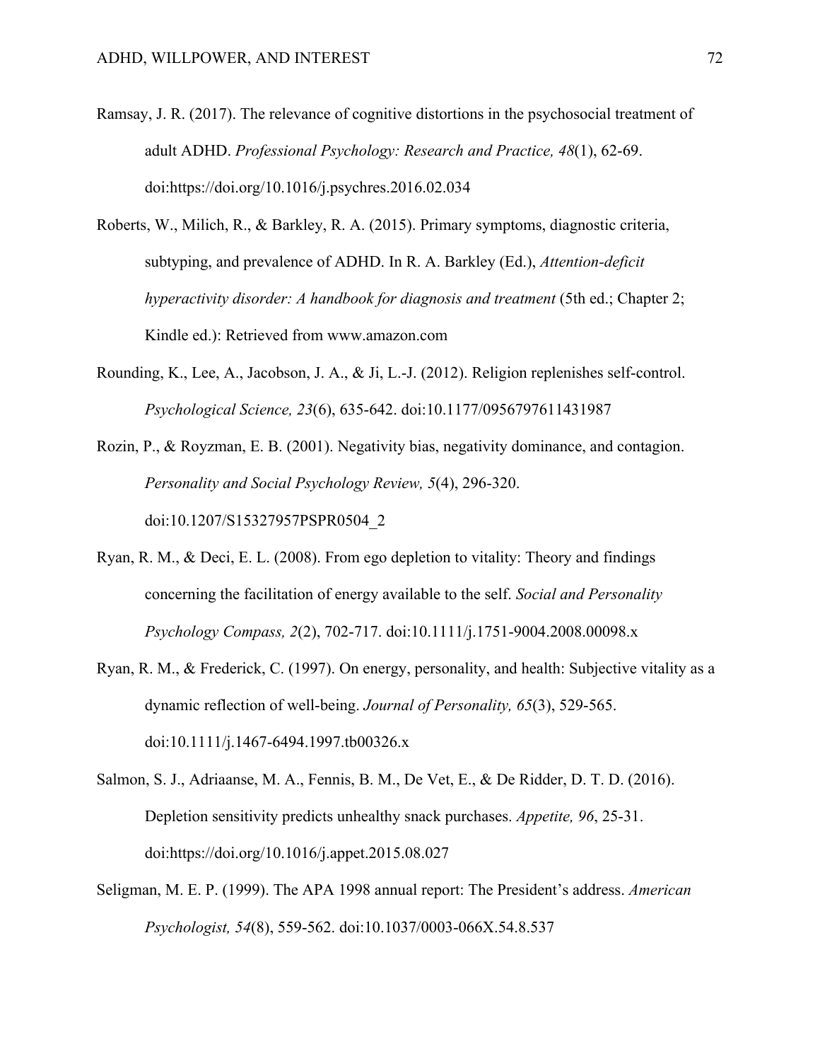Ramsay, J. R. (2017). The relevance of cognitive distortions in the psychosocial treatment of adult ADHD. *Professional Psychology: Research and Practice, 48*(1), 62-69. doi:https://doi.org/10.1016/j.psychres.2016.02.034

Roberts, W., Milich, R., & Barkley, R. A. (2015). Primary symptoms, diagnostic criteria, subtyping, and prevalence of ADHD. In R. A. Barkley (Ed.), *Attention-deficit hyperactivity disorder: A handbook for diagnosis and treatment* (5th ed.; Chapter 2; Kindle ed.): Retrieved from www.amazon.com

Rounding, K., Lee, A., Jacobson, J. A., & Ji, L.-J. (2012). Religion replenishes self-control. *Psychological Science, 23*(6), 635-642. doi:10.1177/0956797611431987

Rozin, P., & Royzman, E. B. (2001). Negativity bias, negativity dominance, and contagion. *Personality and Social Psychology Review, 5*(4), 296-320. doi:10.1207/S15327957PSPR0504_2

Ryan, R. M., & Deci, E. L. (2008). From ego depletion to vitality: Theory and findings concerning the facilitation of energy available to the self. *Social and Personality Psychology Compass, 2*(2), 702-717. doi:10.1111/j.1751-9004.2008.00098.x

Ryan, R. M., & Frederick, C. (1997). On energy, personality, and health: Subjective vitality as a dynamic reflection of well-being. *Journal of Personality, 65*(3), 529-565. doi:10.1111/j.1467-6494.1997.tb00326.x

Salmon, S. J., Adriaanse, M. A., Fennis, B. M., De Vet, E., & De Ridder, D. T. D. (2016). Depletion sensitivity predicts unhealthy snack purchases. *Appetite, 96*, 25-31. doi:https://doi.org/10.1016/j.appet.2015.08.027

Seligman, M. E. P. (1999). The APA 1998 annual report: The President's address. *American Psychologist, 54*(8), 559-562. doi:10.1037/0003-066X.54.8.537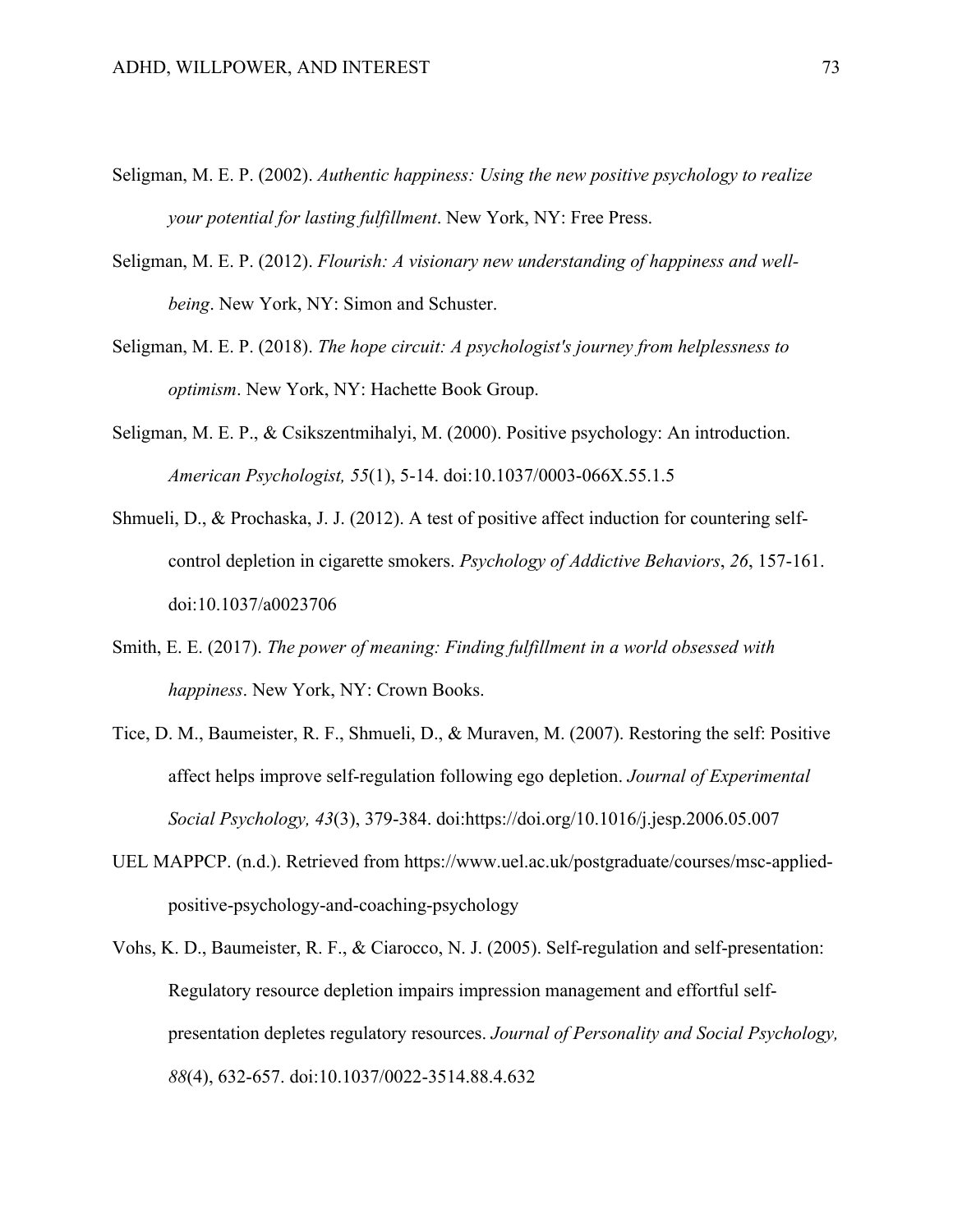Seligman, M. E. P. (2002). *Authentic happiness: Using the new positive psychology to realize your potential for lasting fulfillment*. New York, NY: Free Press.

Seligman, M. E. P. (2012). *Flourish: A visionary new understanding of happiness and well-being*. New York, NY: Simon and Schuster.

Seligman, M. E. P. (2018). *The hope circuit: A psychologist's journey from helplessness to optimism*. New York, NY: Hachette Book Group.

Seligman, M. E. P., & Csikszentmihalyi, M. (2000). Positive psychology: An introduction. *American Psychologist, 55*(1), 5-14. doi:10.1037/0003-066X.55.1.5

Shmueli, D., & Prochaska, J. J. (2012). A test of positive affect induction for countering self-control depletion in cigarette smokers. *Psychology of Addictive Behaviors*, *26*, 157-161. doi:10.1037/a0023706

Smith, E. E. (2017). *The power of meaning: Finding fulfillment in a world obsessed with happiness*. New York, NY: Crown Books.

Tice, D. M., Baumeister, R. F., Shmueli, D., & Muraven, M. (2007). Restoring the self: Positive affect helps improve self-regulation following ego depletion. *Journal of Experimental Social Psychology, 43*(3), 379-384. doi:https://doi.org/10.1016/j.jesp.2006.05.007

UEL MAPPCP. (n.d.). Retrieved from https://www.uel.ac.uk/postgraduate/courses/msc-applied-positive-psychology-and-coaching-psychology

Vohs, K. D., Baumeister, R. F., & Ciarocco, N. J. (2005). Self-regulation and self-presentation: Regulatory resource depletion impairs impression management and effortful self-presentation depletes regulatory resources. *Journal of Personality and Social Psychology, 88*(4), 632-657. doi:10.1037/0022-3514.88.4.632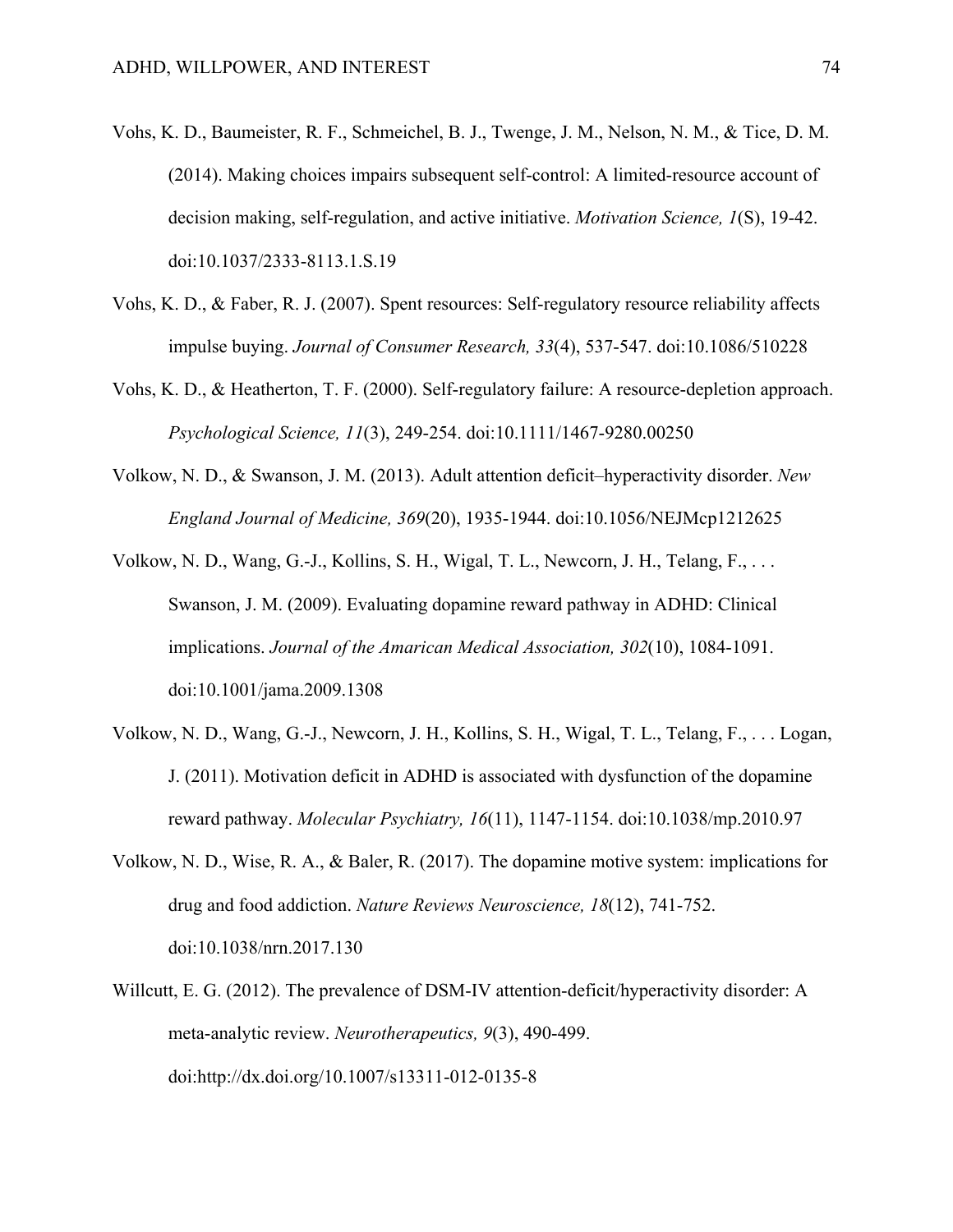Vohs, K. D., Baumeister, R. F., Schmeichel, B. J., Twenge, J. M., Nelson, N. M., & Tice, D. M. (2014). Making choices impairs subsequent self-control: A limited-resource account of decision making, self-regulation, and active initiative. *Motivation Science, 1*(S), 19-42. doi:10.1037/2333-8113.1.S.19

Vohs, K. D., & Faber, R. J. (2007). Spent resources: Self-regulatory resource reliability affects impulse buying. *Journal of Consumer Research, 33*(4), 537-547. doi:10.1086/510228

Vohs, K. D., & Heatherton, T. F. (2000). Self-regulatory failure: A resource-depletion approach. *Psychological Science, 11*(3), 249-254. doi:10.1111/1467-9280.00250

Volkow, N. D., & Swanson, J. M. (2013). Adult attention deficit–hyperactivity disorder. *New England Journal of Medicine, 369*(20), 1935-1944. doi:10.1056/NEJMcp1212625

Volkow, N. D., Wang, G.-J., Kollins, S. H., Wigal, T. L., Newcorn, J. H., Telang, F., . . . Swanson, J. M. (2009). Evaluating dopamine reward pathway in ADHD: Clinical implications. *Journal of the Amarican Medical Association, 302*(10), 1084-1091. doi:10.1001/jama.2009.1308

Volkow, N. D., Wang, G.-J., Newcorn, J. H., Kollins, S. H., Wigal, T. L., Telang, F., . . . Logan, J. (2011). Motivation deficit in ADHD is associated with dysfunction of the dopamine reward pathway. *Molecular Psychiatry, 16*(11), 1147-1154. doi:10.1038/mp.2010.97

Volkow, N. D., Wise, R. A., & Baler, R. (2017). The dopamine motive system: implications for drug and food addiction. *Nature Reviews Neuroscience, 18*(12), 741-752. doi:10.1038/nrn.2017.130

Willcutt, E. G. (2012). The prevalence of DSM-IV attention-deficit/hyperactivity disorder: A meta-analytic review. *Neurotherapeutics, 9*(3), 490-499. doi:http://dx.doi.org/10.1007/s13311-012-0135-8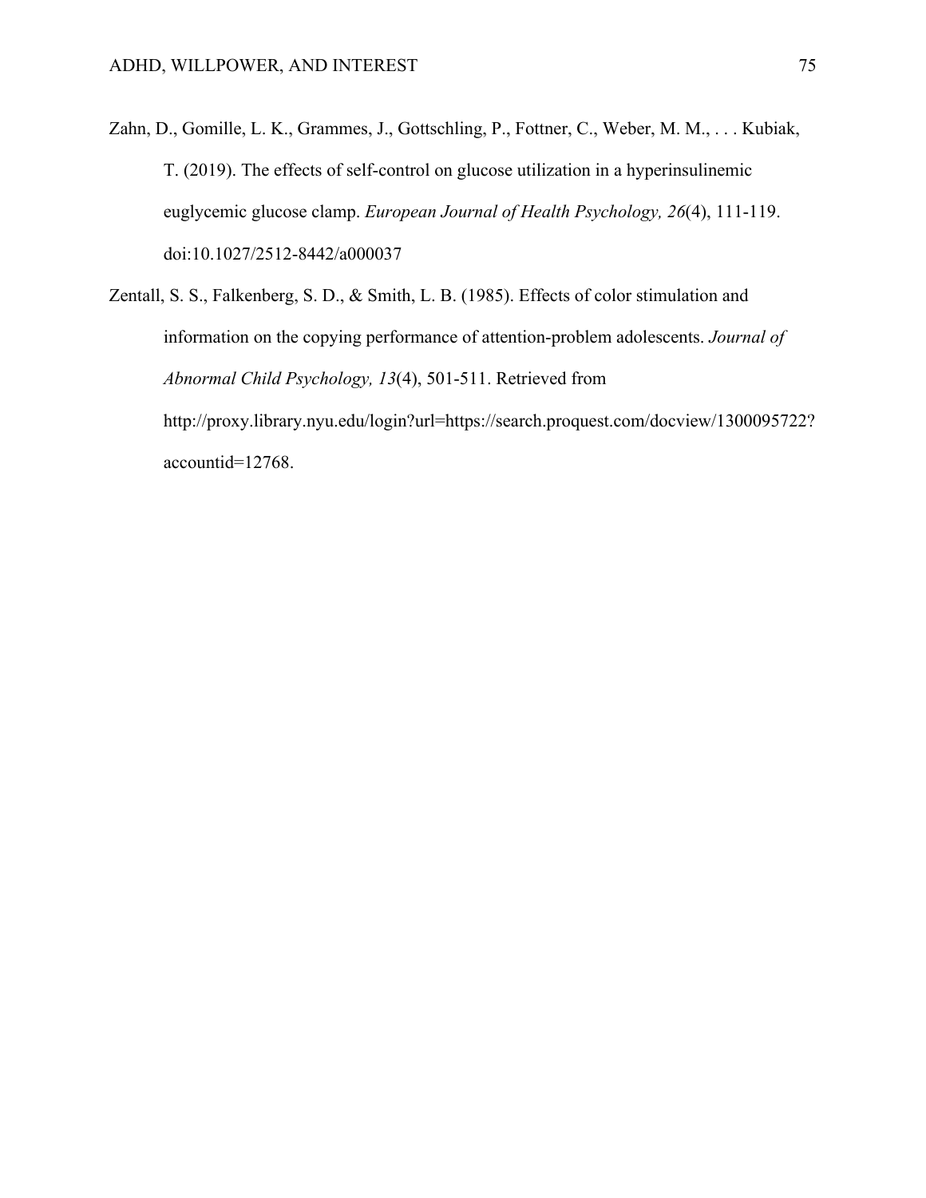Zahn, D., Gomille, L. K., Grammes, J., Gottschling, P., Fottner, C., Weber, M. M., . . . Kubiak, T. (2019). The effects of self-control on glucose utilization in a hyperinsulinemic euglycemic glucose clamp. *European Journal of Health Psychology, 26*(4), 111-119. doi:10.1027/2512-8442/a000037

Zentall, S. S., Falkenberg, S. D., & Smith, L. B. (1985). Effects of color stimulation and information on the copying performance of attention-problem adolescents. *Journal of Abnormal Child Psychology, 13*(4), 501-511. Retrieved from http://proxy.library.nyu.edu/login?url=https://search.proquest.com/docview/1300095722?accountid=12768.